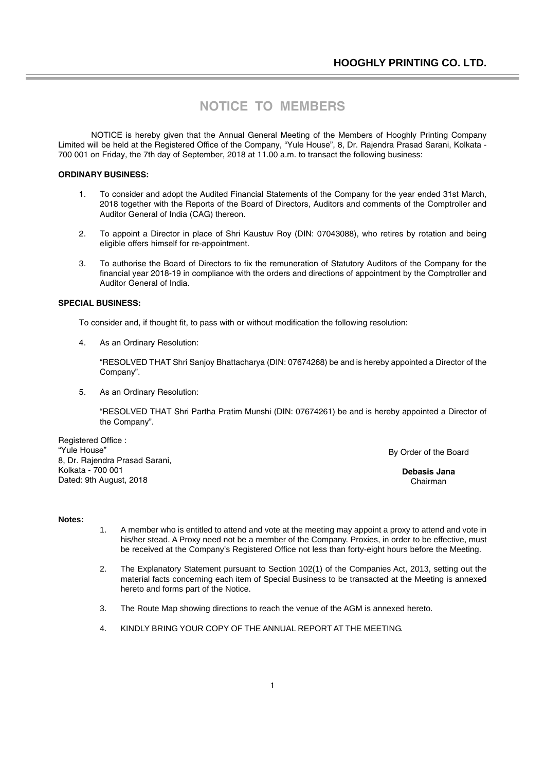# NOTICE TO MEMBERS

NOTICE is hereby given that the Annual General Meeting of the Members of Hooghly Printing Company Limited will be held at the Registered Office of the Company, "Yule House", 8, Dr. Rajendra Prasad Sarani, Kolkata - 700 001 on Friday, the 7th day of September, 2018 at 11.00 a.m. to transact the following business:

**ORDINARY BUSINESS:**

1. To consider and adopt the Audited Financial Statements of the Company for the year ended 31st March, 2018 together with the Reports of the Board of Directors, Auditors and comments of the Comptroller and Auditor General of India (CAG) thereon.

2. To appoint a Director in place of Shri Kaustuv Roy (DIN: 07043088), who retires by rotation and being eligible offers himself for re-appointment.

3. To authorise the Board of Directors to fix the remuneration of Statutory Auditors of the Company for the financial year 2018-19 in compliance with the orders and directions of appointment by the Comptroller and Auditor General of India.

**SPECIAL BUSINESS:**

To consider and, if thought fit, to pass with or without modification the following resolution:

4. As an Ordinary Resolution:

   "RESOLVED THAT Shri Sanjoy Bhattacharya (DIN: 07674268) be and is hereby appointed a Director of the Company".

5. As an Ordinary Resolution:

   "RESOLVED THAT Shri Partha Pratim Munshi (DIN: 07674261) be and is hereby appointed a Director of the Company".

Registered Office :
"Yule House"
8, Dr. Rajendra Prasad Sarani,
Kolkata - 700 001
Dated: 9th August, 2018

By Order of the Board

**Debasis Jana**
Chairman

**Notes:**

1. A member who is entitled to attend and vote at the meeting may appoint a proxy to attend and vote in his/her stead. A Proxy need not be a member of the Company. Proxies, in order to be effective, must be received at the Company's Registered Office not less than forty-eight hours before the Meeting.

2. The Explanatory Statement pursuant to Section 102(1) of the Companies Act, 2013, setting out the material facts concerning each item of Special Business to be transacted at the Meeting is annexed hereto and forms part of the Notice.

3. The Route Map showing directions to reach the venue of the AGM is annexed hereto.

4. KINDLY BRING YOUR COPY OF THE ANNUAL REPORT AT THE MEETING.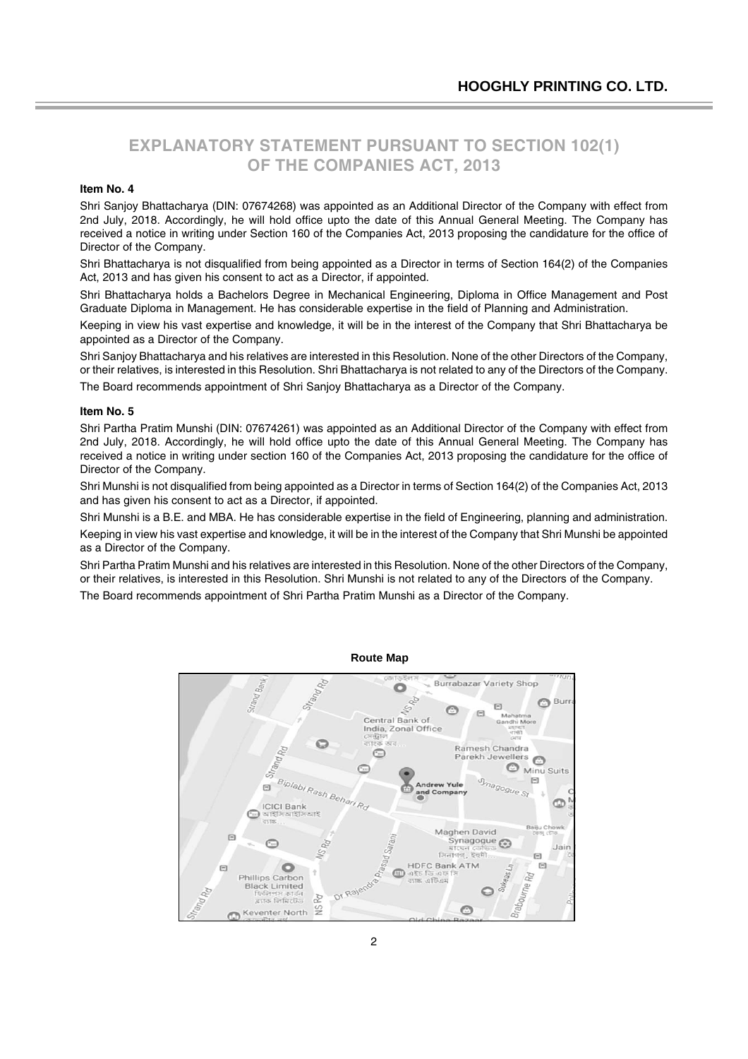## EXPLANATORY STATEMENT PURSUANT TO SECTION 102(1) OF THE COMPANIES ACT, 2013

**Item No. 4**

Shri Sanjoy Bhattacharya (DIN: 07674268) was appointed as an Additional Director of the Company with effect from 2nd July, 2018. Accordingly, he will hold office upto the date of this Annual General Meeting. The Company has received a notice in writing under Section 160 of the Companies Act, 2013 proposing the candidature for the office of Director of the Company.

Shri Bhattacharya is not disqualified from being appointed as a Director in terms of Section 164(2) of the Companies Act, 2013 and has given his consent to act as a Director, if appointed.

Shri Bhattacharya holds a Bachelors Degree in Mechanical Engineering, Diploma in Office Management and Post Graduate Diploma in Management. He has considerable expertise in the field of Planning and Administration.

Keeping in view his vast expertise and knowledge, it will be in the interest of the Company that Shri Bhattacharya be appointed as a Director of the Company.

Shri Sanjoy Bhattacharya and his relatives are interested in this Resolution. None of the other Directors of the Company, or their relatives, is interested in this Resolution. Shri Bhattacharya is not related to any of the Directors of the Company.

The Board recommends appointment of Shri Sanjoy Bhattacharya as a Director of the Company.

**Item No. 5**

Shri Partha Pratim Munshi (DIN: 07674261) was appointed as an Additional Director of the Company with effect from 2nd July, 2018. Accordingly, he will hold office upto the date of this Annual General Meeting. The Company has received a notice in writing under section 160 of the Companies Act, 2013 proposing the candidature for the office of Director of the Company.

Shri Munshi is not disqualified from being appointed as a Director in terms of Section 164(2) of the Companies Act, 2013 and has given his consent to act as a Director, if appointed.

Shri Munshi is a B.E. and MBA. He has considerable expertise in the field of Engineering, planning and administration.

Keeping in view his vast expertise and knowledge, it will be in the interest of the Company that Shri Munshi be appointed as a Director of the Company.

Shri Partha Pratim Munshi and his relatives are interested in this Resolution. None of the other Directors of the Company, or their relatives, is interested in this Resolution. Shri Munshi is not related to any of the Directors of the Company.

The Board recommends appointment of Shri Partha Pratim Munshi as a Director of the Company.

**Route Map**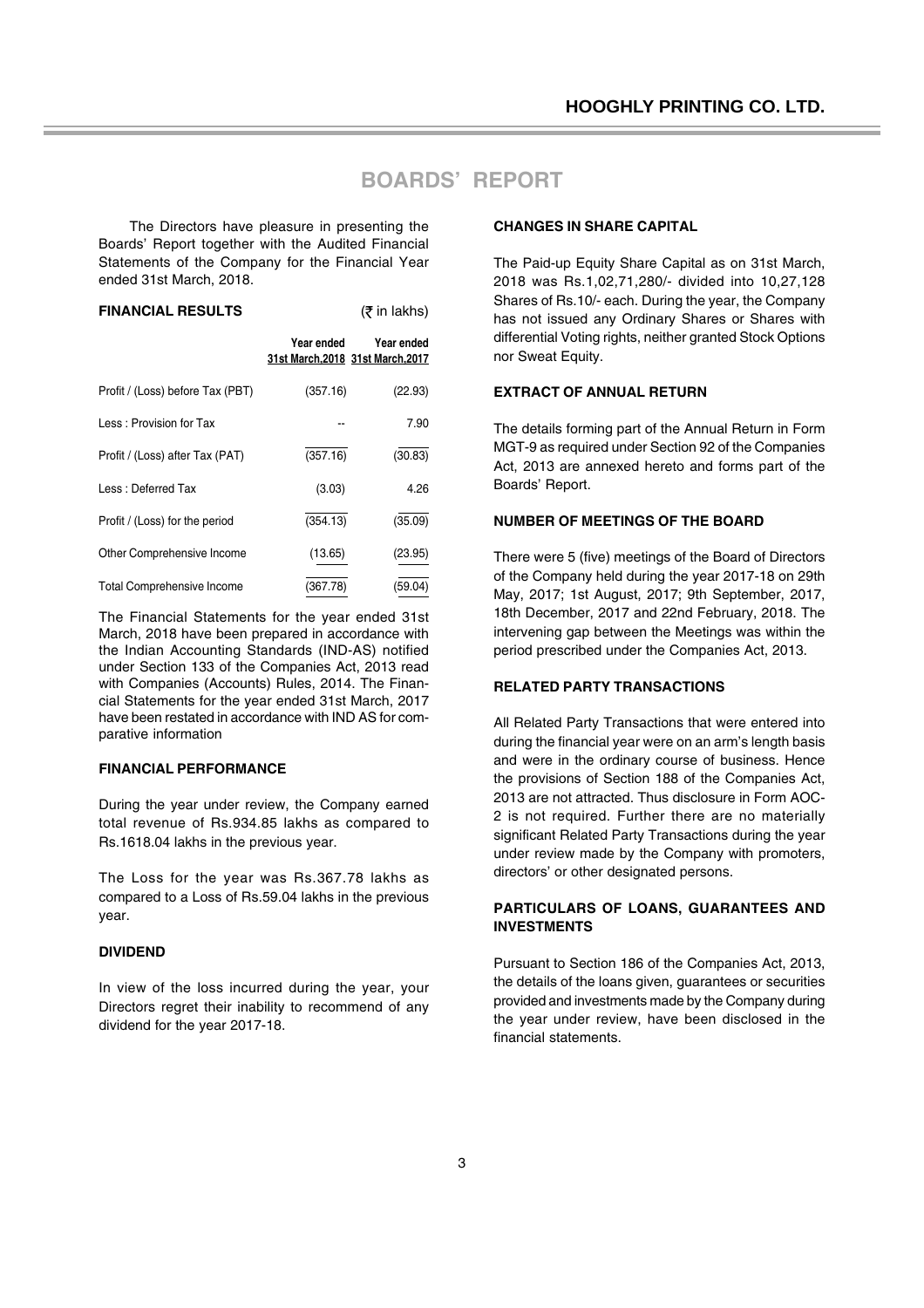# BOARDS' REPORT

The Directors have pleasure in presenting the Boards' Report together with the Audited Financial Statements of the Company for the Financial Year ended 31st March, 2018.

**FINANCIAL RESULTS** (₹ in lakhs)

| | Year ended 31st March,2018 | Year ended 31st March,2017 |
|---|---|---|
| Profit / (Loss) before Tax (PBT) | (357.16) | (22.93) |
| Less : Provision for Tax | -- | 7.90 |
| Profit / (Loss) after Tax (PAT) | (357.16) | (30.83) |
| Less : Deferred Tax | (3.03) | 4.26 |
| Profit / (Loss) for the period | (354.13) | (35.09) |
| Other Comprehensive Income | (13.65) | (23.95) |
| Total Comprehensive Income | (367.78) | (59.04) |

The Financial Statements for the year ended 31st March, 2018 have been prepared in accordance with the Indian Accounting Standards (IND-AS) notified under Section 133 of the Companies Act, 2013 read with Companies (Accounts) Rules, 2014. The Financial Statements for the year ended 31st March, 2017 have been restated in accordance with IND AS for comparative information

**FINANCIAL PERFORMANCE**

During the year under review, the Company earned total revenue of Rs.934.85 lakhs as compared to Rs.1618.04 lakhs in the previous year.

The Loss for the year was Rs.367.78 lakhs as compared to a Loss of Rs.59.04 lakhs in the previous year.

**DIVIDEND**

In view of the loss incurred during the year, your Directors regret their inability to recommend of any dividend for the year 2017-18.

**CHANGES IN SHARE CAPITAL**

The Paid-up Equity Share Capital as on 31st March, 2018 was Rs.1,02,71,280/- divided into 10,27,128 Shares of Rs.10/- each. During the year, the Company has not issued any Ordinary Shares or Shares with differential Voting rights, neither granted Stock Options nor Sweat Equity.

**EXTRACT OF ANNUAL RETURN**

The details forming part of the Annual Return in Form MGT-9 as required under Section 92 of the Companies Act, 2013 are annexed hereto and forms part of the Boards' Report.

**NUMBER OF MEETINGS OF THE BOARD**

There were 5 (five) meetings of the Board of Directors of the Company held during the year 2017-18 on 29th May, 2017; 1st August, 2017; 9th September, 2017, 18th December, 2017 and 22nd February, 2018. The intervening gap between the Meetings was within the period prescribed under the Companies Act, 2013.

**RELATED PARTY TRANSACTIONS**

All Related Party Transactions that were entered into during the financial year were on an arm's length basis and were in the ordinary course of business. Hence the provisions of Section 188 of the Companies Act, 2013 are not attracted. Thus disclosure in Form AOC-2 is not required. Further there are no materially significant Related Party Transactions during the year under review made by the Company with promoters, directors' or other designated persons.

**PARTICULARS OF LOANS, GUARANTEES AND INVESTMENTS**

Pursuant to Section 186 of the Companies Act, 2013, the details of the loans given, guarantees or securities provided and investments made by the Company during the year under review, have been disclosed in the financial statements.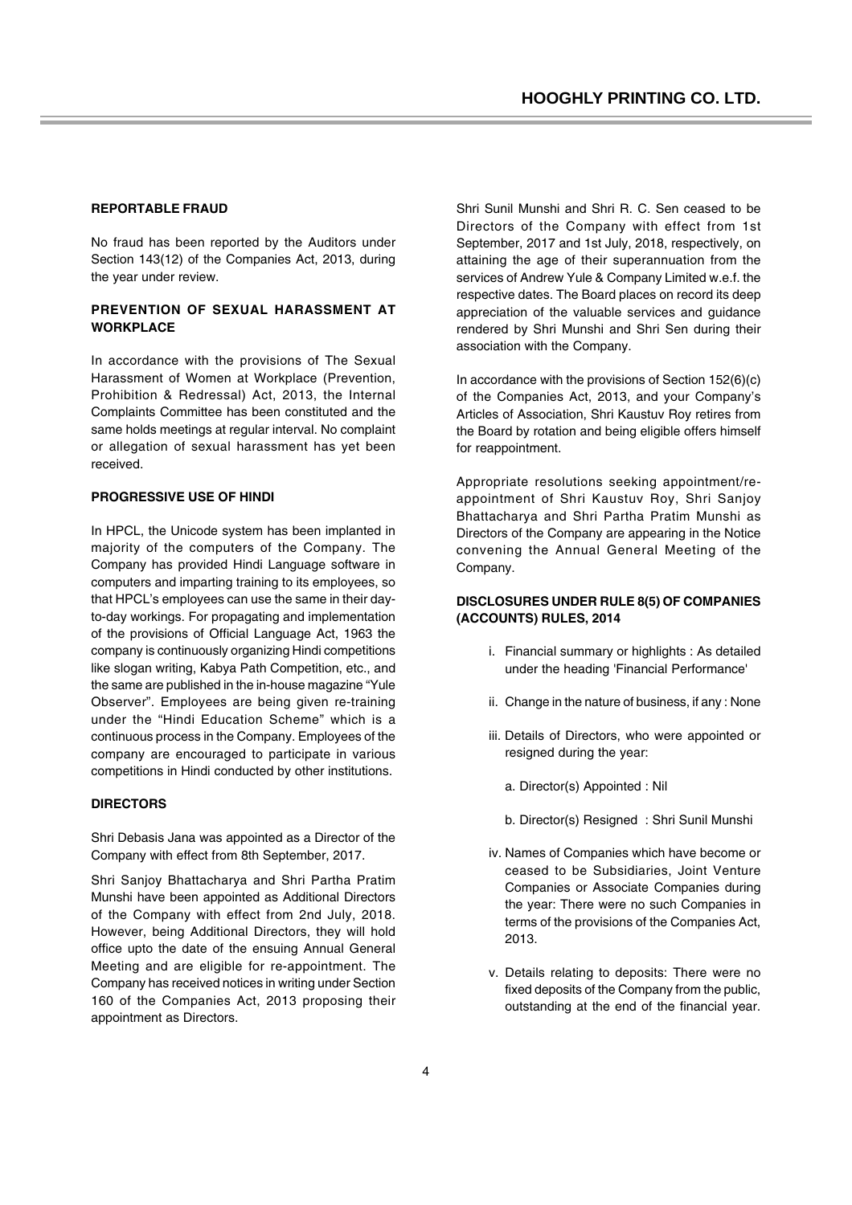## REPORTABLE FRAUD

No fraud has been reported by the Auditors under Section 143(12) of the Companies Act, 2013, during the year under review.

## PREVENTION OF SEXUAL HARASSMENT AT WORKPLACE

In accordance with the provisions of The Sexual Harassment of Women at Workplace (Prevention, Prohibition & Redressal) Act, 2013, the Internal Complaints Committee has been constituted and the same holds meetings at regular interval. No complaint or allegation of sexual harassment has yet been received.

## PROGRESSIVE USE OF HINDI

In HPCL, the Unicode system has been implanted in majority of the computers of the Company. The Company has provided Hindi Language software in computers and imparting training to its employees, so that HPCL's employees can use the same in their day-to-day workings. For propagating and implementation of the provisions of Official Language Act, 1963 the company is continuously organizing Hindi competitions like slogan writing, Kabya Path Competition, etc., and the same are published in the in-house magazine "Yule Observer". Employees are being given re-training under the "Hindi Education Scheme" which is a continuous process in the Company. Employees of the company are encouraged to participate in various competitions in Hindi conducted by other institutions.

## DIRECTORS

Shri Debasis Jana was appointed as a Director of the Company with effect from 8th September, 2017.

Shri Sanjoy Bhattacharya and Shri Partha Pratim Munshi have been appointed as Additional Directors of the Company with effect from 2nd July, 2018. However, being Additional Directors, they will hold office upto the date of the ensuing Annual General Meeting and are eligible for re-appointment. The Company has received notices in writing under Section 160 of the Companies Act, 2013 proposing their appointment as Directors.

Shri Sunil Munshi and Shri R. C. Sen ceased to be Directors of the Company with effect from 1st September, 2017 and 1st July, 2018, respectively, on attaining the age of their superannuation from the services of Andrew Yule & Company Limited w.e.f. the respective dates. The Board places on record its deep appreciation of the valuable services and guidance rendered by Shri Munshi and Shri Sen during their association with the Company.

In accordance with the provisions of Section 152(6)(c) of the Companies Act, 2013, and your Company's Articles of Association, Shri Kaustuv Roy retires from the Board by rotation and being eligible offers himself for reappointment.

Appropriate resolutions seeking appointment/re-appointment of Shri Kaustuv Roy, Shri Sanjoy Bhattacharya and Shri Partha Pratim Munshi as Directors of the Company are appearing in the Notice convening the Annual General Meeting of the Company.

## DISCLOSURES UNDER RULE 8(5) OF COMPANIES (ACCOUNTS) RULES, 2014

i. Financial summary or highlights : As detailed under the heading 'Financial Performance'

ii. Change in the nature of business, if any : None

iii. Details of Directors, who were appointed or resigned during the year:

   a. Director(s) Appointed : Nil

   b. Director(s) Resigned : Shri Sunil Munshi

iv. Names of Companies which have become or ceased to be Subsidiaries, Joint Venture Companies or Associate Companies during the year: There were no such Companies in terms of the provisions of the Companies Act, 2013.

v. Details relating to deposits: There were no fixed deposits of the Company from the public, outstanding at the end of the financial year.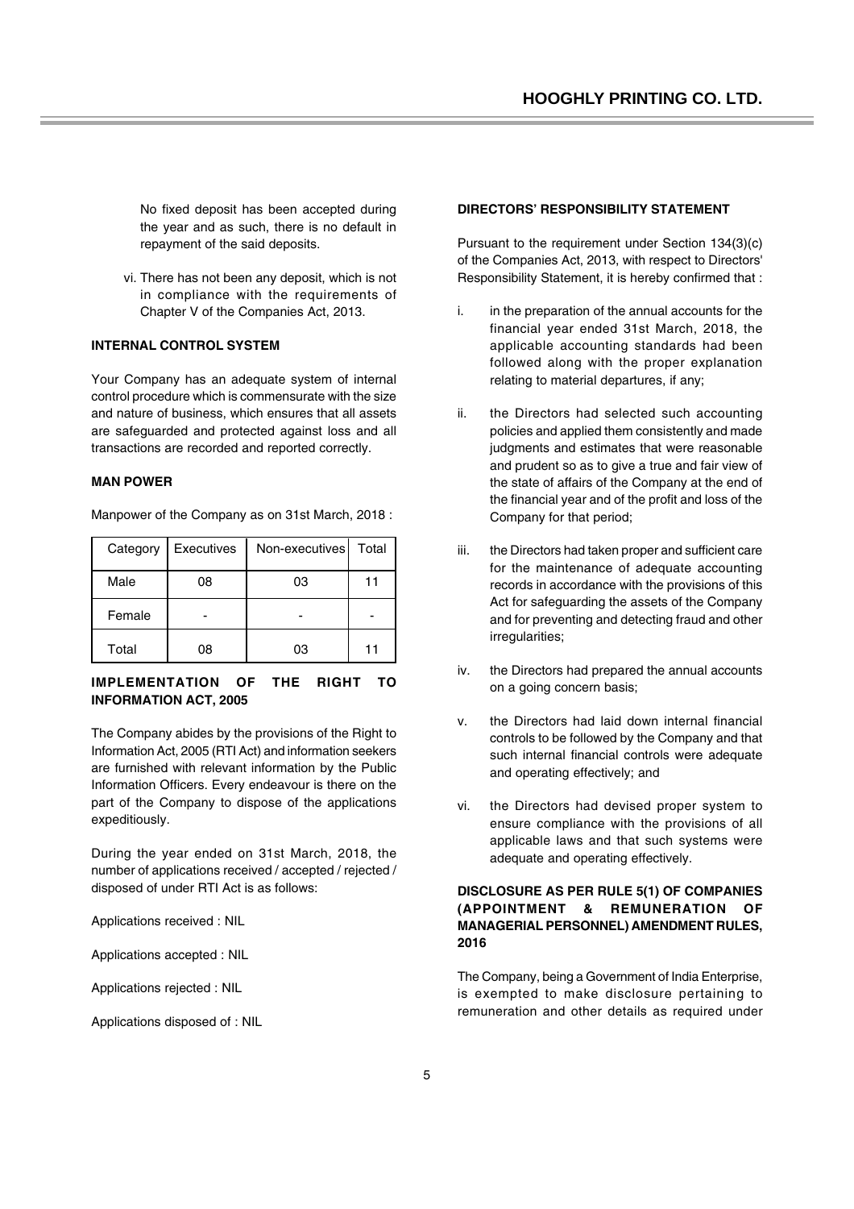No fixed deposit has been accepted during the year and as such, there is no default in repayment of the said deposits.

vi. There has not been any deposit, which is not in compliance with the requirements of Chapter V of the Companies Act, 2013.

**INTERNAL CONTROL SYSTEM**

Your Company has an adequate system of internal control procedure which is commensurate with the size and nature of business, which ensures that all assets are safeguarded and protected against loss and all transactions are recorded and reported correctly.

**MAN POWER**

Manpower of the Company as on 31st March, 2018 :

| Category | Executives | Non-executives | Total |
|---|---|---|---|
| Male | 08 | 03 | 11 |
| Female | - | - | - |
| Total | 08 | 03 | 11 |

**IMPLEMENTATION OF THE RIGHT TO INFORMATION ACT, 2005**

The Company abides by the provisions of the Right to Information Act, 2005 (RTI Act) and information seekers are furnished with relevant information by the Public Information Officers. Every endeavour is there on the part of the Company to dispose of the applications expeditiously.

During the year ended on 31st March, 2018, the number of applications received / accepted / rejected / disposed of under RTI Act is as follows:

Applications received : NIL

Applications accepted : NIL

Applications rejected : NIL

Applications disposed of : NIL

**DIRECTORS' RESPONSIBILITY STATEMENT**

Pursuant to the requirement under Section 134(3)(c) of the Companies Act, 2013, with respect to Directors' Responsibility Statement, it is hereby confirmed that :

i. in the preparation of the annual accounts for the financial year ended 31st March, 2018, the applicable accounting standards had been followed along with the proper explanation relating to material departures, if any;

ii. the Directors had selected such accounting policies and applied them consistently and made judgments and estimates that were reasonable and prudent so as to give a true and fair view of the state of affairs of the Company at the end of the financial year and of the profit and loss of the Company for that period;

iii. the Directors had taken proper and sufficient care for the maintenance of adequate accounting records in accordance with the provisions of this Act for safeguarding the assets of the Company and for preventing and detecting fraud and other irregularities;

iv. the Directors had prepared the annual accounts on a going concern basis;

v. the Directors had laid down internal financial controls to be followed by the Company and that such internal financial controls were adequate and operating effectively; and

vi. the Directors had devised proper system to ensure compliance with the provisions of all applicable laws and that such systems were adequate and operating effectively.

**DISCLOSURE AS PER RULE 5(1) OF COMPANIES (APPOINTMENT & REMUNERATION OF MANAGERIAL PERSONNEL) AMENDMENT RULES, 2016**

The Company, being a Government of India Enterprise, is exempted to make disclosure pertaining to remuneration and other details as required under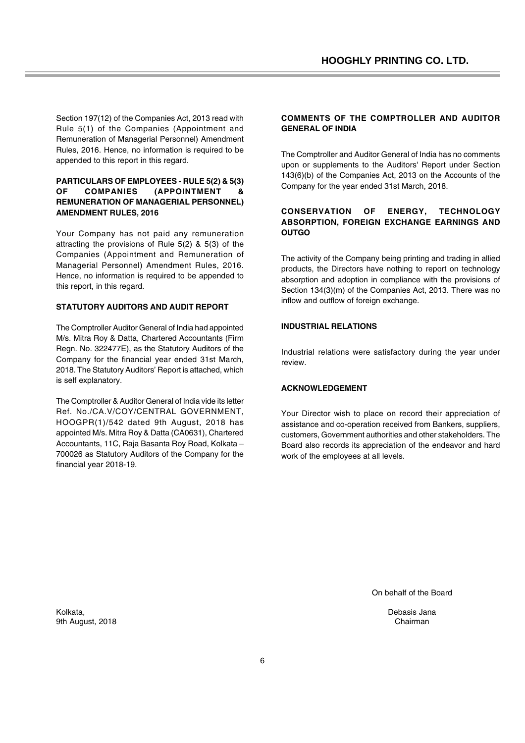Section 197(12) of the Companies Act, 2013 read with Rule 5(1) of the Companies (Appointment and Remuneration of Managerial Personnel) Amendment Rules, 2016. Hence, no information is required to be appended to this report in this regard.

**PARTICULARS OF EMPLOYEES - RULE 5(2) & 5(3) OF COMPANIES (APPOINTMENT & REMUNERATION OF MANAGERIAL PERSONNEL) AMENDMENT RULES, 2016**

Your Company has not paid any remuneration attracting the provisions of Rule 5(2) & 5(3) of the Companies (Appointment and Remuneration of Managerial Personnel) Amendment Rules, 2016. Hence, no information is required to be appended to this report, in this regard.

**STATUTORY AUDITORS AND AUDIT REPORT**

The Comptroller Auditor General of India had appointed M/s. Mitra Roy & Datta, Chartered Accountants (Firm Regn. No. 322477E), as the Statutory Auditors of the Company for the financial year ended 31st March, 2018. The Statutory Auditors' Report is attached, which is self explanatory.

The Comptroller & Auditor General of India vide its letter Ref. No./CA.V/COY/CENTRAL GOVERNMENT, HOOGPR(1)/542 dated 9th August, 2018 has appointed M/s. Mitra Roy & Datta (CA0631), Chartered Accountants, 11C, Raja Basanta Roy Road, Kolkata – 700026 as Statutory Auditors of the Company for the financial year 2018-19.

**COMMENTS OF THE COMPTROLLER AND AUDITOR GENERAL OF INDIA**

The Comptroller and Auditor General of India has no comments upon or supplements to the Auditors' Report under Section 143(6)(b) of the Companies Act, 2013 on the Accounts of the Company for the year ended 31st March, 2018.

**CONSERVATION OF ENERGY, TECHNOLOGY ABSORPTION, FOREIGN EXCHANGE EARNINGS AND OUTGO**

The activity of the Company being printing and trading in allied products, the Directors have nothing to report on technology absorption and adoption in compliance with the provisions of Section 134(3)(m) of the Companies Act, 2013. There was no inflow and outflow of foreign exchange.

**INDUSTRIAL RELATIONS**

Industrial relations were satisfactory during the year under review.

**ACKNOWLEDGEMENT**

Your Director wish to place on record their appreciation of assistance and co-operation received from Bankers, suppliers, customers, Government authorities and other stakeholders. The Board also records its appreciation of the endeavor and hard work of the employees at all levels.

On behalf of the Board

Kolkata,
9th August, 2018

Debasis Jana
Chairman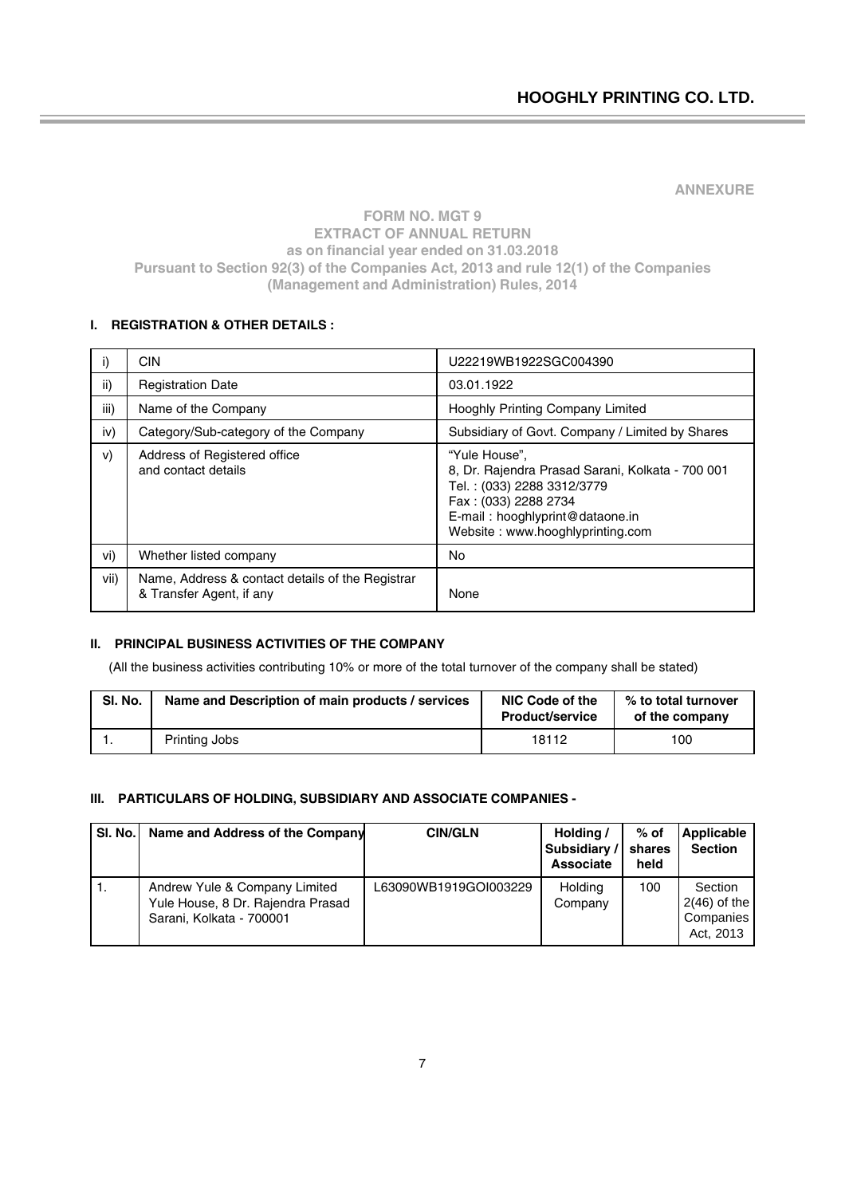ANNEXURE

## FORM NO. MGT 9
## EXTRACT OF ANNUAL RETURN
### as on financial year ended on 31.03.2018
### Pursuant to Section 92(3) of the Companies Act, 2013 and rule 12(1) of the Companies (Management and Administration) Rules, 2014

### I. REGISTRATION & OTHER DETAILS :

| | | |
|---|---|---|
| i) | CIN | U22219WB1922SGC004390 |
| ii) | Registration Date | 03.01.1922 |
| iii) | Name of the Company | Hooghly Printing Company Limited |
| iv) | Category/Sub-category of the Company | Subsidiary of Govt. Company / Limited by Shares |
| v) | Address of Registered office and contact details | "Yule House", 8, Dr. Rajendra Prasad Sarani, Kolkata - 700 001 Tel. : (033) 2288 3312/3779 Fax : (033) 2288 2734 E-mail : hooghlyprint@dataone.in Website : www.hooghlyprinting.com |
| vi) | Whether listed company | No |
| vii) | Name, Address & contact details of the Registrar & Transfer Agent, if any | None |

### II. PRINCIPAL BUSINESS ACTIVITIES OF THE COMPANY

(All the business activities contributing 10% or more of the total turnover of the company shall be stated)

| Sl. No. | Name and Description of main products / services | NIC Code of the Product/service | % to total turnover of the company |
|---|---|---|---|
| 1. | Printing Jobs | 18112 | 100 |

### III. PARTICULARS OF HOLDING, SUBSIDIARY AND ASSOCIATE COMPANIES -

| Sl. No. | Name and Address of the Company | CIN/GLN | Holding / Subsidiary / Associate | % of shares held | Applicable Section |
|---|---|---|---|---|---|
| 1. | Andrew Yule & Company Limited Yule House, 8 Dr. Rajendra Prasad Sarani, Kolkata - 700001 | L63090WB1919GOI003229 | Holding Company | 100 | Section 2(46) of the Companies Act, 2013 |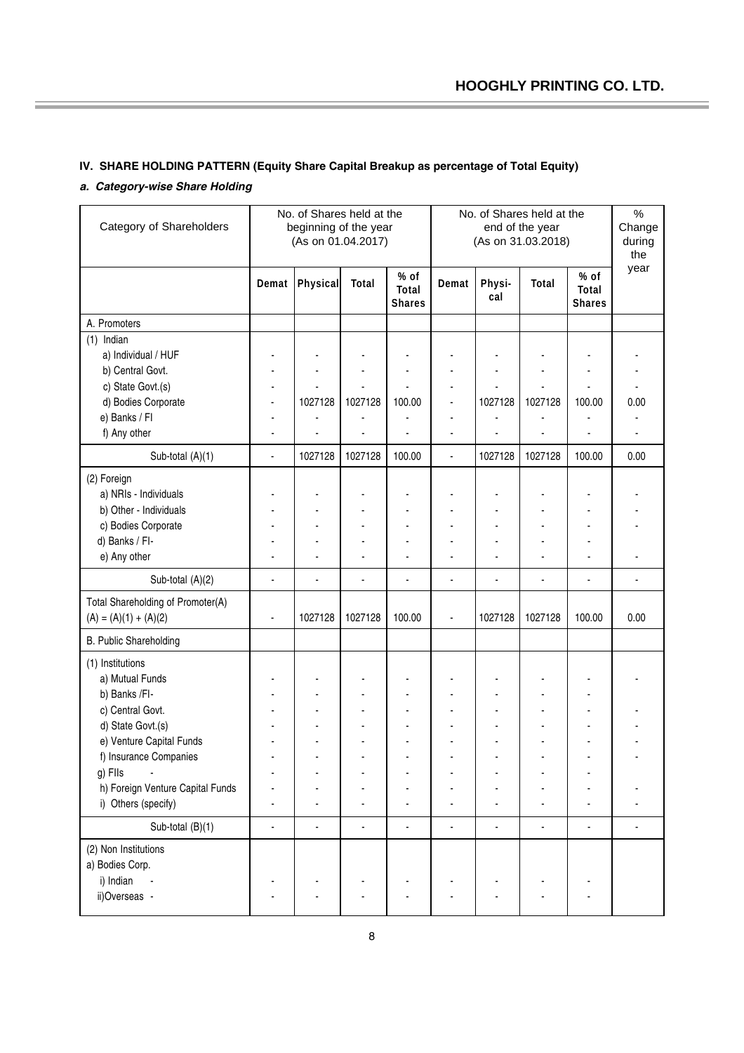## IV. SHARE HOLDING PATTERN (Equity Share Capital Breakup as percentage of Total Equity)

### *a. Category-wise Share Holding*

| Category of Shareholders | No. of Shares held at the beginning of the year (As on 01.04.2017) | | | | No. of Shares held at the end of the year (As on 31.03.2018) | | | | % Change during the year |
|---|---|---|---|---|---|---|---|---|---|
| | Demat | Physical | Total | % of Total Shares | Demat | Physi-cal | Total | % of Total Shares | |
| A. Promoters | | | | | | | | | |
| (1) Indian | | | | | | | | | |
| a) Individual / HUF | - | - | - | - | - | - | - | - | - |
| b) Central Govt. | - | - | - | - | - | - | - | - | - |
| c) State Govt.(s) | - | - | - | - | - | - | - | - | - |
| d) Bodies Corporate | - | 1027128 | 1027128 | 100.00 | - | 1027128 | 1027128 | 100.00 | 0.00 |
| e) Banks / FI | - | - | - | - | - | - | - | - | - |
| f) Any other | - | - | - | - | - | - | - | - | - |
| Sub-total (A)(1) | - | 1027128 | 1027128 | 100.00 | - | 1027128 | 1027128 | 100.00 | 0.00 |
| (2) Foreign | | | | | | | | | |
| a) NRIs - Individuals | - | - | - | - | - | - | - | - | - |
| b) Other - Individuals | - | - | - | - | - | - | - | - | - |
| c) Bodies Corporate | - | - | - | - | - | - | - | - | - |
| d) Banks / FI- | - | - | - | - | - | - | - | - | |
| e) Any other | - | - | - | - | - | - | - | - | - |
| Sub-total (A)(2) | - | - | - | - | - | - | - | - | - |
| Total Shareholding of Promoter(A) (A) = (A)(1) + (A)(2) | - | 1027128 | 1027128 | 100.00 | - | 1027128 | 1027128 | 100.00 | 0.00 |
| B. Public Shareholding | | | | | | | | | |
| (1) Institutions | | | | | | | | | |
| a) Mutual Funds | - | - | - | - | - | - | - | - | - |
| b) Banks /FI- | - | - | - | - | - | - | - | - | |
| c) Central Govt. | - | - | - | - | - | - | - | - | - |
| d) State Govt.(s) | - | - | - | - | - | - | - | - | - |
| e) Venture Capital Funds | - | - | - | - | - | - | - | - | - |
| f) Insurance Companies | - | - | - | - | - | - | - | - | - |
| g) FIIs - | - | - | - | - | - | - | - | - | |
| h) Foreign Venture Capital Funds | - | - | - | - | - | - | - | - | - |
| i) Others (specify) | - | - | - | - | - | - | - | - | - |
| Sub-total (B)(1) | - | - | - | - | - | - | - | - | - |
| (2) Non Institutions | | | | | | | | | |
| a) Bodies Corp. | | | | | | | | | |
| i) Indian - | - | - | - | - | - | - | - | - | |
| ii)Overseas - | - | - | - | - | - | - | - | - | |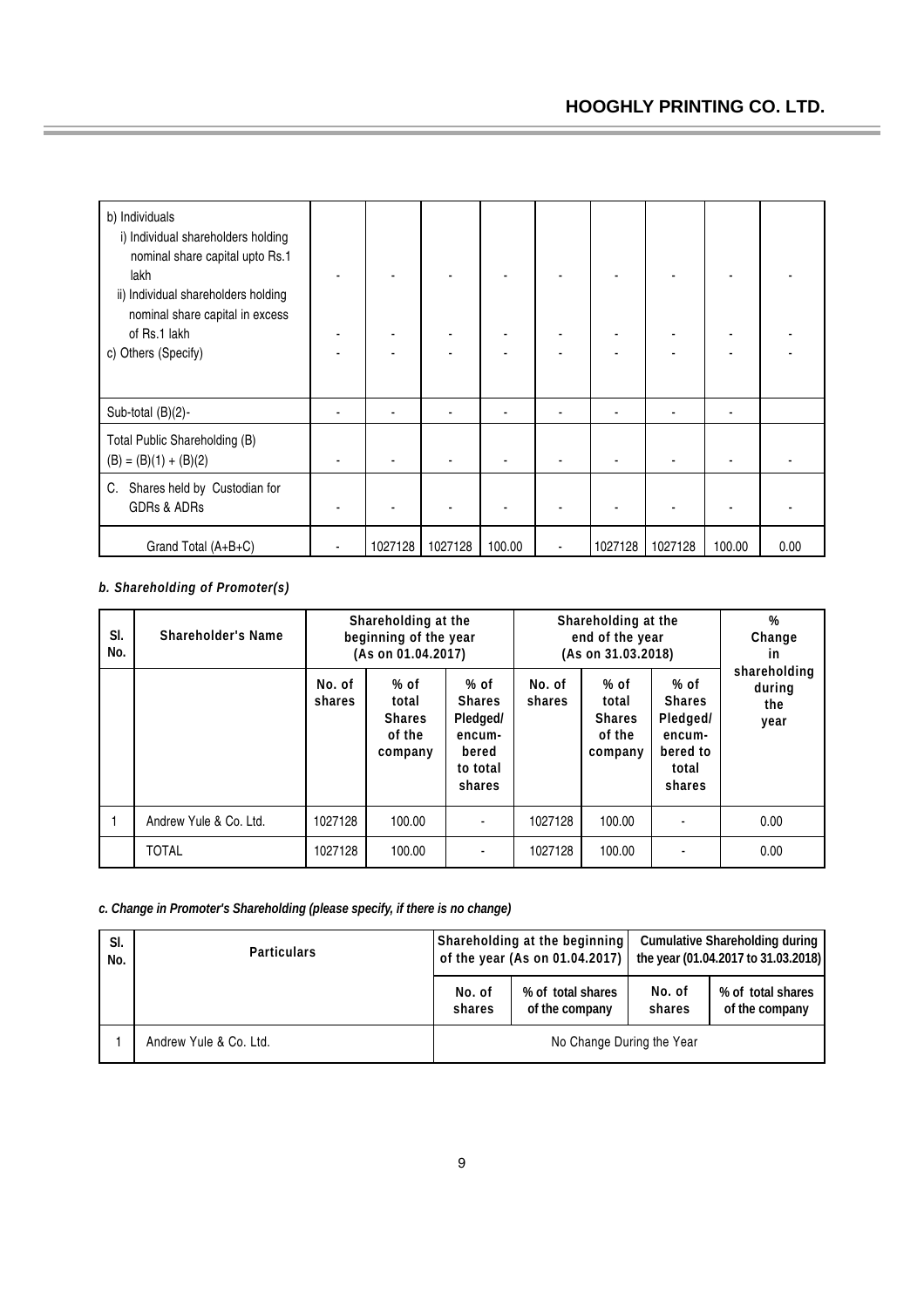| | | | | | | | | | |
|---|---|---|---|---|---|---|---|---|---|
| b) Individuals<br>i) Individual shareholders holding nominal share capital upto Rs.1 lakh<br>ii) Individual shareholders holding nominal share capital in excess of Rs.1 lakh<br>c) Others (Specify) | -<br>-<br>- | -<br>-<br>- | -<br>-<br>- | -<br>-<br>- | -<br>-<br>- | -<br>-<br>- | -<br>-<br>- | -<br>-<br>- | -<br>-<br>- |
| Sub-total (B)(2)- | - | - | - | - | - | - | - | - | |
| Total Public Shareholding (B) (B) = (B)(1) + (B)(2) | - | - | - | - | - | - | - | - | - |
| C. Shares held by Custodian for GDRs & ADRs | - | - | - | - | - | - | - | - | - |
| Grand Total (A+B+C) | - | 1027128 | 1027128 | 100.00 | - | 1027128 | 1027128 | 100.00 | 0.00 |

***b. Shareholding of Promoter(s)***

| Sl. No. | Shareholder's Name | Shareholding at the beginning of the year (As on 01.04.2017) | | | Shareholding at the end of the year (As on 31.03.2018) | | | % Change in shareholding during the year |
|---|---|---|---|---|---|---|---|---|
| | | No. of shares | % of total Shares of the company | % of Shares Pledged/ encum-bered to total shares | No. of shares | % of total Shares of the company | % of Shares Pledged/ encum-bered to total shares | |
| 1 | Andrew Yule & Co. Ltd. | 1027128 | 100.00 | - | 1027128 | 100.00 | - | 0.00 |
| | TOTAL | 1027128 | 100.00 | - | 1027128 | 100.00 | - | 0.00 |

***c. Change in Promoter's Shareholding (please specify, if there is no change)***

| Sl. No. | Particulars | Shareholding at the beginning of the year (As on 01.04.2017) | | Cumulative Shareholding during the year (01.04.2017 to 31.03.2018) | |
|---|---|---|---|---|---|
| | | No. of shares | % of total shares of the company | No. of shares | % of total shares of the company |
| 1 | Andrew Yule & Co. Ltd. | No Change During the Year | | | |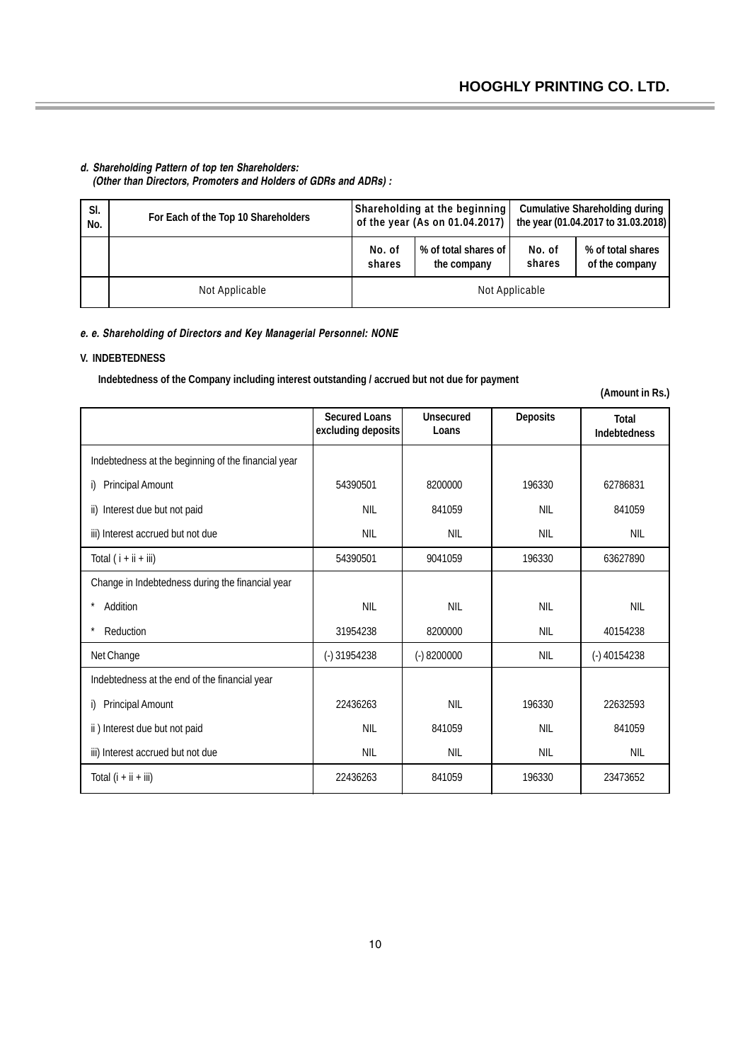***d. Shareholding Pattern of top ten Shareholders:***
***(Other than Directors, Promoters and Holders of GDRs and ADRs) :***

| Sl. No. | For Each of the Top 10 Shareholders | Shareholding at the beginning of the year (As on 01.04.2017) | | Cumulative Shareholding during the year (01.04.2017 to 31.03.2018) | |
|---|---|---|---|---|---|
| | | No. of shares | % of total shares of the company | No. of shares | % of total shares of the company |
| | Not Applicable | Not Applicable | | | |

***e. e. Shareholding of Directors and Key Managerial Personnel: NONE***

**V. INDEBTEDNESS**

**Indebtedness of the Company including interest outstanding / accrued but not due for payment**

**(Amount in Rs.)**

| | Secured Loans excluding deposits | Unsecured Loans | Deposits | Total Indebtedness |
|---|---|---|---|---|
| Indebtedness at the beginning of the financial year | | | | |
| i) Principal Amount | 54390501 | 8200000 | 196330 | 62786831 |
| ii) Interest due but not paid | NIL | 841059 | NIL | 841059 |
| iii) Interest accrued but not due | NIL | NIL | NIL | NIL |
| Total ( i + ii + iii) | 54390501 | 9041059 | 196330 | 63627890 |
| Change in Indebtedness during the financial year | | | | |
| * Addition | NIL | NIL | NIL | NIL |
| * Reduction | 31954238 | 8200000 | NIL | 40154238 |
| Net Change | (-) 31954238 | (-) 8200000 | NIL | (-) 40154238 |
| Indebtedness at the end of the financial year | | | | |
| i) Principal Amount | 22436263 | NIL | 196330 | 22632593 |
| ii ) Interest due but not paid | NIL | 841059 | NIL | 841059 |
| iii) Interest accrued but not due | NIL | NIL | NIL | NIL |
| Total (i + ii + iii) | 22436263 | 841059 | 196330 | 23473652 |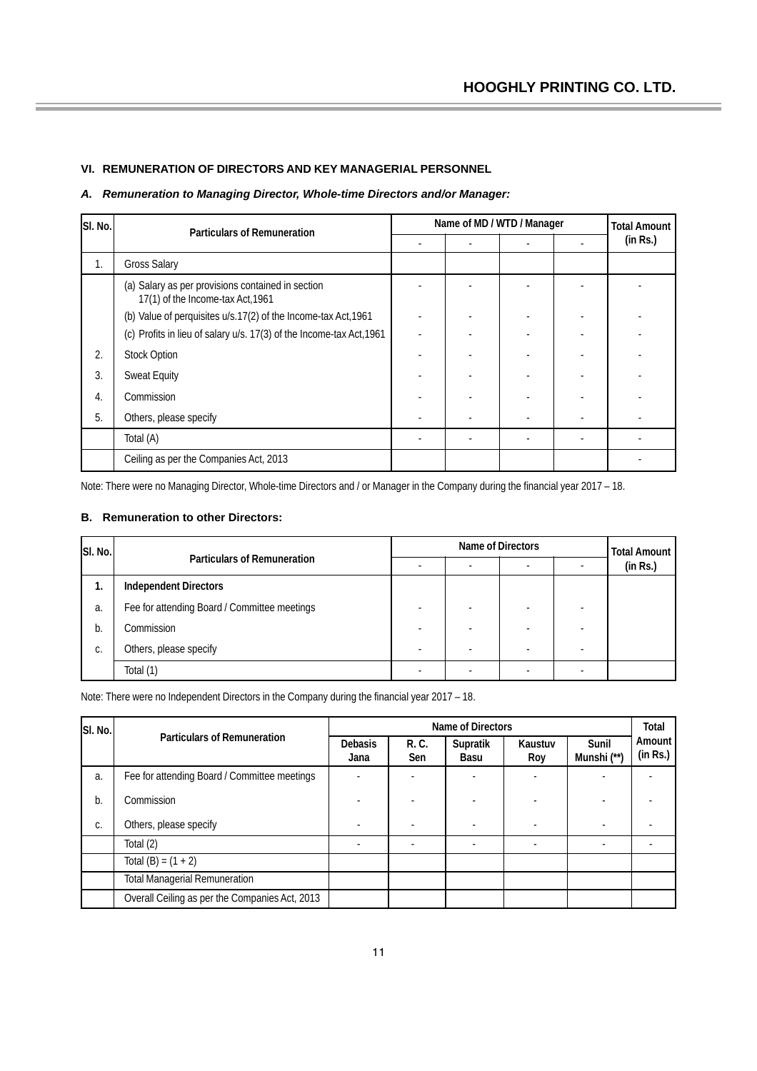## VI. REMUNERATION OF DIRECTORS AND KEY MANAGERIAL PERSONNEL

### *A. Remuneration to Managing Director, Whole-time Directors and/or Manager:*

| Sl. No. | Particulars of Remuneration | Name of MD / WTD / Manager | | | | Total Amount (in Rs.) |
|---|---|---|---|---|---|---|
| | | - | - | - | - | |
| 1. | Gross Salary | | | | | |
| | (a) Salary as per provisions contained in section 17(1) of the Income-tax Act,1961 | - | - | - | - | - |
| | (b) Value of perquisites u/s.17(2) of the Income-tax Act,1961 | - | - | - | - | - |
| | (c) Profits in lieu of salary u/s. 17(3) of the Income-tax Act,1961 | - | - | - | - | - |
| 2. | Stock Option | - | - | - | - | - |
| 3. | Sweat Equity | - | - | - | - | - |
| 4. | Commission | - | - | - | - | - |
| 5. | Others, please specify | - | - | - | - | - |
| | Total (A) | - | - | - | - | - |
| | Ceiling as per the Companies Act, 2013 | | | | | - |

Note: There were no Managing Director, Whole-time Directors and / or Manager in the Company during the financial year 2017 – 18.

### B. Remuneration to other Directors:

| Sl. No. | Particulars of Remuneration | Name of Directors | | | | Total Amount (in Rs.) |
|---|---|---|---|---|---|---|
| | | - | - | - | - | |
| **1.** | **Independent Directors** | | | | | |
| a. | Fee for attending Board / Committee meetings | - | - | - | - | |
| b. | Commission | - | - | - | - | |
| c. | Others, please specify | - | - | - | - | |
| | Total (1) | - | - | - | - | |

Note: There were no Independent Directors in the Company during the financial year 2017 – 18.

| Sl. No. | Particulars of Remuneration | Name of Directors | | | | | Total Amount (in Rs.) |
|---|---|---|---|---|---|---|---|
| | | Debasis Jana | R. C. Sen | Supratik Basu | Kaustuv Roy | Sunil Munshi (**) | |
| a. | Fee for attending Board / Committee meetings | - | - | - | - | - | - |
| b. | Commission | - | - | - | - | - | - |
| c. | Others, please specify | - | - | - | - | - | - |
| | Total (2) | - | - | - | - | - | - |
| | Total (B) = (1 + 2) | | | | | | |
| | Total Managerial Remuneration | | | | | | |
| | Overall Ceiling as per the Companies Act, 2013 | | | | | | |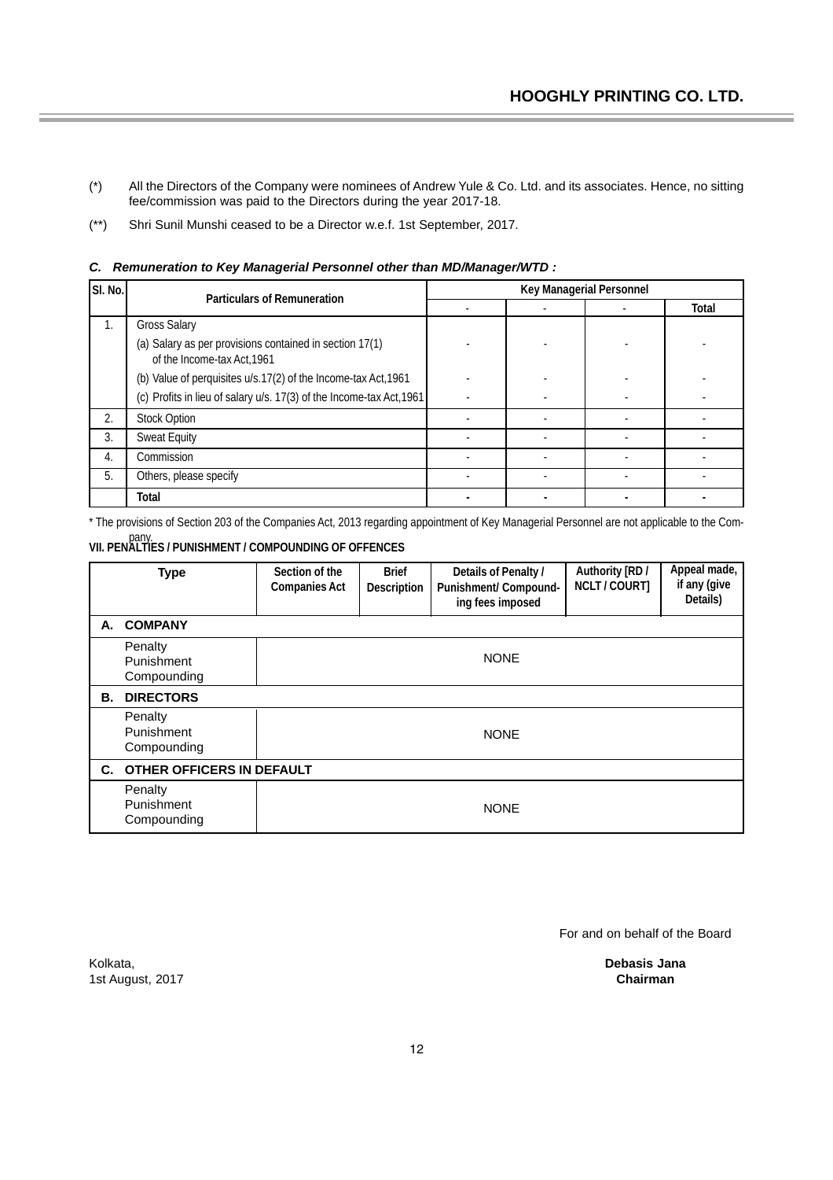(*) All the Directors of the Company were nominees of Andrew Yule & Co. Ltd. and its associates. Hence, no sitting fee/commission was paid to the Directors during the year 2017-18.

(**) Shri Sunil Munshi ceased to be a Director w.e.f. 1st September, 2017.

### *C. Remuneration to Key Managerial Personnel other than MD/Manager/WTD :*

| Sl. No. | Particulars of Remuneration | Key Managerial Personnel | | | |
|---|---|---|---|---|---|
| | | - | - | - | Total |
| 1. | Gross Salary | | | | |
| | (a) Salary as per provisions contained in section 17(1) of the Income-tax Act,1961 | - | - | - | - |
| | (b) Value of perquisites u/s.17(2) of the Income-tax Act,1961 | - | - | - | - |
| | (c) Profits in lieu of salary u/s. 17(3) of the Income-tax Act,1961 | - | - | - | - |
| 2. | Stock Option | - | - | - | - |
| 3. | Sweat Equity | - | - | - | - |
| 4. | Commission | - | - | - | - |
| 5. | Others, please specify | - | - | - | - |
| | **Total** | - | - | - | - |

* The provisions of Section 203 of the Companies Act, 2013 regarding appointment of Key Managerial Personnel are not applicable to the Company.

### VII. PENALTIES / PUNISHMENT / COMPOUNDING OF OFFENCES

| Type | Section of the Companies Act | Brief Description | Details of Penalty / Punishment/ Compounding fees imposed | Authority [RD / NCLT / COURT] | Appeal made, if any (give Details) |
|---|---|---|---|---|---|
| **A. COMPANY** | | | | | |
| Penalty<br>Punishment<br>Compounding | | | NONE | | |
| **B. DIRECTORS** | | | | | |
| Penalty<br>Punishment<br>Compounding | | | NONE | | |
| **C. OTHER OFFICERS IN DEFAULT** | | | | | |
| Penalty<br>Punishment<br>Compounding | | | NONE | | |

For and on behalf of the Board

Kolkata,
1st August, 2017

**Debasis Jana**
**Chairman**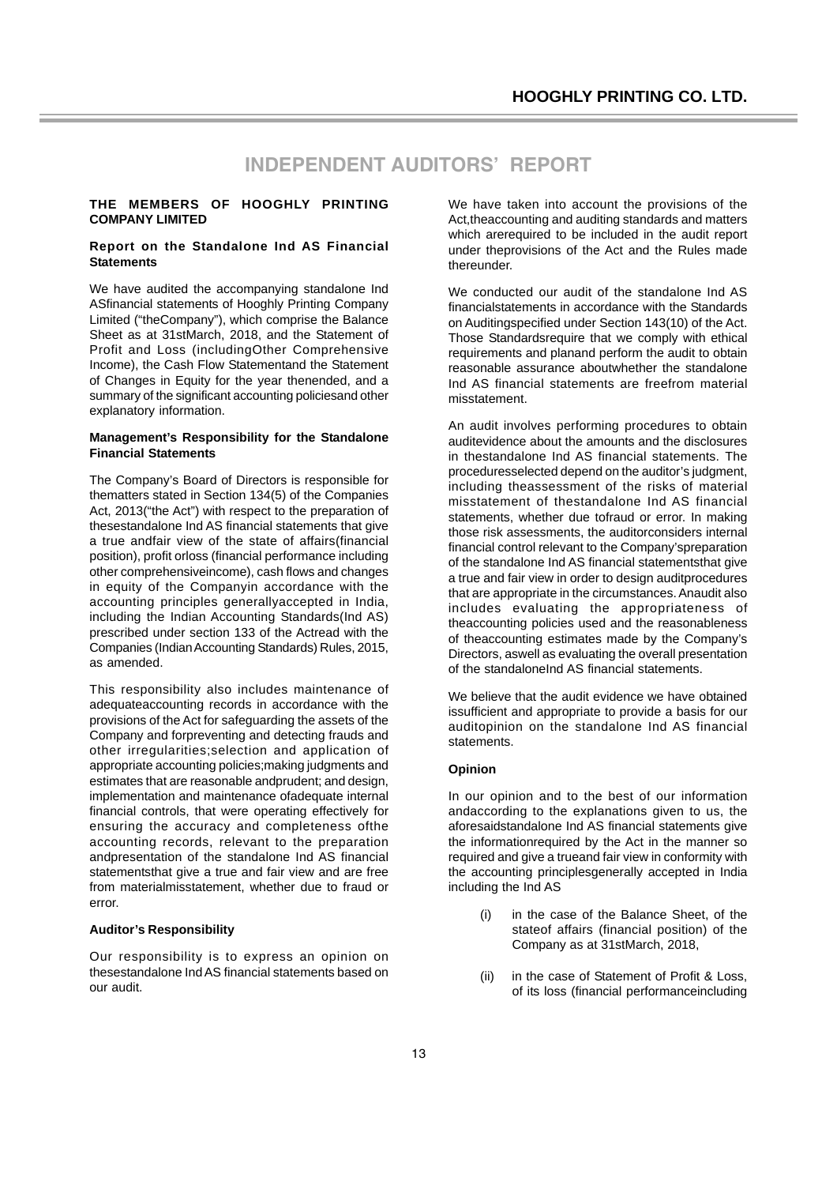# INDEPENDENT AUDITORS' REPORT

**THE MEMBERS OF HOOGHLY PRINTING COMPANY LIMITED**

**Report on the Standalone Ind AS Financial Statements**

We have audited the accompanying standalone Ind ASfinancial statements of Hooghly Printing Company Limited ("theCompany"), which comprise the Balance Sheet as at 31stMarch, 2018, and the Statement of Profit and Loss (includingOther Comprehensive Income), the Cash Flow Statementand the Statement of Changes in Equity for the year thenended, and a summary of the significant accounting policiesand other explanatory information.

**Management's Responsibility for the Standalone Financial Statements**

The Company's Board of Directors is responsible for thematters stated in Section 134(5) of the Companies Act, 2013("the Act") with respect to the preparation of thesestandalone Ind AS financial statements that give a true andfair view of the state of affairs(financial position), profit orloss (financial performance including other comprehensiveincome), cash flows and changes in equity of the Companyin accordance with the accounting principles generallyaccepted in India, including the Indian Accounting Standards(Ind AS) prescribed under section 133 of the Actread with the Companies (Indian Accounting Standards) Rules, 2015, as amended.

This responsibility also includes maintenance of adequateaccounting records in accordance with the provisions of the Act for safeguarding the assets of the Company and forpreventing and detecting frauds and other irregularities;selection and application of appropriate accounting policies;making judgments and estimates that are reasonable andprudent; and design, implementation and maintenance ofadequate internal financial controls, that were operating effectively for ensuring the accuracy and completeness ofthe accounting records, relevant to the preparation andpresentation of the standalone Ind AS financial statementsthat give a true and fair view and are free from materialmisstatement, whether due to fraud or error.

**Auditor's Responsibility**

Our responsibility is to express an opinion on thesestandalone Ind AS financial statements based on our audit.

We have taken into account the provisions of the Act,theaccounting and auditing standards and matters which arerequired to be included in the audit report under theprovisions of the Act and the Rules made thereunder.

We conducted our audit of the standalone Ind AS financialstatements in accordance with the Standards on Auditingspecified under Section 143(10) of the Act. Those Standardsrequire that we comply with ethical requirements and planand perform the audit to obtain reasonable assurance aboutwhether the standalone Ind AS financial statements are freefrom material misstatement.

An audit involves performing procedures to obtain auditevidence about the amounts and the disclosures in thestandalone Ind AS financial statements. The proceduresselected depend on the auditor's judgment, including theassessment of the risks of material misstatement of thestandalone Ind AS financial statements, whether due tofraud or error. In making those risk assessments, the auditorconsiders internal financial control relevant to the Company'spreparation of the standalone Ind AS financial statementsthat give a true and fair view in order to design auditprocedures that are appropriate in the circumstances. Anaudit also includes evaluating the appropriateness of theaccounting policies used and the reasonableness of theaccounting estimates made by the Company's Directors, aswell as evaluating the overall presentation of the standaloneInd AS financial statements.

We believe that the audit evidence we have obtained issufficient and appropriate to provide a basis for our auditopinion on the standalone Ind AS financial statements.

**Opinion**

In our opinion and to the best of our information andaccording to the explanations given to us, the aforesaidstandalone Ind AS financial statements give the informationrequired by the Act in the manner so required and give a trueand fair view in conformity with the accounting principlesgenerally accepted in India including the Ind AS

(i) in the case of the Balance Sheet, of the stateof affairs (financial position) of the Company as at 31stMarch, 2018,

(ii) in the case of Statement of Profit & Loss, of its loss (financial performanceincluding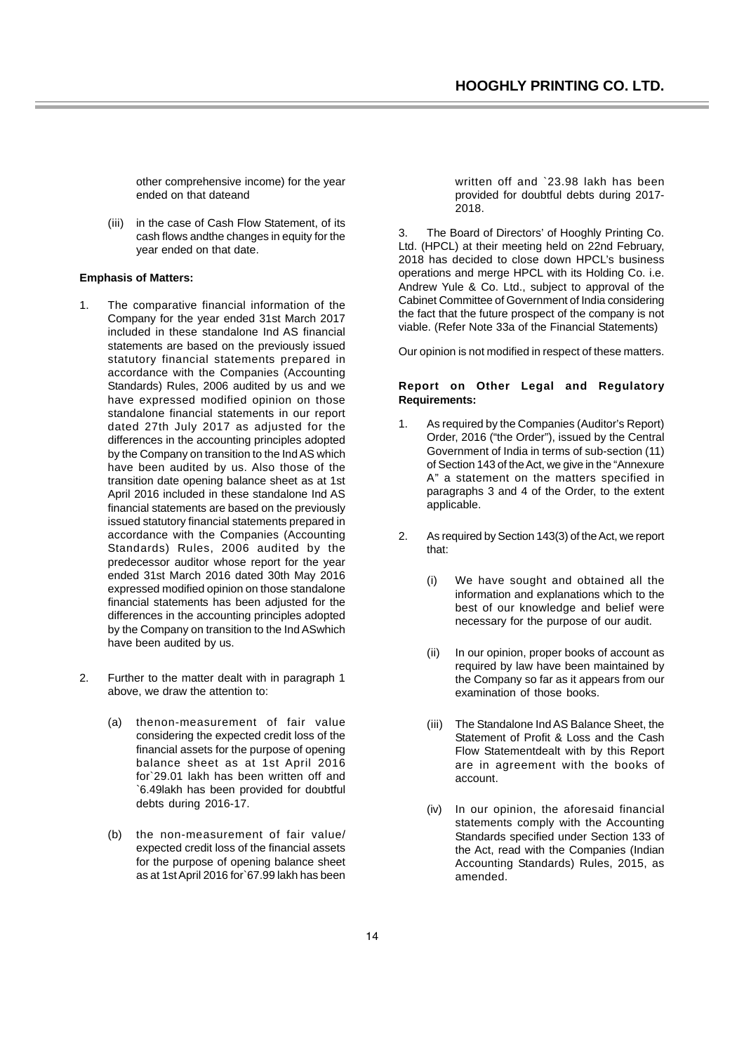other comprehensive income) for the year ended on that dateand

(iii) in the case of Cash Flow Statement, of its cash flows andthe changes in equity for the year ended on that date.

**Emphasis of Matters:**

1. The comparative financial information of the Company for the year ended 31st March 2017 included in these standalone Ind AS financial statements are based on the previously issued statutory financial statements prepared in accordance with the Companies (Accounting Standards) Rules, 2006 audited by us and we have expressed modified opinion on those standalone financial statements in our report dated 27th July 2017 as adjusted for the differences in the accounting principles adopted by the Company on transition to the Ind AS which have been audited by us. Also those of the transition date opening balance sheet as at 1st April 2016 included in these standalone Ind AS financial statements are based on the previously issued statutory financial statements prepared in accordance with the Companies (Accounting Standards) Rules, 2006 audited by the predecessor auditor whose report for the year ended 31st March 2016 dated 30th May 2016 expressed modified opinion on those standalone financial statements has been adjusted for the differences in the accounting principles adopted by the Company on transition to the Ind ASwhich have been audited by us.

2. Further to the matter dealt with in paragraph 1 above, we draw the attention to:

   (a) thenon-measurement of fair value considering the expected credit loss of the financial assets for the purpose of opening balance sheet as at 1st April 2016 for`29.01 lakh has been written off and `6.49lakh has been provided for doubtful debts during 2016-17.

   (b) the non-measurement of fair value/ expected credit loss of the financial assets for the purpose of opening balance sheet as at 1st April 2016 for`67.99 lakh has been written off and `23.98 lakh has been provided for doubtful debts during 2017-2018.

3. The Board of Directors' of Hooghly Printing Co. Ltd. (HPCL) at their meeting held on 22nd February, 2018 has decided to close down HPCL's business operations and merge HPCL with its Holding Co. i.e. Andrew Yule & Co. Ltd., subject to approval of the Cabinet Committee of Government of India considering the fact that the future prospect of the company is not viable. (Refer Note 33a of the Financial Statements)

Our opinion is not modified in respect of these matters.

**Report on Other Legal and Regulatory Requirements:**

1. As required by the Companies (Auditor's Report) Order, 2016 ("the Order"), issued by the Central Government of India in terms of sub-section (11) of Section 143 of the Act, we give in the "Annexure A" a statement on the matters specified in paragraphs 3 and 4 of the Order, to the extent applicable.

2. As required by Section 143(3) of the Act, we report that:

   (i) We have sought and obtained all the information and explanations which to the best of our knowledge and belief were necessary for the purpose of our audit.

   (ii) In our opinion, proper books of account as required by law have been maintained by the Company so far as it appears from our examination of those books.

   (iii) The Standalone Ind AS Balance Sheet, the Statement of Profit & Loss and the Cash Flow Statementdealt with by this Report are in agreement with the books of account.

   (iv) In our opinion, the aforesaid financial statements comply with the Accounting Standards specified under Section 133 of the Act, read with the Companies (Indian Accounting Standards) Rules, 2015, as amended.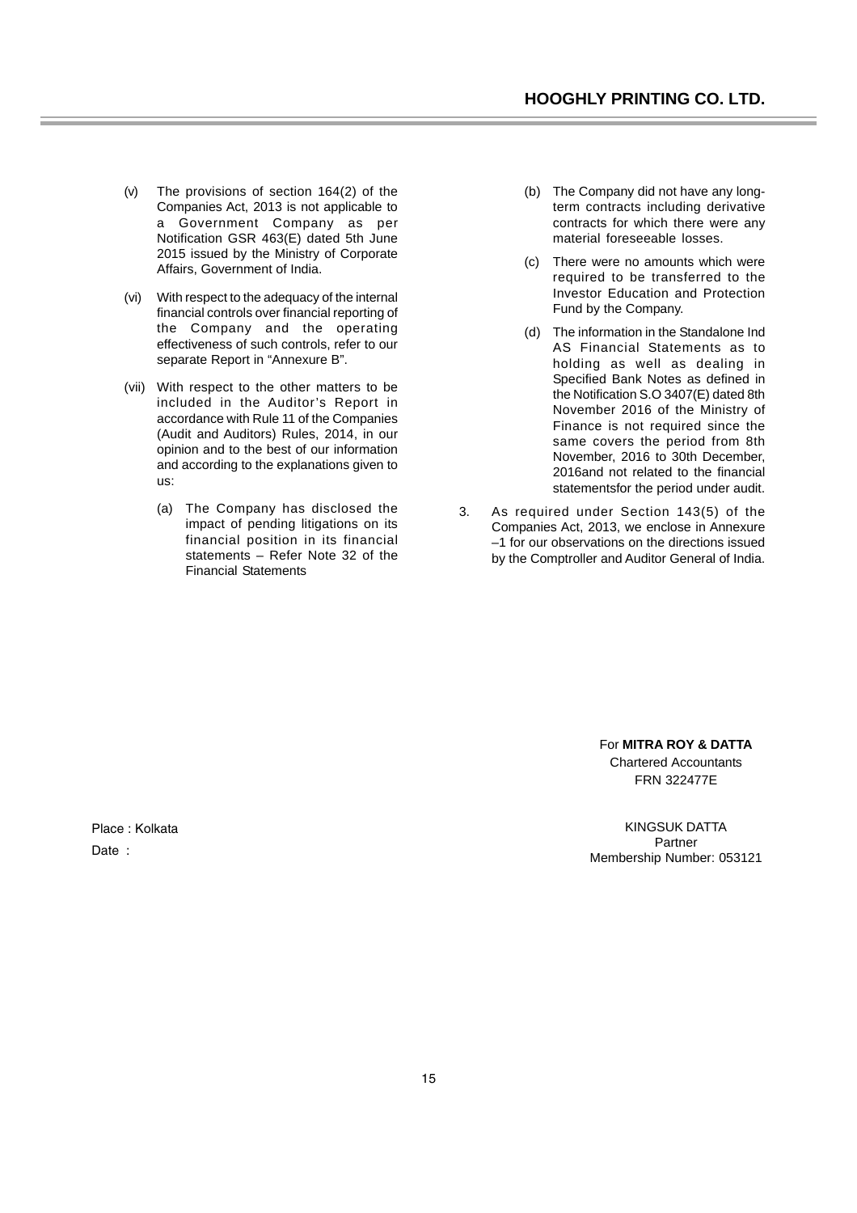(v) The provisions of section 164(2) of the Companies Act, 2013 is not applicable to a Government Company as per Notification GSR 463(E) dated 5th June 2015 issued by the Ministry of Corporate Affairs, Government of India.

(vi) With respect to the adequacy of the internal financial controls over financial reporting of the Company and the operating effectiveness of such controls, refer to our separate Report in "Annexure B".

(vii) With respect to the other matters to be included in the Auditor's Report in accordance with Rule 11 of the Companies (Audit and Auditors) Rules, 2014, in our opinion and to the best of our information and according to the explanations given to us:

(a) The Company has disclosed the impact of pending litigations on its financial position in its financial statements – Refer Note 32 of the Financial Statements

(b) The Company did not have any long-term contracts including derivative contracts for which there were any material foreseeable losses.

(c) There were no amounts which were required to be transferred to the Investor Education and Protection Fund by the Company.

(d) The information in the Standalone Ind AS Financial Statements as to holding as well as dealing in Specified Bank Notes as defined in the Notification S.O 3407(E) dated 8th November 2016 of the Ministry of Finance is not required since the same covers the period from 8th November, 2016 to 30th December, 2016and not related to the financial statementsfor the period under audit.

3. As required under Section 143(5) of the Companies Act, 2013, we enclose in Annexure –1 for our observations on the directions issued by the Comptroller and Auditor General of India.

For **MITRA ROY & DATTA**
Chartered Accountants
FRN 322477E

KINGSUK DATTA
Partner
Membership Number: 053121

Place : Kolkata
Date :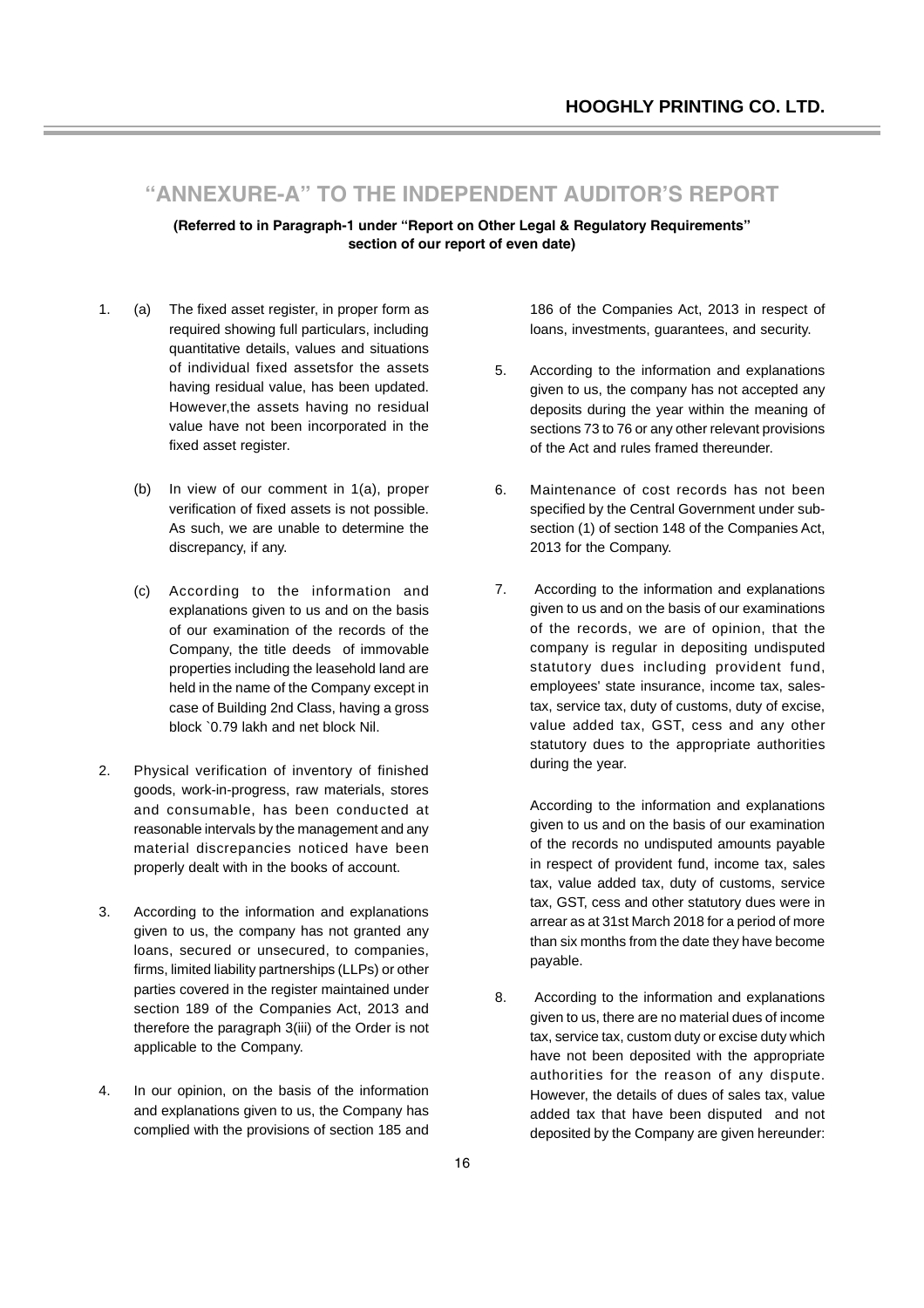# "ANNEXURE-A" TO THE INDEPENDENT AUDITOR'S REPORT

**(Referred to in Paragraph-1 under "Report on Other Legal & Regulatory Requirements" section of our report of even date)**

1. (a) The fixed asset register, in proper form as required showing full particulars, including quantitative details, values and situations of individual fixed assetsfor the assets having residual value, has been updated. However,the assets having no residual value have not been incorporated in the fixed asset register.

   (b) In view of our comment in 1(a), proper verification of fixed assets is not possible. As such, we are unable to determine the discrepancy, if any.

   (c) According to the information and explanations given to us and on the basis of our examination of the records of the Company, the title deeds of immovable properties including the leasehold land are held in the name of the Company except in case of Building 2nd Class, having a gross block `0.79 lakh and net block Nil.

2. Physical verification of inventory of finished goods, work-in-progress, raw materials, stores and consumable, has been conducted at reasonable intervals by the management and any material discrepancies noticed have been properly dealt with in the books of account.

3. According to the information and explanations given to us, the company has not granted any loans, secured or unsecured, to companies, firms, limited liability partnerships (LLPs) or other parties covered in the register maintained under section 189 of the Companies Act, 2013 and therefore the paragraph 3(iii) of the Order is not applicable to the Company.

4. In our opinion, on the basis of the information and explanations given to us, the Company has complied with the provisions of section 185 and 186 of the Companies Act, 2013 in respect of loans, investments, guarantees, and security.

5. According to the information and explanations given to us, the company has not accepted any deposits during the year within the meaning of sections 73 to 76 or any other relevant provisions of the Act and rules framed thereunder.

6. Maintenance of cost records has not been specified by the Central Government under sub-section (1) of section 148 of the Companies Act, 2013 for the Company.

7. According to the information and explanations given to us and on the basis of our examinations of the records, we are of opinion, that the company is regular in depositing undisputed statutory dues including provident fund, employees' state insurance, income tax, sales-tax, service tax, duty of customs, duty of excise, value added tax, GST, cess and any other statutory dues to the appropriate authorities during the year.

   According to the information and explanations given to us and on the basis of our examination of the records no undisputed amounts payable in respect of provident fund, income tax, sales tax, value added tax, duty of customs, service tax, GST, cess and other statutory dues were in arrear as at 31st March 2018 for a period of more than six months from the date they have become payable.

8. According to the information and explanations given to us, there are no material dues of income tax, service tax, custom duty or excise duty which have not been deposited with the appropriate authorities for the reason of any dispute. However, the details of dues of sales tax, value added tax that have been disputed and not deposited by the Company are given hereunder: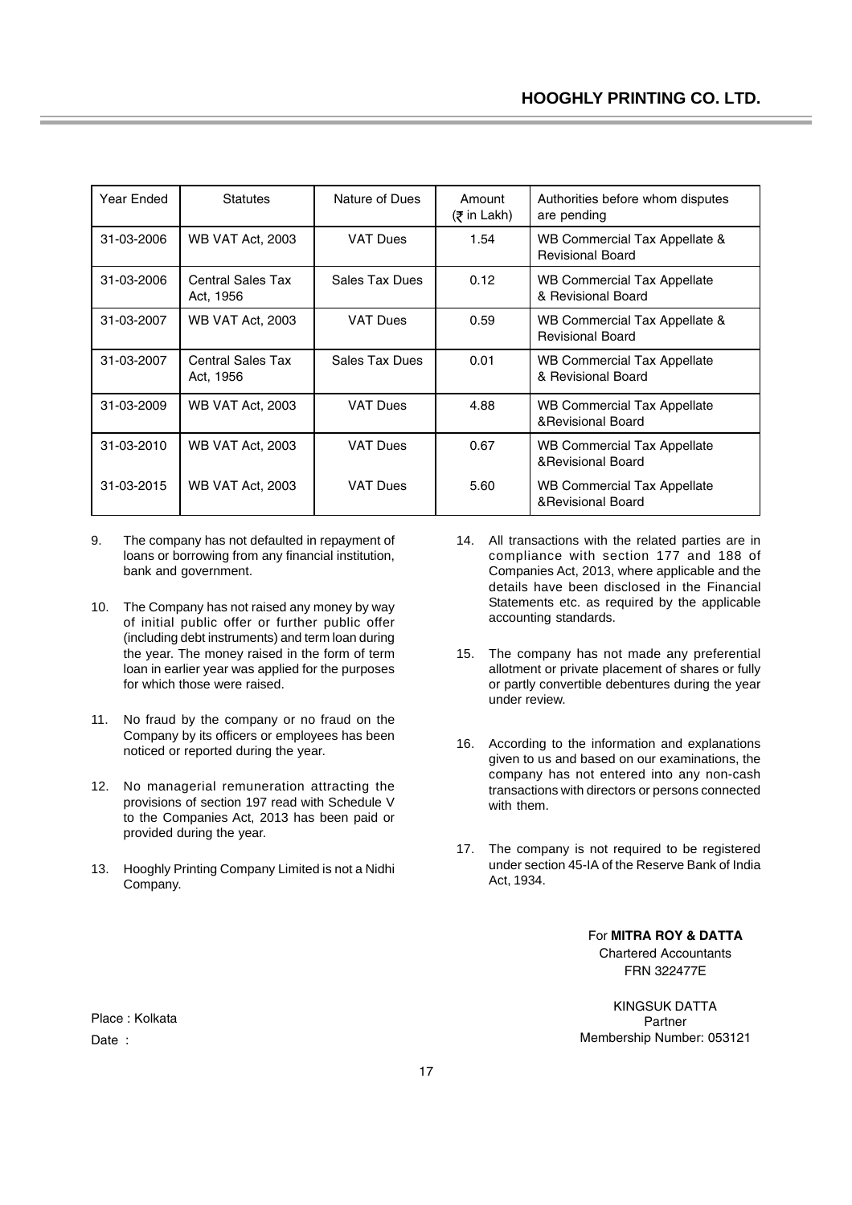| Year Ended | Statutes | Nature of Dues | Amount (₹ in Lakh) | Authorities before whom disputes are pending |
|---|---|---|---|---|
| 31-03-2006 | WB VAT Act, 2003 | VAT Dues | 1.54 | WB Commercial Tax Appellate & Revisional Board |
| 31-03-2006 | Central Sales Tax Act, 1956 | Sales Tax Dues | 0.12 | WB Commercial Tax Appellate & Revisional Board |
| 31-03-2007 | WB VAT Act, 2003 | VAT Dues | 0.59 | WB Commercial Tax Appellate & Revisional Board |
| 31-03-2007 | Central Sales Tax Act, 1956 | Sales Tax Dues | 0.01 | WB Commercial Tax Appellate & Revisional Board |
| 31-03-2009 | WB VAT Act, 2003 | VAT Dues | 4.88 | WB Commercial Tax Appellate &Revisional Board |
| 31-03-2010 | WB VAT Act, 2003 | VAT Dues | 0.67 | WB Commercial Tax Appellate &Revisional Board |
| 31-03-2015 | WB VAT Act, 2003 | VAT Dues | 5.60 | WB Commercial Tax Appellate &Revisional Board |

9. The company has not defaulted in repayment of loans or borrowing from any financial institution, bank and government.

10. The Company has not raised any money by way of initial public offer or further public offer (including debt instruments) and term loan during the year. The money raised in the form of term loan in earlier year was applied for the purposes for which those were raised.

11. No fraud by the company or no fraud on the Company by its officers or employees has been noticed or reported during the year.

12. No managerial remuneration attracting the provisions of section 197 read with Schedule V to the Companies Act, 2013 has been paid or provided during the year.

13. Hooghly Printing Company Limited is not a Nidhi Company.

14. All transactions with the related parties are in compliance with section 177 and 188 of Companies Act, 2013, where applicable and the details have been disclosed in the Financial Statements etc. as required by the applicable accounting standards.

15. The company has not made any preferential allotment or private placement of shares or fully or partly convertible debentures during the year under review.

16. According to the information and explanations given to us and based on our examinations, the company has not entered into any non-cash transactions with directors or persons connected with them.

17. The company is not required to be registered under section 45-IA of the Reserve Bank of India Act, 1934.

For **MITRA ROY & DATTA**
Chartered Accountants
FRN 322477E

KINGSUK DATTA
Partner
Membership Number: 053121

Place : Kolkata
Date :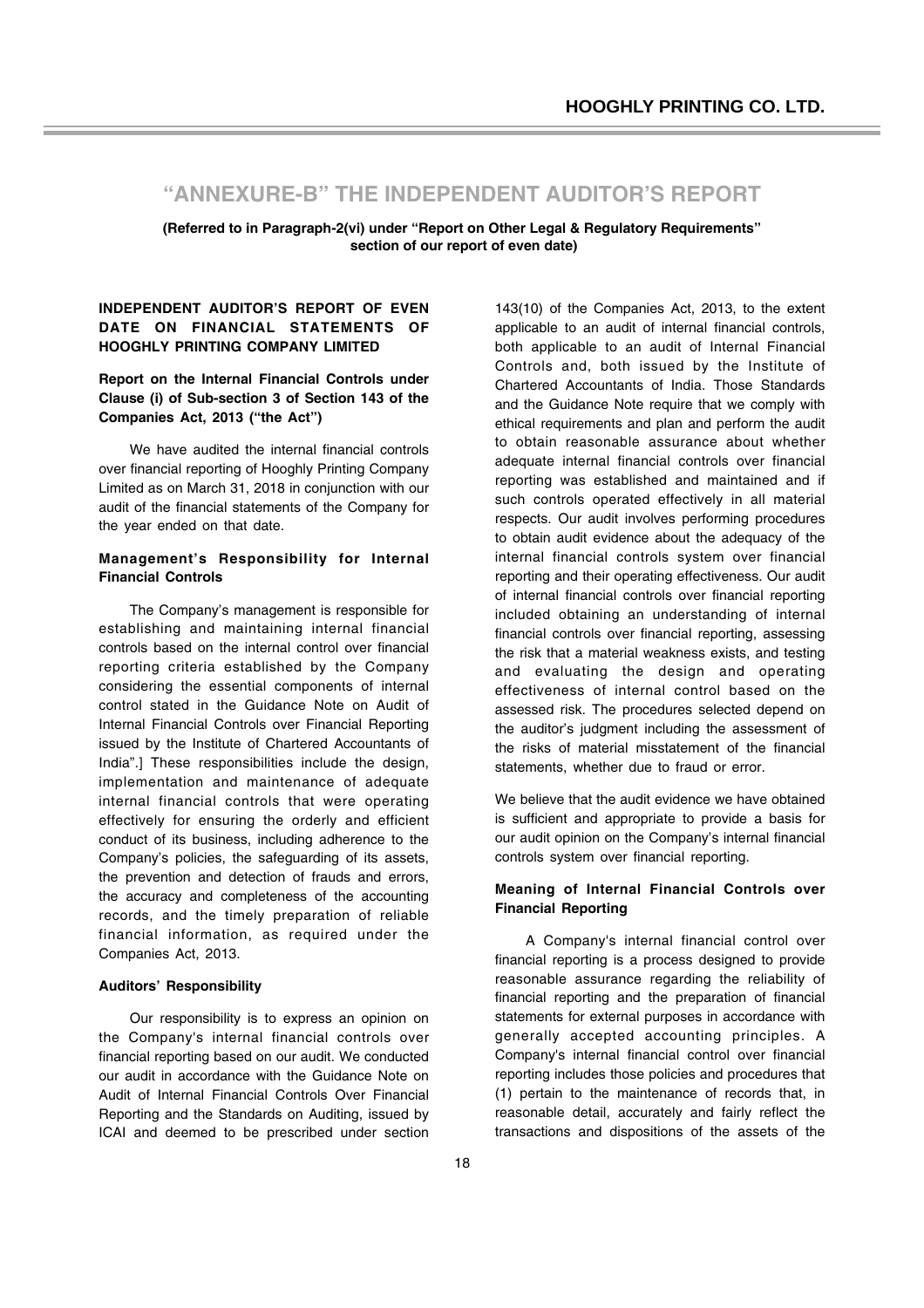# "ANNEXURE-B" THE INDEPENDENT AUDITOR'S REPORT

**(Referred to in Paragraph-2(vi) under "Report on Other Legal & Regulatory Requirements" section of our report of even date)**

**INDEPENDENT AUDITOR'S REPORT OF EVEN DATE ON FINANCIAL STATEMENTS OF HOOGHLY PRINTING COMPANY LIMITED**

**Report on the Internal Financial Controls under Clause (i) of Sub-section 3 of Section 143 of the Companies Act, 2013 ("the Act")**

We have audited the internal financial controls over financial reporting of Hooghly Printing Company Limited as on March 31, 2018 in conjunction with our audit of the financial statements of the Company for the year ended on that date.

**Management's Responsibility for Internal Financial Controls**

The Company's management is responsible for establishing and maintaining internal financial controls based on the internal control over financial reporting criteria established by the Company considering the essential components of internal control stated in the Guidance Note on Audit of Internal Financial Controls over Financial Reporting issued by the Institute of Chartered Accountants of India".] These responsibilities include the design, implementation and maintenance of adequate internal financial controls that were operating effectively for ensuring the orderly and efficient conduct of its business, including adherence to the Company's policies, the safeguarding of its assets, the prevention and detection of frauds and errors, the accuracy and completeness of the accounting records, and the timely preparation of reliable financial information, as required under the Companies Act, 2013.

**Auditors' Responsibility**

Our responsibility is to express an opinion on the Company's internal financial controls over financial reporting based on our audit. We conducted our audit in accordance with the Guidance Note on Audit of Internal Financial Controls Over Financial Reporting and the Standards on Auditing, issued by ICAI and deemed to be prescribed under section 143(10) of the Companies Act, 2013, to the extent applicable to an audit of internal financial controls, both applicable to an audit of Internal Financial Controls and, both issued by the Institute of Chartered Accountants of India. Those Standards and the Guidance Note require that we comply with ethical requirements and plan and perform the audit to obtain reasonable assurance about whether adequate internal financial controls over financial reporting was established and maintained and if such controls operated effectively in all material respects. Our audit involves performing procedures to obtain audit evidence about the adequacy of the internal financial controls system over financial reporting and their operating effectiveness. Our audit of internal financial controls over financial reporting included obtaining an understanding of internal financial controls over financial reporting, assessing the risk that a material weakness exists, and testing and evaluating the design and operating effectiveness of internal control based on the assessed risk. The procedures selected depend on the auditor's judgment including the assessment of the risks of material misstatement of the financial statements, whether due to fraud or error.

We believe that the audit evidence we have obtained is sufficient and appropriate to provide a basis for our audit opinion on the Company's internal financial controls system over financial reporting.

**Meaning of Internal Financial Controls over Financial Reporting**

A Company's internal financial control over financial reporting is a process designed to provide reasonable assurance regarding the reliability of financial reporting and the preparation of financial statements for external purposes in accordance with generally accepted accounting principles. A Company's internal financial control over financial reporting includes those policies and procedures that (1) pertain to the maintenance of records that, in reasonable detail, accurately and fairly reflect the transactions and dispositions of the assets of the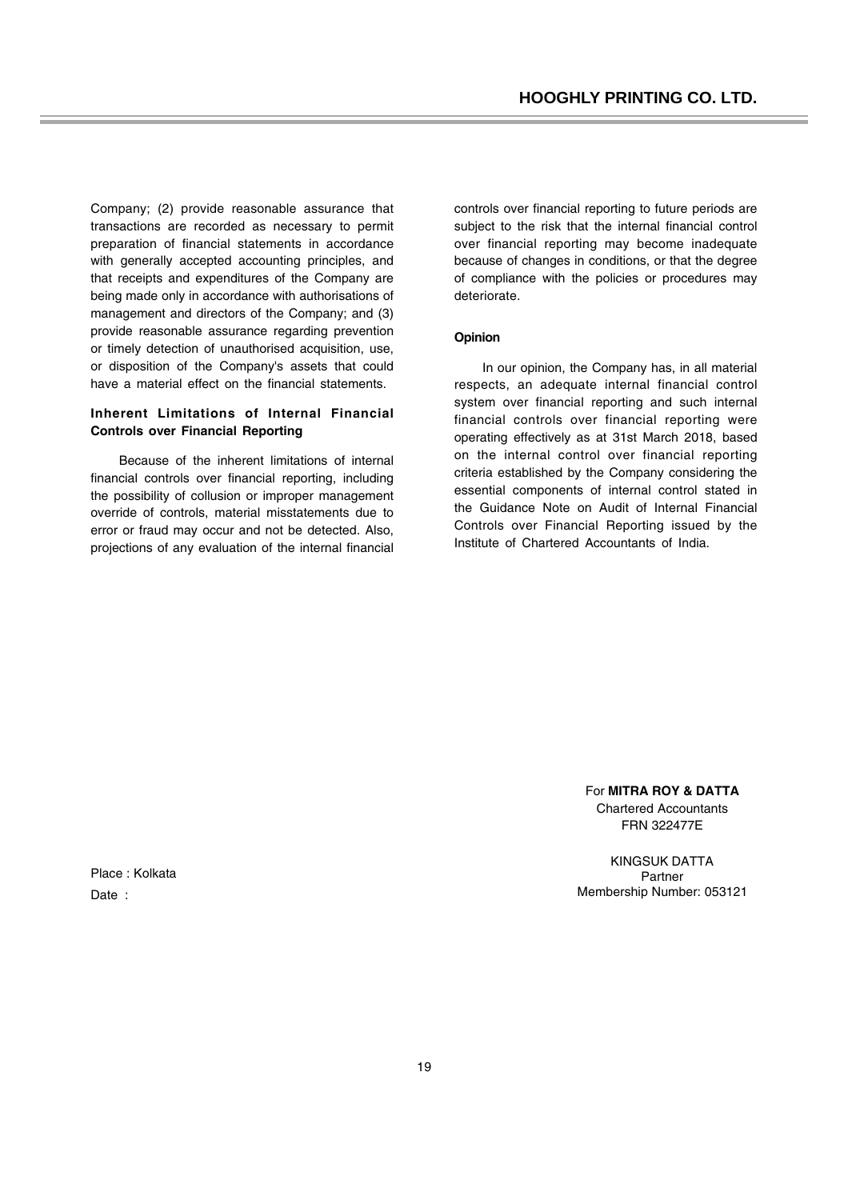Company; (2) provide reasonable assurance that transactions are recorded as necessary to permit preparation of financial statements in accordance with generally accepted accounting principles, and that receipts and expenditures of the Company are being made only in accordance with authorisations of management and directors of the Company; and (3) provide reasonable assurance regarding prevention or timely detection of unauthorised acquisition, use, or disposition of the Company's assets that could have a material effect on the financial statements.

### Inherent Limitations of Internal Financial Controls over Financial Reporting

Because of the inherent limitations of internal financial controls over financial reporting, including the possibility of collusion or improper management override of controls, material misstatements due to error or fraud may occur and not be detected. Also, projections of any evaluation of the internal financial controls over financial reporting to future periods are subject to the risk that the internal financial control over financial reporting may become inadequate because of changes in conditions, or that the degree of compliance with the policies or procedures may deteriorate.

### Opinion

In our opinion, the Company has, in all material respects, an adequate internal financial control system over financial reporting and such internal financial controls over financial reporting were operating effectively as at 31st March 2018, based on the internal control over financial reporting criteria established by the Company considering the essential components of internal control stated in the Guidance Note on Audit of Internal Financial Controls over Financial Reporting issued by the Institute of Chartered Accountants of India.

For **MITRA ROY & DATTA**
Chartered Accountants
FRN 322477E

KINGSUK DATTA
Partner
Membership Number: 053121

Place : Kolkata
Date :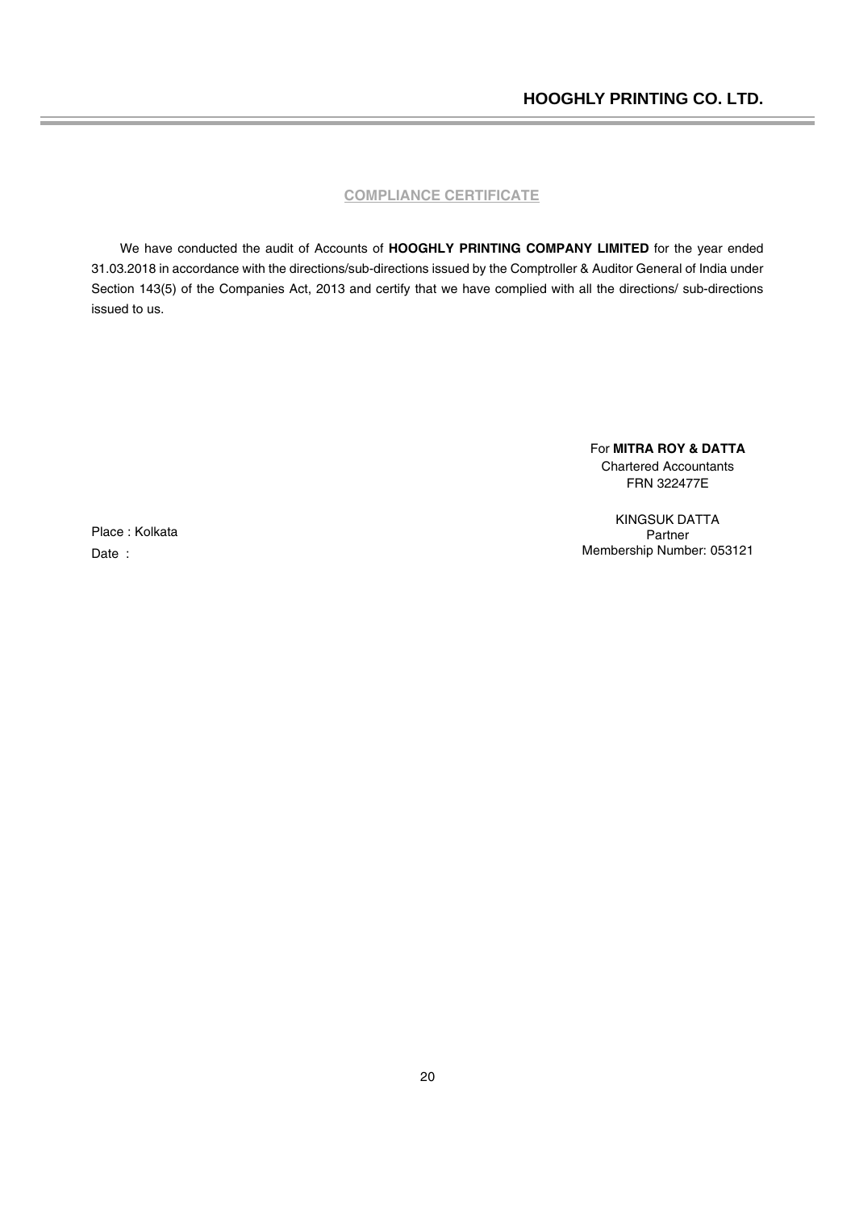## COMPLIANCE CERTIFICATE

We have conducted the audit of Accounts of **HOOGHLY PRINTING COMPANY LIMITED** for the year ended 31.03.2018 in accordance with the directions/sub-directions issued by the Comptroller & Auditor General of India under Section 143(5) of the Companies Act, 2013 and certify that we have complied with all the directions/ sub-directions issued to us.

For **MITRA ROY & DATTA**
Chartered Accountants
FRN 322477E

KINGSUK DATTA
Partner
Membership Number: 053121

Place : Kolkata
Date :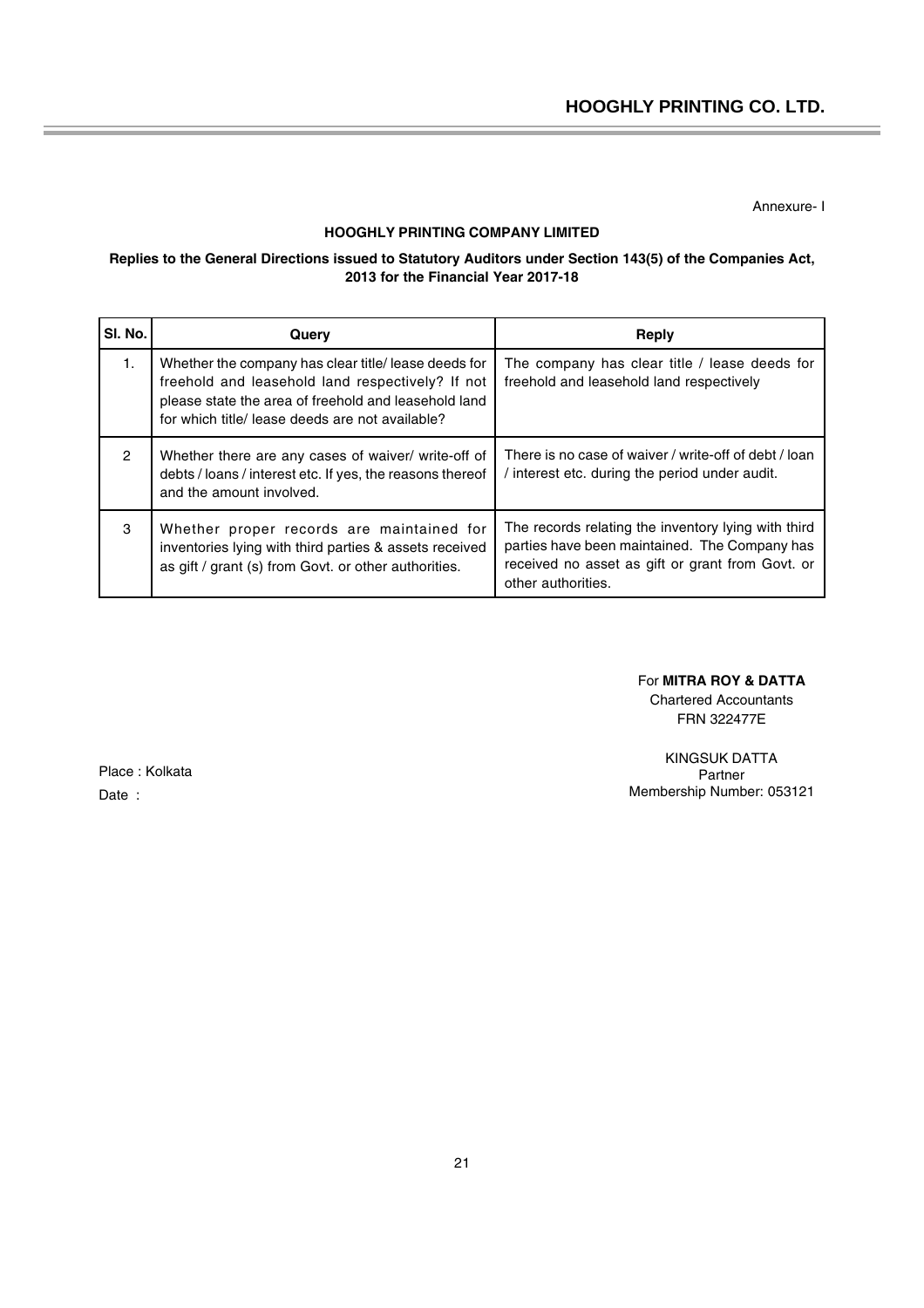Annexure- I

**HOOGHLY PRINTING COMPANY LIMITED**

**Replies to the General Directions issued to Statutory Auditors under Section 143(5) of the Companies Act, 2013 for the Financial Year 2017-18**

| Sl. No. | Query | Reply |
|---|---|---|
| 1. | Whether the company has clear title/ lease deeds for freehold and leasehold land respectively? If not please state the area of freehold and leasehold land for which title/ lease deeds are not available? | The company has clear title / lease deeds for freehold and leasehold land respectively |
| 2 | Whether there are any cases of waiver/ write-off of debts / loans / interest etc. If yes, the reasons thereof and the amount involved. | There is no case of waiver / write-off of debt / loan / interest etc. during the period under audit. |
| 3 | Whether proper records are maintained for inventories lying with third parties & assets received as gift / grant (s) from Govt. or other authorities. | The records relating the inventory lying with third parties have been maintained. The Company has received no asset as gift or grant from Govt. or other authorities. |

For **MITRA ROY & DATTA**
Chartered Accountants
FRN 322477E

KINGSUK DATTA
Partner
Membership Number: 053121

Place : Kolkata
Date :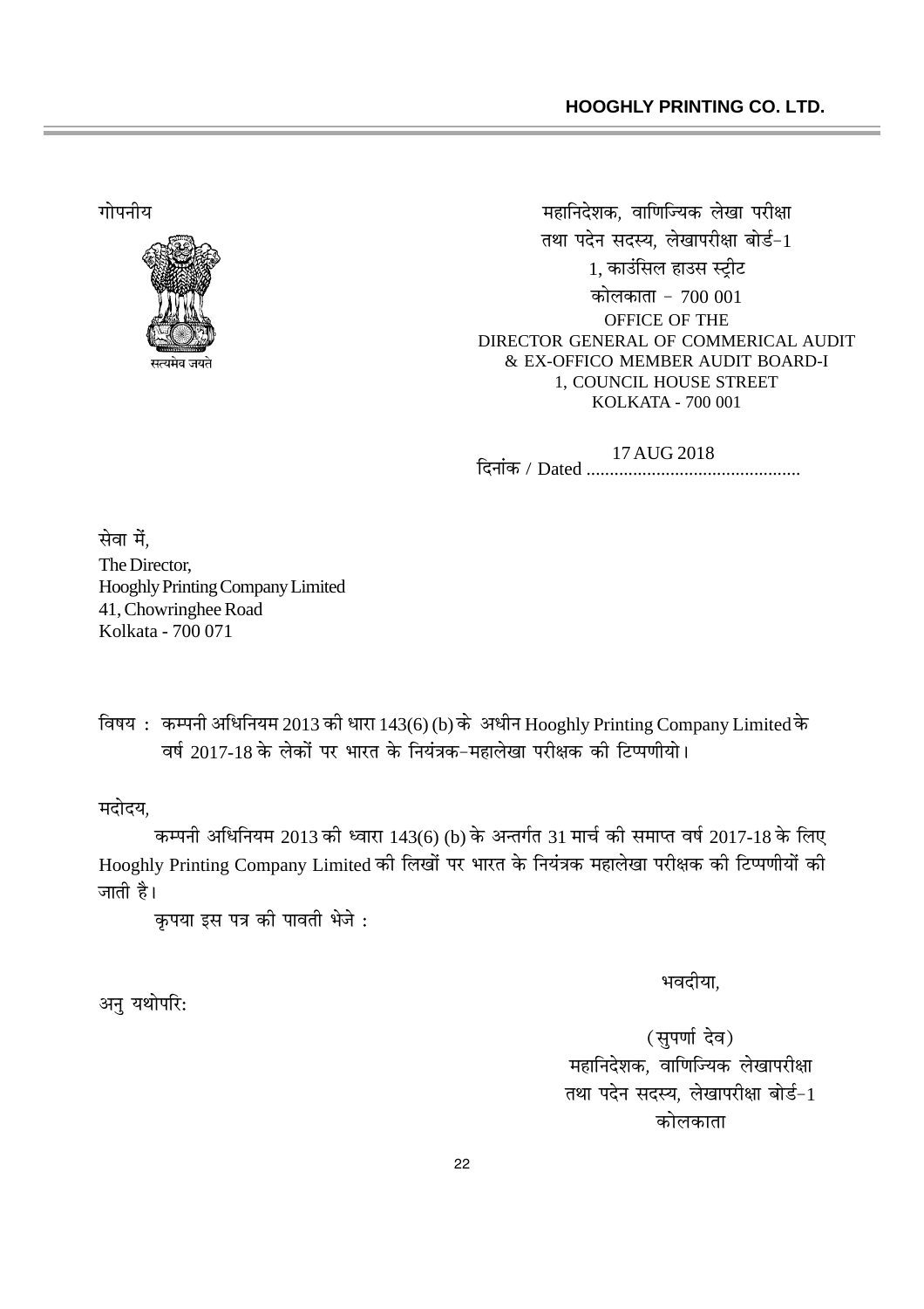गोपनीय

सत्यमेव जयते

महानिदेशक, वाणिज्यिक लेखा परीक्षा
तथा पदेन सदस्य, लेखापरीक्षा बोर्ड–1
1, काउंसिल हाउस स्ट्रीट
कोलकाता – 700 001
OFFICE OF THE
DIRECTOR GENERAL OF COMMERICAL AUDIT
& EX-OFFICO MEMBER AUDIT BOARD-I
1, COUNCIL HOUSE STREET
KOLKATA - 700 001

दिनांक / Dated 17 AUG 2018

सेवा में,
The Director,
Hooghly Printing Company Limited
41, Chowringhee Road
Kolkata - 700 071

विषय : कम्पनी अधिनियम 2013 की धारा 143(6) (b) के अधीन Hooghly Printing Company Limited के वर्ष 2017-18 के लेकों पर भारत के नियंत्रक-महालेखा परीक्षक की टिप्पणीयो।

मदोदय,

कम्पनी अधिनियम 2013 की ध्वारा 143(6) (b) के अन्तर्गत 31 मार्च की समाप्त वर्ष 2017-18 के लिए Hooghly Printing Company Limited की लिखों पर भारत के नियंत्रक महालेखा परीक्षक की टिप्पणीयों की जाती है।

कृपया इस पत्र की पावती भेजे :

अनु यथोपरि:

भवदीया,

(सुपर्णा देव)
महानिदेशक, वाणिज्यिक लेखापरीक्षा
तथा पदेन सदस्य, लेखापरीक्षा बोर्ड–1
कोलकाता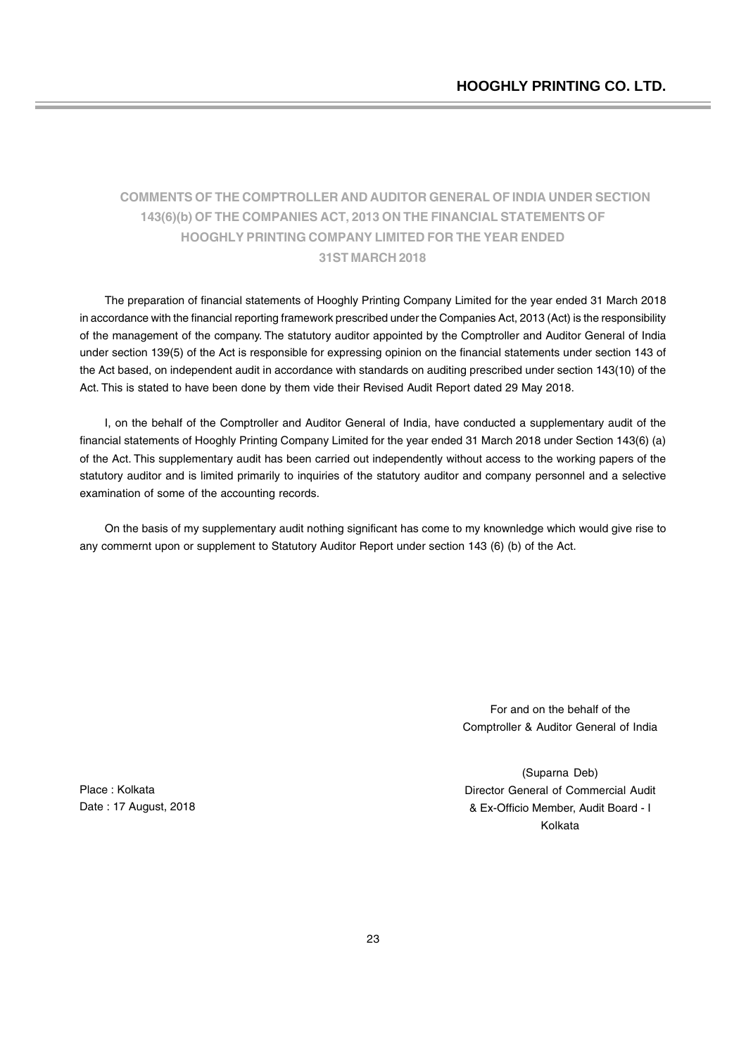## COMMENTS OF THE COMPTROLLER AND AUDITOR GENERAL OF INDIA UNDER SECTION 143(6)(b) OF THE COMPANIES ACT, 2013 ON THE FINANCIAL STATEMENTS OF HOOGHLY PRINTING COMPANY LIMITED FOR THE YEAR ENDED 31ST MARCH 2018

The preparation of financial statements of Hooghly Printing Company Limited for the year ended 31 March 2018 in accordance with the financial reporting framework prescribed under the Companies Act, 2013 (Act) is the responsibility of the management of the company. The statutory auditor appointed by the Comptroller and Auditor General of India under section 139(5) of the Act is responsible for expressing opinion on the financial statements under section 143 of the Act based, on independent audit in accordance with standards on auditing prescribed under section 143(10) of the Act. This is stated to have been done by them vide their Revised Audit Report dated 29 May 2018.

I, on the behalf of the Comptroller and Auditor General of India, have conducted a supplementary audit of the financial statements of Hooghly Printing Company Limited for the year ended 31 March 2018 under Section 143(6) (a) of the Act. This supplementary audit has been carried out independently without access to the working papers of the statutory auditor and is limited primarily to inquiries of the statutory auditor and company personnel and a selective examination of some of the accounting records.

On the basis of my supplementary audit nothing significant has come to my knownledge which would give rise to any commernt upon or supplement to Statutory Auditor Report under section 143 (6) (b) of the Act.

For and on the behalf of the
Comptroller & Auditor General of India

(Suparna Deb)
Director General of Commercial Audit
& Ex-Officio Member, Audit Board - I
Kolkata

Place : Kolkata
Date : 17 August, 2018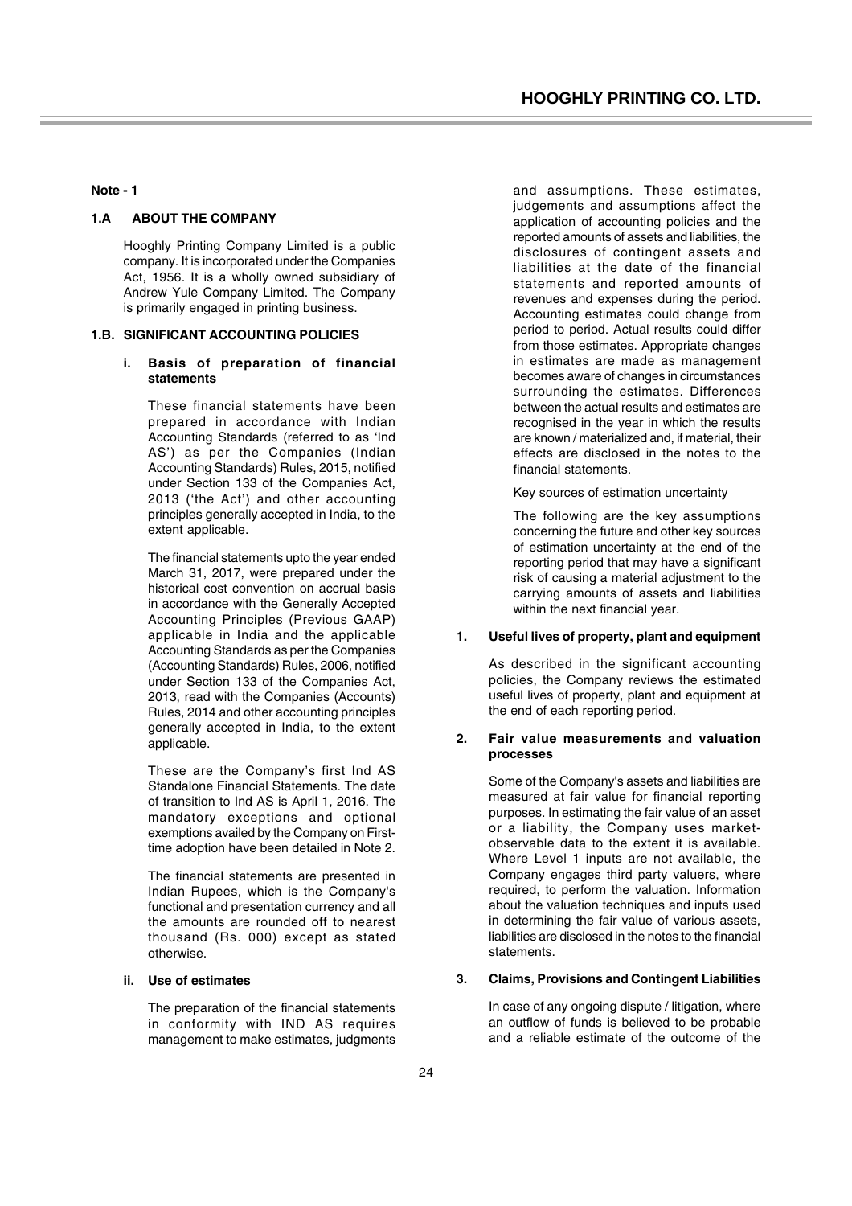**Note - 1**

### 1.A ABOUT THE COMPANY

Hooghly Printing Company Limited is a public company. It is incorporated under the Companies Act, 1956. It is a wholly owned subsidiary of Andrew Yule Company Limited. The Company is primarily engaged in printing business.

### 1.B. SIGNIFICANT ACCOUNTING POLICIES

#### i. Basis of preparation of financial statements

These financial statements have been prepared in accordance with Indian Accounting Standards (referred to as 'Ind AS') as per the Companies (Indian Accounting Standards) Rules, 2015, notified under Section 133 of the Companies Act, 2013 ('the Act') and other accounting principles generally accepted in India, to the extent applicable.

The financial statements upto the year ended March 31, 2017, were prepared under the historical cost convention on accrual basis in accordance with the Generally Accepted Accounting Principles (Previous GAAP) applicable in India and the applicable Accounting Standards as per the Companies (Accounting Standards) Rules, 2006, notified under Section 133 of the Companies Act, 2013, read with the Companies (Accounts) Rules, 2014 and other accounting principles generally accepted in India, to the extent applicable.

These are the Company's first Ind AS Standalone Financial Statements. The date of transition to Ind AS is April 1, 2016. The mandatory exceptions and optional exemptions availed by the Company on First-time adoption have been detailed in Note 2.

The financial statements are presented in Indian Rupees, which is the Company's functional and presentation currency and all the amounts are rounded off to nearest thousand (Rs. 000) except as stated otherwise.

#### ii. Use of estimates

The preparation of the financial statements in conformity with IND AS requires management to make estimates, judgments and assumptions. These estimates, judgements and assumptions affect the application of accounting policies and the reported amounts of assets and liabilities, the disclosures of contingent assets and liabilities at the date of the financial statements and reported amounts of revenues and expenses during the period. Accounting estimates could change from period to period. Actual results could differ from those estimates. Appropriate changes in estimates are made as management becomes aware of changes in circumstances surrounding the estimates. Differences between the actual results and estimates are recognised in the year in which the results are known / materialized and, if material, their effects are disclosed in the notes to the financial statements.

Key sources of estimation uncertainty

The following are the key assumptions concerning the future and other key sources of estimation uncertainty at the end of the reporting period that may have a significant risk of causing a material adjustment to the carrying amounts of assets and liabilities within the next financial year.

**1. Useful lives of property, plant and equipment**

As described in the significant accounting policies, the Company reviews the estimated useful lives of property, plant and equipment at the end of each reporting period.

**2. Fair value measurements and valuation processes**

Some of the Company's assets and liabilities are measured at fair value for financial reporting purposes. In estimating the fair value of an asset or a liability, the Company uses market-observable data to the extent it is available. Where Level 1 inputs are not available, the Company engages third party valuers, where required, to perform the valuation. Information about the valuation techniques and inputs used in determining the fair value of various assets, liabilities are disclosed in the notes to the financial statements.

**3. Claims, Provisions and Contingent Liabilities**

In case of any ongoing dispute / litigation, where an outflow of funds is believed to be probable and a reliable estimate of the outcome of the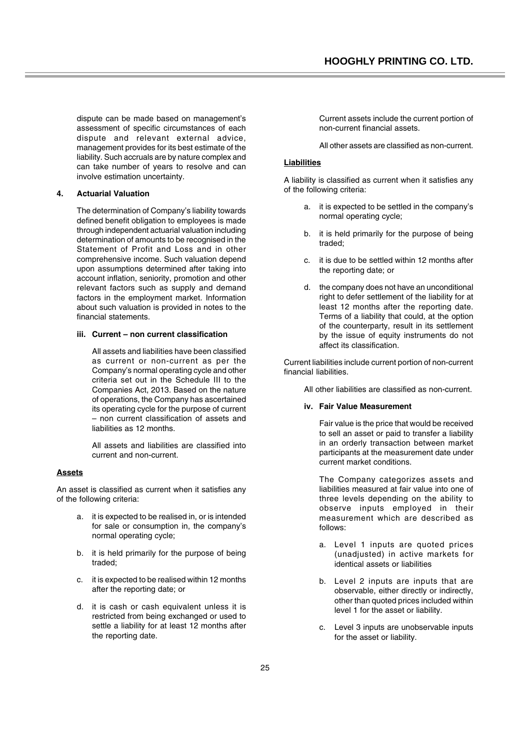dispute can be made based on management's assessment of specific circumstances of each dispute and relevant external advice, management provides for its best estimate of the liability. Such accruals are by nature complex and can take number of years to resolve and can involve estimation uncertainty.

#### 4. Actuarial Valuation

The determination of Company's liability towards defined benefit obligation to employees is made through independent actuarial valuation including determination of amounts to be recognised in the Statement of Profit and Loss and in other comprehensive income. Such valuation depend upon assumptions determined after taking into account inflation, seniority, promotion and other relevant factors such as supply and demand factors in the employment market. Information about such valuation is provided in notes to the financial statements.

#### iii. Current – non current classification

All assets and liabilities have been classified as current or non-current as per the Company's normal operating cycle and other criteria set out in the Schedule III to the Companies Act, 2013. Based on the nature of operations, the Company has ascertained its operating cycle for the purpose of current – non current classification of assets and liabilities as 12 months.

All assets and liabilities are classified into current and non-current.

**Assets**

An asset is classified as current when it satisfies any of the following criteria:

a. it is expected to be realised in, or is intended for sale or consumption in, the company's normal operating cycle;

b. it is held primarily for the purpose of being traded;

c. it is expected to be realised within 12 months after the reporting date; or

d. it is cash or cash equivalent unless it is restricted from being exchanged or used to settle a liability for at least 12 months after the reporting date.

Current assets include the current portion of non-current financial assets.

All other assets are classified as non-current.

**Liabilities**

A liability is classified as current when it satisfies any of the following criteria:

a. it is expected to be settled in the company's normal operating cycle;

b. it is held primarily for the purpose of being traded;

c. it is due to be settled within 12 months after the reporting date; or

d. the company does not have an unconditional right to defer settlement of the liability for at least 12 months after the reporting date. Terms of a liability that could, at the option of the counterparty, result in its settlement by the issue of equity instruments do not affect its classification.

Current liabilities include current portion of non-current financial liabilities.

All other liabilities are classified as non-current.

#### iv. Fair Value Measurement

Fair value is the price that would be received to sell an asset or paid to transfer a liability in an orderly transaction between market participants at the measurement date under current market conditions.

The Company categorizes assets and liabilities measured at fair value into one of three levels depending on the ability to observe inputs employed in their measurement which are described as follows:

a. Level 1 inputs are quoted prices (unadjusted) in active markets for identical assets or liabilities

b. Level 2 inputs are inputs that are observable, either directly or indirectly, other than quoted prices included within level 1 for the asset or liability.

c. Level 3 inputs are unobservable inputs for the asset or liability.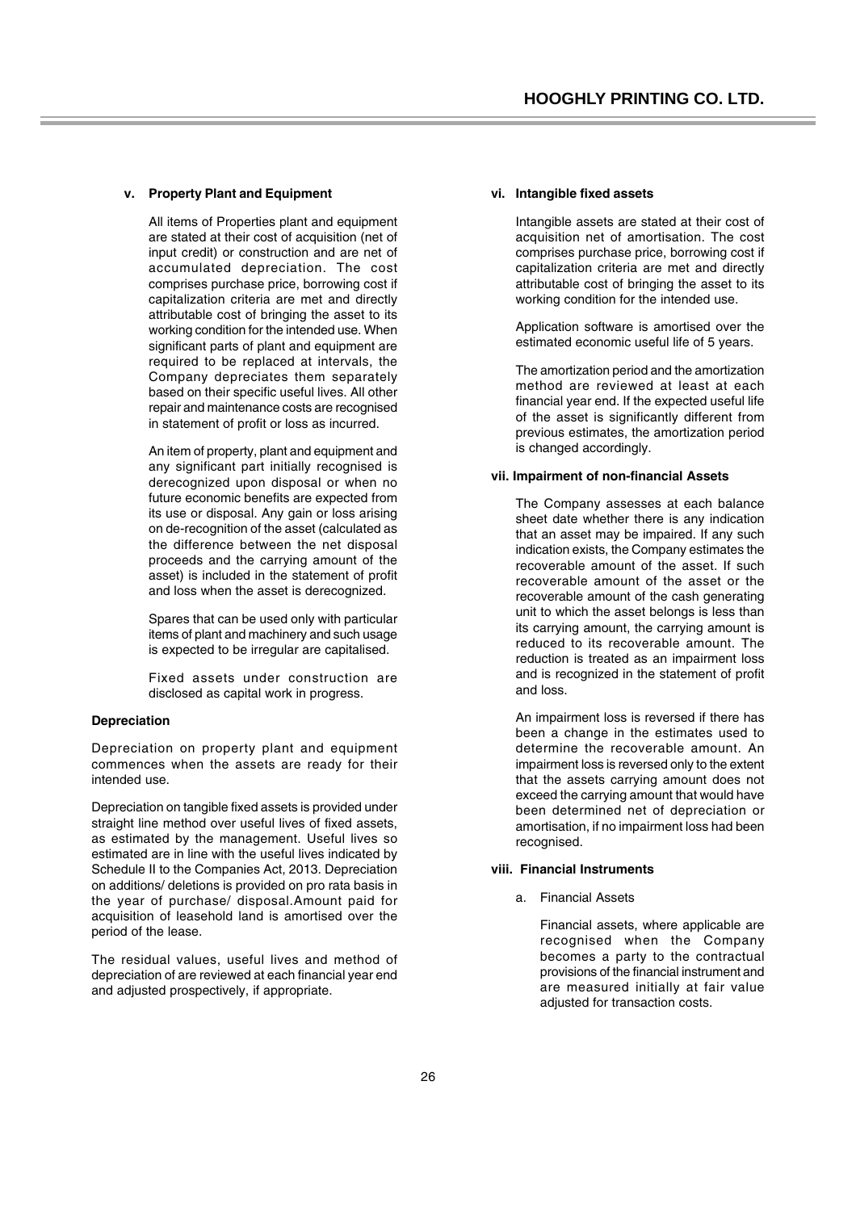### v. Property Plant and Equipment

All items of Properties plant and equipment are stated at their cost of acquisition (net of input credit) or construction and are net of accumulated depreciation. The cost comprises purchase price, borrowing cost if capitalization criteria are met and directly attributable cost of bringing the asset to its working condition for the intended use. When significant parts of plant and equipment are required to be replaced at intervals, the Company depreciates them separately based on their specific useful lives. All other repair and maintenance costs are recognised in statement of profit or loss as incurred.

An item of property, plant and equipment and any significant part initially recognised is derecognized upon disposal or when no future economic benefits are expected from its use or disposal. Any gain or loss arising on de-recognition of the asset (calculated as the difference between the net disposal proceeds and the carrying amount of the asset) is included in the statement of profit and loss when the asset is derecognized.

Spares that can be used only with particular items of plant and machinery and such usage is expected to be irregular are capitalised.

Fixed assets under construction are disclosed as capital work in progress.

#### Depreciation

Depreciation on property plant and equipment commences when the assets are ready for their intended use.

Depreciation on tangible fixed assets is provided under straight line method over useful lives of fixed assets, as estimated by the management. Useful lives so estimated are in line with the useful lives indicated by Schedule II to the Companies Act, 2013. Depreciation on additions/ deletions is provided on pro rata basis in the year of purchase/ disposal.Amount paid for acquisition of leasehold land is amortised over the period of the lease.

The residual values, useful lives and method of depreciation of are reviewed at each financial year end and adjusted prospectively, if appropriate.

### vi. Intangible fixed assets

Intangible assets are stated at their cost of acquisition net of amortisation. The cost comprises purchase price, borrowing cost if capitalization criteria are met and directly attributable cost of bringing the asset to its working condition for the intended use.

Application software is amortised over the estimated economic useful life of 5 years.

The amortization period and the amortization method are reviewed at least at each financial year end. If the expected useful life of the asset is significantly different from previous estimates, the amortization period is changed accordingly.

### vii. Impairment of non-financial Assets

The Company assesses at each balance sheet date whether there is any indication that an asset may be impaired. If any such indication exists, the Company estimates the recoverable amount of the asset. If such recoverable amount of the asset or the recoverable amount of the cash generating unit to which the asset belongs is less than its carrying amount, the carrying amount is reduced to its recoverable amount. The reduction is treated as an impairment loss and is recognized in the statement of profit and loss.

An impairment loss is reversed if there has been a change in the estimates used to determine the recoverable amount. An impairment loss is reversed only to the extent that the assets carrying amount does not exceed the carrying amount that would have been determined net of depreciation or amortisation, if no impairment loss had been recognised.

### viii. Financial Instruments

a. Financial Assets

Financial assets, where applicable are recognised when the Company becomes a party to the contractual provisions of the financial instrument and are measured initially at fair value adjusted for transaction costs.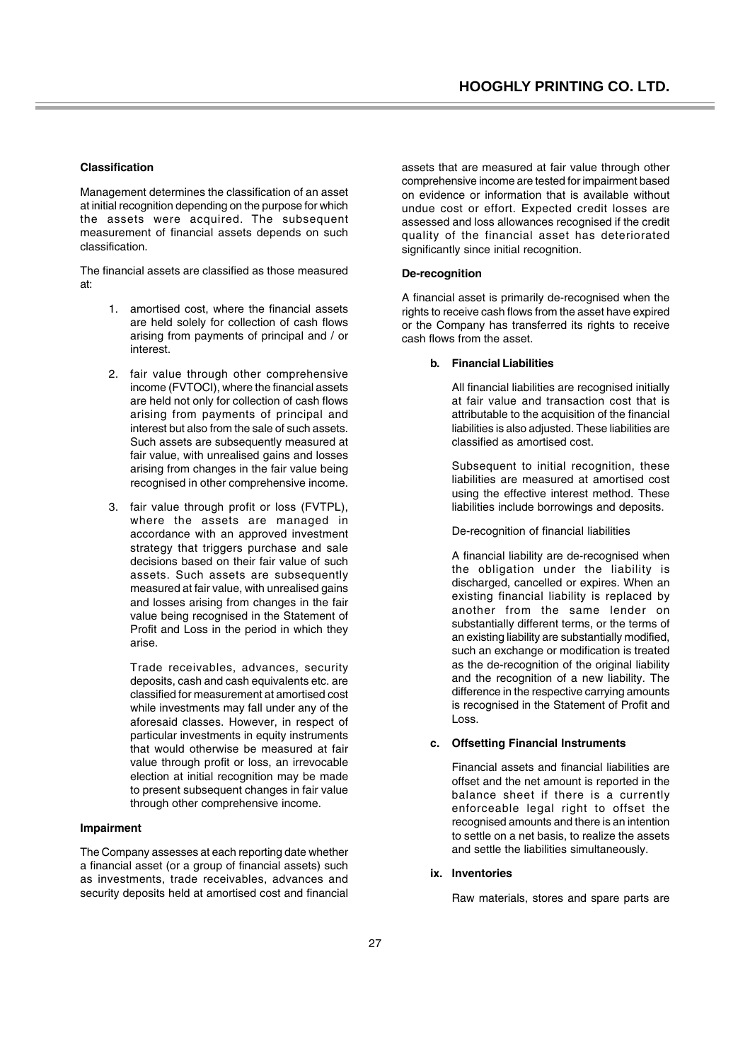**Classification**

Management determines the classification of an asset at initial recognition depending on the purpose for which the assets were acquired. The subsequent measurement of financial assets depends on such classification.

The financial assets are classified as those measured at:

1. amortised cost, where the financial assets are held solely for collection of cash flows arising from payments of principal and / or interest.

2. fair value through other comprehensive income (FVTOCI), where the financial assets are held not only for collection of cash flows arising from payments of principal and interest but also from the sale of such assets. Such assets are subsequently measured at fair value, with unrealised gains and losses arising from changes in the fair value being recognised in other comprehensive income.

3. fair value through profit or loss (FVTPL), where the assets are managed in accordance with an approved investment strategy that triggers purchase and sale decisions based on their fair value of such assets. Such assets are subsequently measured at fair value, with unrealised gains and losses arising from changes in the fair value being recognised in the Statement of Profit and Loss in the period in which they arise.

   Trade receivables, advances, security deposits, cash and cash equivalents etc. are classified for measurement at amortised cost while investments may fall under any of the aforesaid classes. However, in respect of particular investments in equity instruments that would otherwise be measured at fair value through profit or loss, an irrevocable election at initial recognition may be made to present subsequent changes in fair value through other comprehensive income.

**Impairment**

The Company assesses at each reporting date whether a financial asset (or a group of financial assets) such as investments, trade receivables, advances and security deposits held at amortised cost and financial assets that are measured at fair value through other comprehensive income are tested for impairment based on evidence or information that is available without undue cost or effort. Expected credit losses are assessed and loss allowances recognised if the credit quality of the financial asset has deteriorated significantly since initial recognition.

**De-recognition**

A financial asset is primarily de-recognised when the rights to receive cash flows from the asset have expired or the Company has transferred its rights to receive cash flows from the asset.

**b. Financial Liabilities**

All financial liabilities are recognised initially at fair value and transaction cost that is attributable to the acquisition of the financial liabilities is also adjusted. These liabilities are classified as amortised cost.

Subsequent to initial recognition, these liabilities are measured at amortised cost using the effective interest method. These liabilities include borrowings and deposits.

De-recognition of financial liabilities

A financial liability are de-recognised when the obligation under the liability is discharged, cancelled or expires. When an existing financial liability is replaced by another from the same lender on substantially different terms, or the terms of an existing liability are substantially modified, such an exchange or modification is treated as the de-recognition of the original liability and the recognition of a new liability. The difference in the respective carrying amounts is recognised in the Statement of Profit and Loss.

**c. Offsetting Financial Instruments**

Financial assets and financial liabilities are offset and the net amount is reported in the balance sheet if there is a currently enforceable legal right to offset the recognised amounts and there is an intention to settle on a net basis, to realize the assets and settle the liabilities simultaneously.

**ix. Inventories**

Raw materials, stores and spare parts are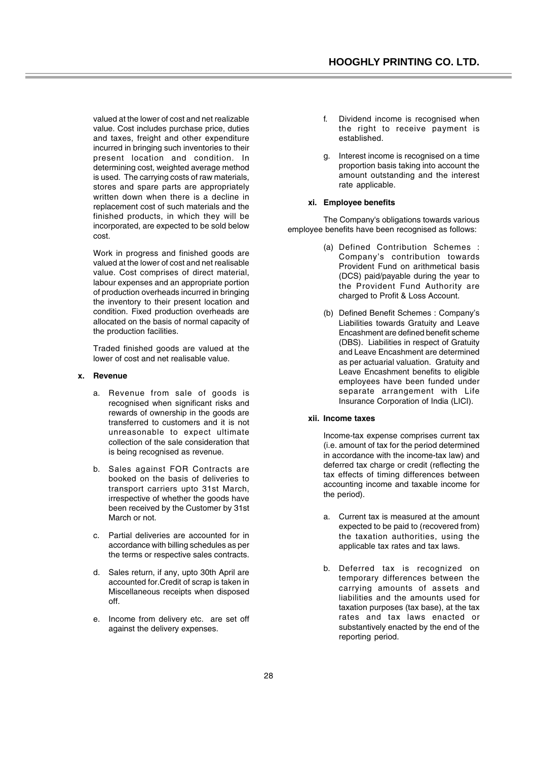valued at the lower of cost and net realizable value. Cost includes purchase price, duties and taxes, freight and other expenditure incurred in bringing such inventories to their present location and condition. In determining cost, weighted average method is used. The carrying costs of raw materials, stores and spare parts are appropriately written down when there is a decline in replacement cost of such materials and the finished products, in which they will be incorporated, are expected to be sold below cost.

Work in progress and finished goods are valued at the lower of cost and net realisable value. Cost comprises of direct material, labour expenses and an appropriate portion of production overheads incurred in bringing the inventory to their present location and condition. Fixed production overheads are allocated on the basis of normal capacity of the production facilities.

Traded finished goods are valued at the lower of cost and net realisable value.

**x. Revenue**

a. Revenue from sale of goods is recognised when significant risks and rewards of ownership in the goods are transferred to customers and it is not unreasonable to expect ultimate collection of the sale consideration that is being recognised as revenue.

b. Sales against FOR Contracts are booked on the basis of deliveries to transport carriers upto 31st March, irrespective of whether the goods have been received by the Customer by 31st March or not.

c. Partial deliveries are accounted for in accordance with billing schedules as per the terms or respective sales contracts.

d. Sales return, if any, upto 30th April are accounted for.Credit of scrap is taken in Miscellaneous receipts when disposed off.

e. Income from delivery etc. are set off against the delivery expenses.

f. Dividend income is recognised when the right to receive payment is established.

g. Interest income is recognised on a time proportion basis taking into account the amount outstanding and the interest rate applicable.

**xi. Employee benefits**

The Company's obligations towards various employee benefits have been recognised as follows:

(a) Defined Contribution Schemes : Company's contribution towards Provident Fund on arithmetical basis (DCS) paid/payable during the year to the Provident Fund Authority are charged to Profit & Loss Account.

(b) Defined Benefit Schemes : Company's Liabilities towards Gratuity and Leave Encashment are defined benefit scheme (DBS). Liabilities in respect of Gratuity and Leave Encashment are determined as per actuarial valuation. Gratuity and Leave Encashment benefits to eligible employees have been funded under separate arrangement with Life Insurance Corporation of India (LICI).

**xii. Income taxes**

Income-tax expense comprises current tax (i.e. amount of tax for the period determined in accordance with the income-tax law) and deferred tax charge or credit (reflecting the tax effects of timing differences between accounting income and taxable income for the period).

a. Current tax is measured at the amount expected to be paid to (recovered from) the taxation authorities, using the applicable tax rates and tax laws.

b. Deferred tax is recognized on temporary differences between the carrying amounts of assets and liabilities and the amounts used for taxation purposes (tax base), at the tax rates and tax laws enacted or substantively enacted by the end of the reporting period.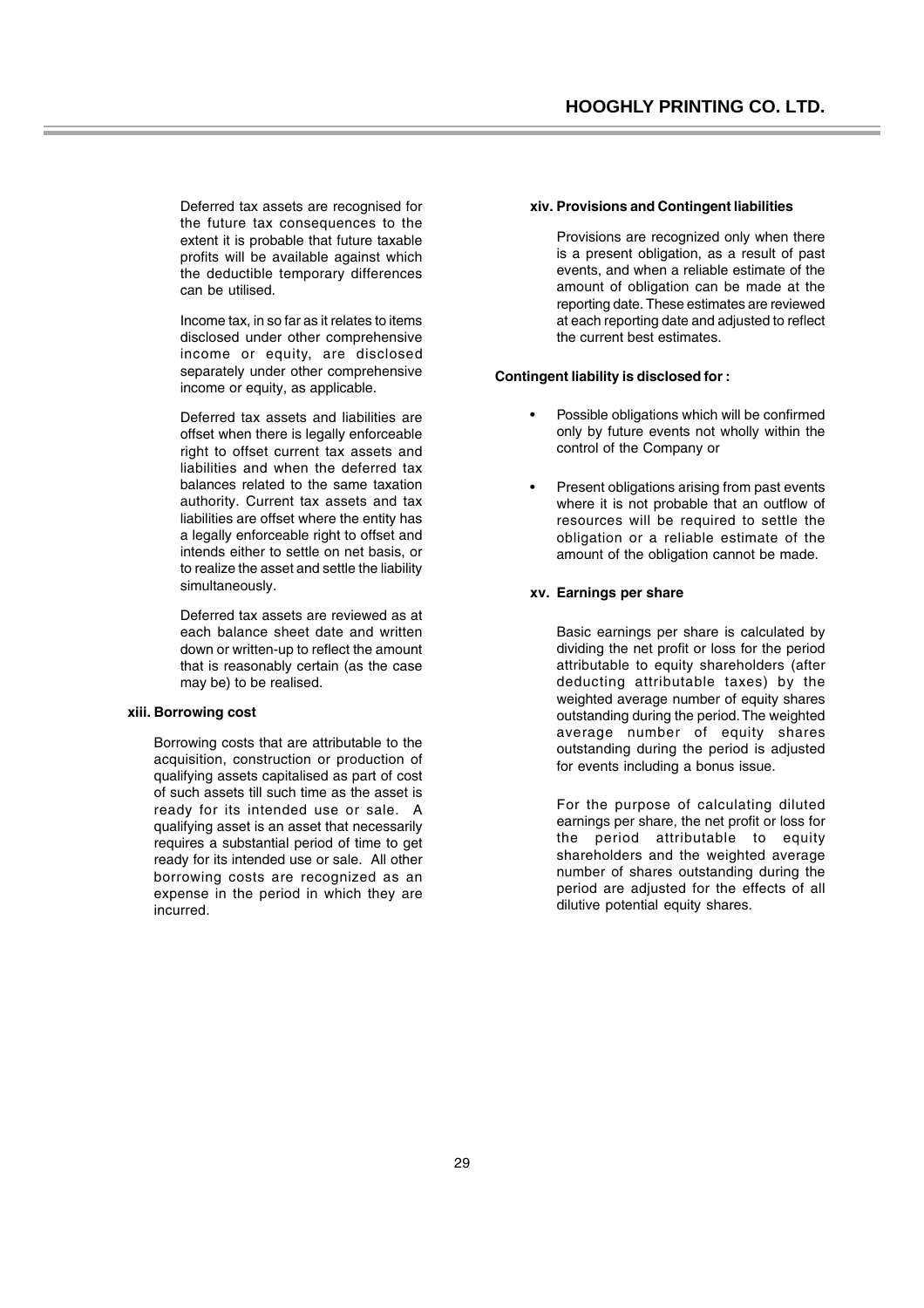Deferred tax assets are recognised for the future tax consequences to the extent it is probable that future taxable profits will be available against which the deductible temporary differences can be utilised.

Income tax, in so far as it relates to items disclosed under other comprehensive income or equity, are disclosed separately under other comprehensive income or equity, as applicable.

Deferred tax assets and liabilities are offset when there is legally enforceable right to offset current tax assets and liabilities and when the deferred tax balances related to the same taxation authority. Current tax assets and tax liabilities are offset where the entity has a legally enforceable right to offset and intends either to settle on net basis, or to realize the asset and settle the liability simultaneously.

Deferred tax assets are reviewed as at each balance sheet date and written down or written-up to reflect the amount that is reasonably certain (as the case may be) to be realised.

**xiii. Borrowing cost**

Borrowing costs that are attributable to the acquisition, construction or production of qualifying assets capitalised as part of cost of such assets till such time as the asset is ready for its intended use or sale. A qualifying asset is an asset that necessarily requires a substantial period of time to get ready for its intended use or sale. All other borrowing costs are recognized as an expense in the period in which they are incurred.

**xiv. Provisions and Contingent liabilities**

Provisions are recognized only when there is a present obligation, as a result of past events, and when a reliable estimate of the amount of obligation can be made at the reporting date. These estimates are reviewed at each reporting date and adjusted to reflect the current best estimates.

**Contingent liability is disclosed for :**

- Possible obligations which will be confirmed only by future events not wholly within the control of the Company or
- Present obligations arising from past events where it is not probable that an outflow of resources will be required to settle the obligation or a reliable estimate of the amount of the obligation cannot be made.

**xv. Earnings per share**

Basic earnings per share is calculated by dividing the net profit or loss for the period attributable to equity shareholders (after deducting attributable taxes) by the weighted average number of equity shares outstanding during the period. The weighted average number of equity shares outstanding during the period is adjusted for events including a bonus issue.

For the purpose of calculating diluted earnings per share, the net profit or loss for the period attributable to equity shareholders and the weighted average number of shares outstanding during the period are adjusted for the effects of all dilutive potential equity shares.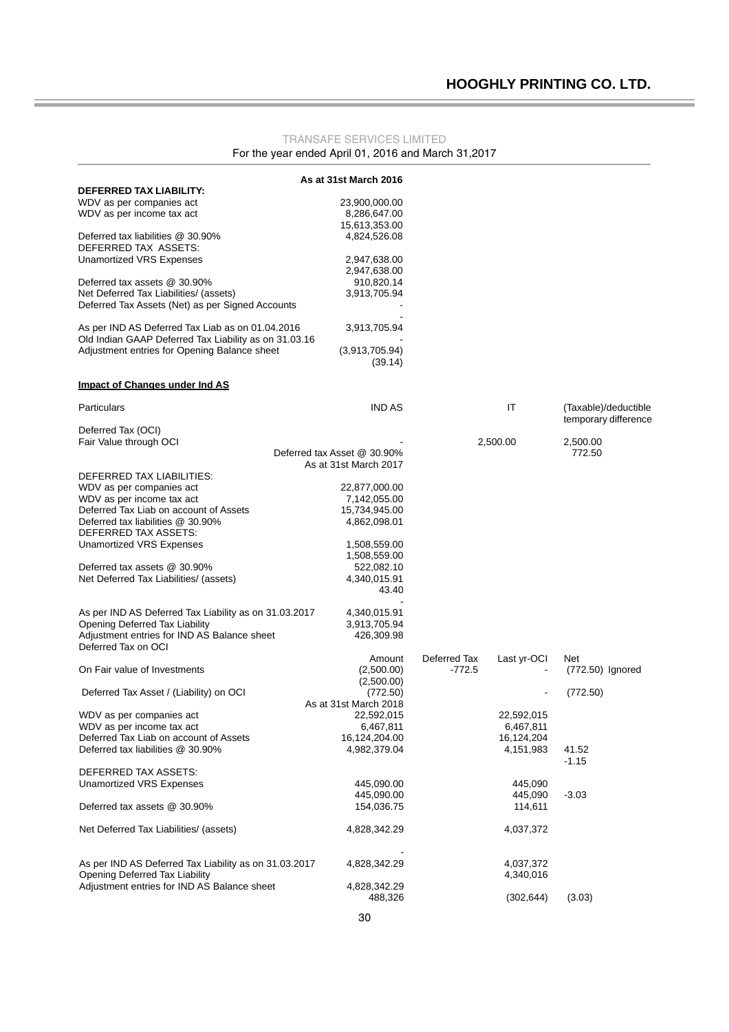TRANSAFE SERVICES LIMITED

For the year ended April 01, 2016 and March 31,2017

| | As at 31st March 2016 | | | |
|---|---|---|---|---|
| **DEFERRED TAX LIABILITY:** | | | | |
| WDV as per companies act | 23,900,000.00 | | | |
| WDV as per income tax act | 8,286,647.00 | | | |
| | 15,613,353.00 | | | |
| Deferred tax liabilities @ 30.90% | 4,824,526.08 | | | |
| DEFERRED TAX ASSETS: | | | | |
| Unamortized VRS Expenses | 2,947,638.00 | | | |
| | 2,947,638.00 | | | |
| Deferred tax assets @ 30.90% | 910,820.14 | | | |
| Net Deferred Tax Liabilities/ (assets) | 3,913,705.94 | | | |
| Deferred Tax Assets (Net) as per Signed Accounts | - | | | |
| | - | | | |
| As per IND AS Deferred Tax Liab as on 01.04.2016 | 3,913,705.94 | | | |
| Old Indian GAAP Deferred Tax Liability as on 31.03.16 | - | | | |
| Adjustment entries for Opening Balance sheet | (3,913,705.94) | | | |
| | (39.14) | | | |

**Impact of Changes under Ind AS**

| Particulars | IND AS | | IT | (Taxable)/deductible temporary difference |
|---|---|---|---|---|
| Deferred Tax (OCI) | | | | |
| Fair Value through OCI | - | | 2,500.00 | 2,500.00 |
| | Deferred tax Asset @ 30.90% | | | 772.50 |
| | As at 31st March 2017 | | | |
| DEFERRED TAX LIABILITIES: | | | | |
| WDV as per companies act | 22,877,000.00 | | | |
| WDV as per income tax act | 7,142,055.00 | | | |
| Deferred Tax Liab on account of Assets | 15,734,945.00 | | | |
| Deferred tax liabilities @ 30.90% | 4,862,098.01 | | | |
| DEFERRED TAX ASSETS: | | | | |
| Unamortized VRS Expenses | 1,508,559.00 | | | |
| | 1,508,559.00 | | | |
| Deferred tax assets @ 30.90% | 522,082.10 | | | |
| Net Deferred Tax Liabilities/ (assets) | 4,340,015.91 | | | |
| | 43.40 | | | |
| | - | | | |
| As per IND AS Deferred Tax Liability as on 31.03.2017 | 4,340,015.91 | | | |
| Opening Deferred Tax Liability | 3,913,705.94 | | | |
| Adjustment entries for IND AS Balance sheet | 426,309.98 | | | |
| Deferred Tax on OCI | | | | |
| | Amount | Deferred Tax | Last yr-OCI | Net |
| On Fair value of Investments | (2,500.00) | -772.5 | - | (772.50) Ignored |
| | (2,500.00) | | | |
| Deferred Tax Asset / (Liability) on OCI | (772.50) | | - | (772.50) |
| | As at 31st March 2018 | | | |
| WDV as per companies act | 22,592,015 | | 22,592,015 | |
| WDV as per income tax act | 6,467,811 | | 6,467,811 | |
| Deferred Tax Liab on account of Assets | 16,124,204.00 | | 16,124,204 | |
| Deferred tax liabilities @ 30.90% | 4,982,379.04 | | 4,151,983 | 41.52 |
| | | | | -1.15 |
| DEFERRED TAX ASSETS: | | | | |
| Unamortized VRS Expenses | 445,090.00 | | 445,090 | |
| | 445,090.00 | | 445,090 | -3.03 |
| Deferred tax assets @ 30.90% | 154,036.75 | | 114,611 | |
| Net Deferred Tax Liabilities/ (assets) | 4,828,342.29 | | 4,037,372 | |
| | - | | | |
| As per IND AS Deferred Tax Liability as on 31.03.2017 | 4,828,342.29 | | 4,037,372 | |
| Opening Deferred Tax Liability | | | 4,340,016 | |
| Adjustment entries for IND AS Balance sheet | 4,828,342.29 | | | |
| | 488,326 | | (302,644) | (3.03) |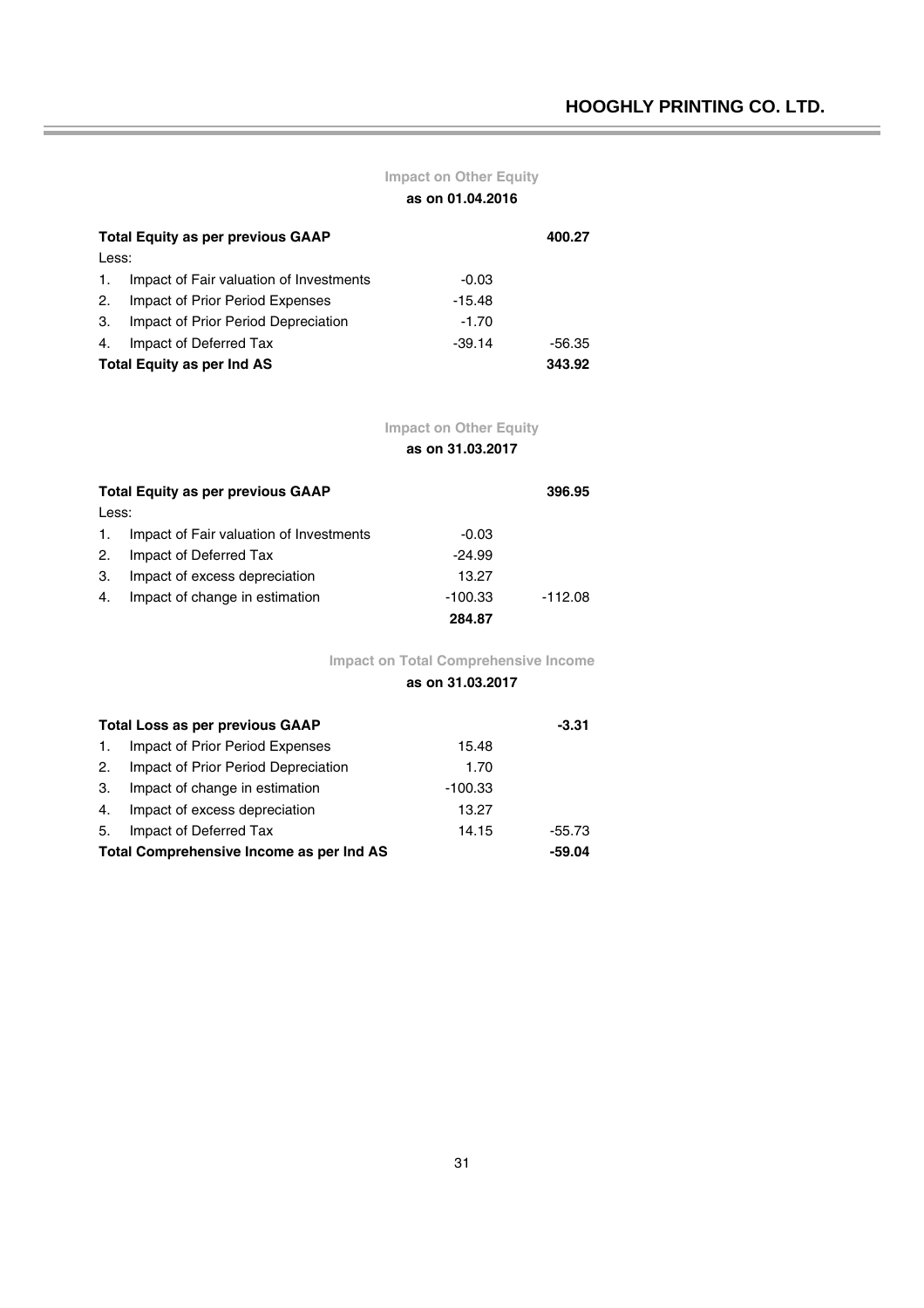### Impact on Other Equity

**as on 01.04.2016**

| | | | |
|---|---|---|---|
| **Total Equity as per previous GAAP** | | | **400.27** |
| Less: | | | |
| 1. | Impact of Fair valuation of Investments | -0.03 | |
| 2. | Impact of Prior Period Expenses | -15.48 | |
| 3. | Impact of Prior Period Depreciation | -1.70 | |
| 4. | Impact of Deferred Tax | -39.14 | -56.35 |
| **Total Equity as per Ind AS** | | | **343.92** |

### Impact on Other Equity

**as on 31.03.2017**

| | | | |
|---|---|---|---|
| **Total Equity as per previous GAAP** | | | **396.95** |
| Less: | | | |
| 1. | Impact of Fair valuation of Investments | -0.03 | |
| 2. | Impact of Deferred Tax | -24.99 | |
| 3. | Impact of excess depreciation | 13.27 | |
| 4. | Impact of change in estimation | -100.33 | -112.08 |
| | | **284.87** | |

### Impact on Total Comprehensive Income

**as on 31.03.2017**

| | | | |
|---|---|---|---|
| **Total Loss as per previous GAAP** | | | **-3.31** |
| 1. | Impact of Prior Period Expenses | 15.48 | |
| 2. | Impact of Prior Period Depreciation | 1.70 | |
| 3. | Impact of change in estimation | -100.33 | |
| 4. | Impact of excess depreciation | 13.27 | |
| 5. | Impact of Deferred Tax | 14.15 | -55.73 |
| **Total Comprehensive Income as per Ind AS** | | | **-59.04** |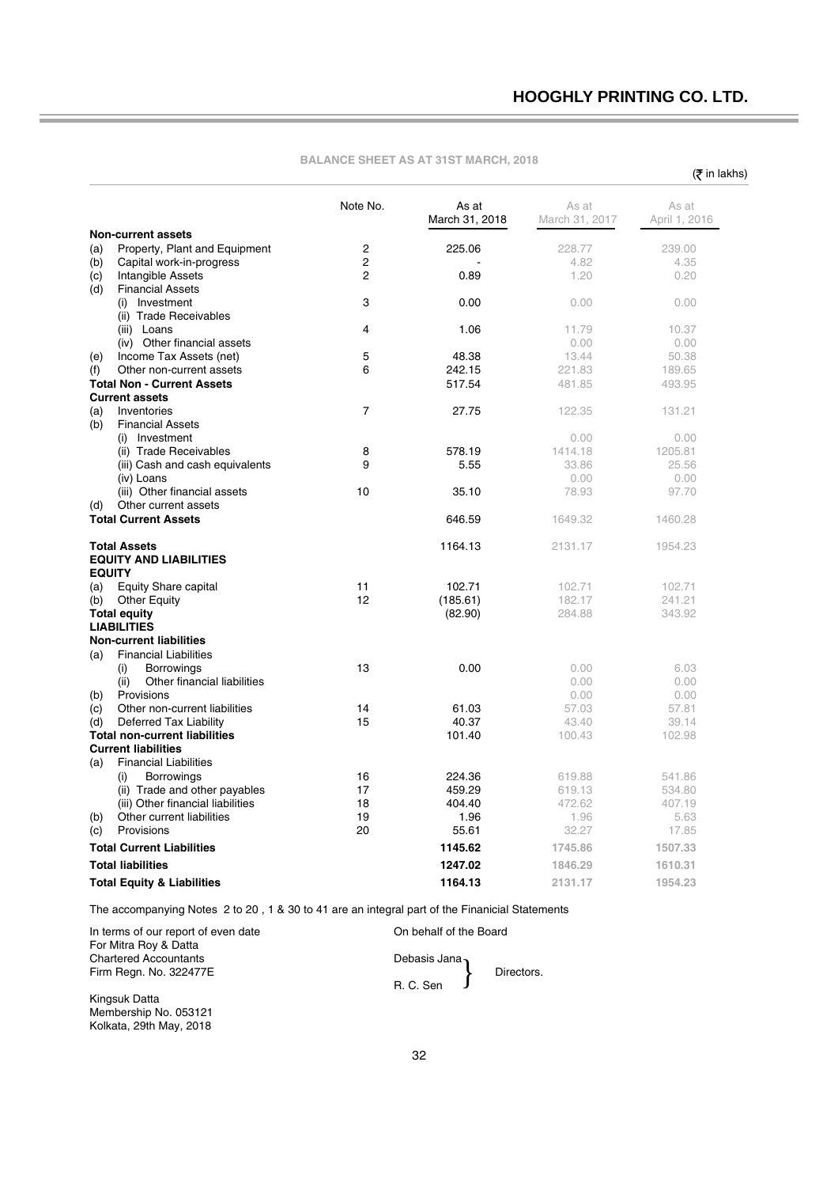## BALANCE SHEET AS AT 31ST MARCH, 2018

(₹ in lakhs)

| | Note No. | As at March 31, 2018 | As at March 31, 2017 | As at April 1, 2016 |
|---|---|---|---|---|
| **Non-current assets** | | | | |
| (a) Property, Plant and Equipment | 2 | 225.06 | 228.77 | 239.00 |
| (b) Capital work-in-progress | 2 | - | 4.82 | 4.35 |
| (c) Intangible Assets | 2 | 0.89 | 1.20 | 0.20 |
| (d) Financial Assets | | | | |
| (i) Investment | 3 | 0.00 | 0.00 | 0.00 |
| (ii) Trade Receivables | | | | |
| (iii) Loans | 4 | 1.06 | 11.79 | 10.37 |
| (iv) Other financial assets | | | 0.00 | 0.00 |
| (e) Income Tax Assets (net) | 5 | 48.38 | 13.44 | 50.38 |
| (f) Other non-current assets | 6 | 242.15 | 221.83 | 189.65 |
| **Total Non - Current Assets** | | 517.54 | 481.85 | 493.95 |
| **Current assets** | | | | |
| (a) Inventories | 7 | 27.75 | 122.35 | 131.21 |
| (b) Financial Assets | | | | |
| (i) Investment | | | 0.00 | 0.00 |
| (ii) Trade Receivables | 8 | 578.19 | 1414.18 | 1205.81 |
| (iii) Cash and cash equivalents | 9 | 5.55 | 33.86 | 25.56 |
| (iv) Loans | | | 0.00 | 0.00 |
| (iii) Other financial assets | 10 | 35.10 | 78.93 | 97.70 |
| (d) Other current assets | | | | |
| **Total Current Assets** | | 646.59 | 1649.32 | 1460.28 |
| **Total Assets** | | 1164.13 | 2131.17 | 1954.23 |
| **EQUITY AND LIABILITIES** | | | | |
| **EQUITY** | | | | |
| (a) Equity Share capital | 11 | 102.71 | 102.71 | 102.71 |
| (b) Other Equity | 12 | (185.61) | 182.17 | 241.21 |
| **Total equity** | | (82.90) | 284.88 | 343.92 |
| **LIABILITIES** | | | | |
| **Non-current liabilities** | | | | |
| (a) Financial Liabilities | | | | |
| (i) Borrowings | 13 | 0.00 | 0.00 | 6.03 |
| (ii) Other financial liabilities | | | 0.00 | 0.00 |
| (b) Provisions | | | 0.00 | 0.00 |
| (c) Other non-current liabilities | 14 | 61.03 | 57.03 | 57.81 |
| (d) Deferred Tax Liability | 15 | 40.37 | 43.40 | 39.14 |
| **Total non-current liabilities** | | 101.40 | 100.43 | 102.98 |
| **Current liabilities** | | | | |
| (a) Financial Liabilities | | | | |
| (i) Borrowings | 16 | 224.36 | 619.88 | 541.86 |
| (ii) Trade and other payables | 17 | 459.29 | 619.13 | 534.80 |
| (iii) Other financial liabilities | 18 | 404.40 | 472.62 | 407.19 |
| (b) Other current liabilities | 19 | 1.96 | 1.96 | 5.63 |
| (c) Provisions | 20 | 55.61 | 32.27 | 17.85 |
| **Total Current Liabilities** | | **1145.62** | **1745.86** | **1507.33** |
| **Total liabilities** | | **1247.02** | **1846.29** | **1610.31** |
| **Total Equity & Liabilities** | | **1164.13** | **2131.17** | **1954.23** |

The accompanying Notes 2 to 20 , 1 & 30 to 41 are an integral part of the Finanicial Statements

In terms of our report of even date
For Mitra Roy & Datta
Chartered Accountants
Firm Regn. No. 322477E

Kingsuk Datta
Membership No. 053121
Kolkata, 29th May, 2018

On behalf of the Board

Debasis Jana
R. C. Sen
} Directors.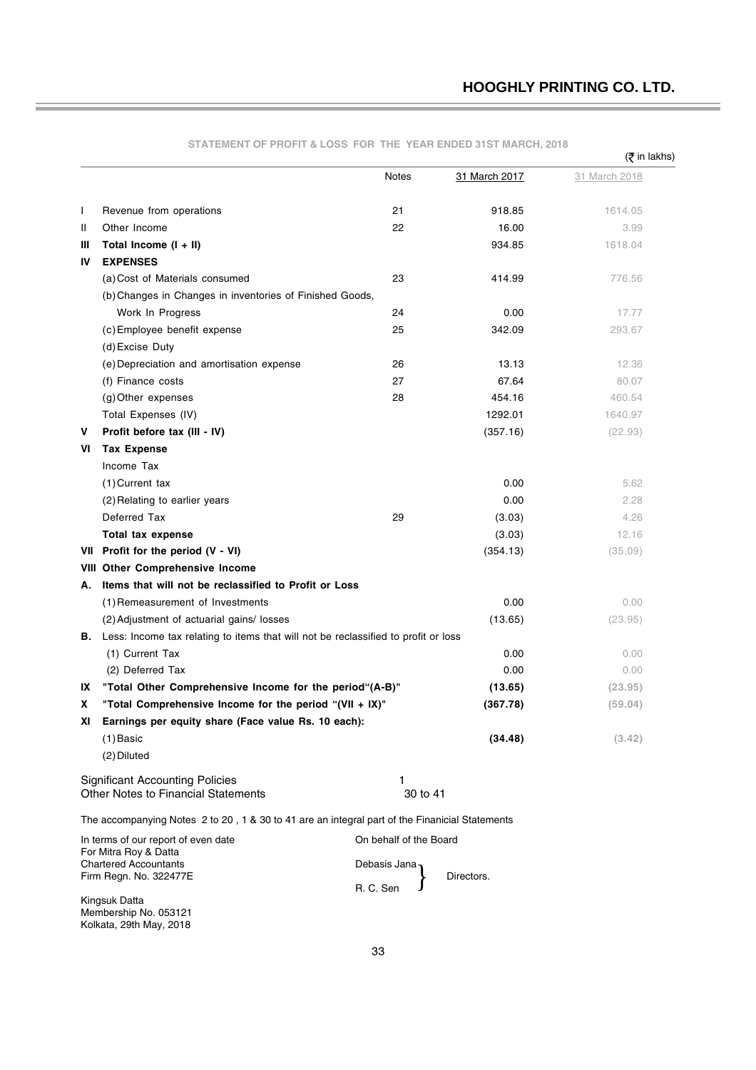## STATEMENT OF PROFIT & LOSS FOR THE YEAR ENDED 31ST MARCH, 2018

(₹ in lakhs)

| | | Notes | 31 March 2017 | 31 March 2018 |
|---|---|---|---|---|
| I | Revenue from operations | 21 | 918.85 | 1614.05 |
| II | Other Income | 22 | 16.00 | 3.99 |
| **III** | **Total Income (I + II)** | | 934.85 | 1618.04 |
| **IV** | **EXPENSES** | | | |
| | (a) Cost of Materials consumed | 23 | 414.99 | 776.56 |
| | (b) Changes in Changes in inventories of Finished Goods, Work In Progress | 24 | 0.00 | 17.77 |
| | (c) Employee benefit expense | 25 | 342.09 | 293.67 |
| | (d) Excise Duty | | | |
| | (e) Depreciation and amortisation expense | 26 | 13.13 | 12.36 |
| | (f) Finance costs | 27 | 67.64 | 80.07 |
| | (g) Other expenses | 28 | 454.16 | 460.54 |
| | Total Expenses (IV) | | 1292.01 | 1640.97 |
| **V** | **Profit before tax (III - IV)** | | (357.16) | (22.93) |
| **VI** | **Tax Expense** | | | |
| | Income Tax | | | |
| | (1) Current tax | | 0.00 | 5.62 |
| | (2) Relating to earlier years | | 0.00 | 2.28 |
| | Deferred Tax | 29 | (3.03) | 4.26 |
| | **Total tax expense** | | (3.03) | 12.16 |
| **VII** | **Profit for the period (V - VI)** | | (354.13) | (35.09) |
| **VIII** | **Other Comprehensive Income** | | | |
| **A.** | **Items that will not be reclassified to Profit or Loss** | | | |
| | (1) Remeasurement of Investments | | 0.00 | 0.00 |
| | (2) Adjustment of actuarial gains/ losses | | (13.65) | (23.95) |
| **B.** | Less: Income tax relating to items that will not be reclassified to profit or loss | | | |
| | (1) Current Tax | | 0.00 | 0.00 |
| | (2) Deferred Tax | | 0.00 | 0.00 |
| **IX** | **"Total Other Comprehensive Income for the period"(A-B)"** | | **(13.65)** | **(23.95)** |
| **X** | **"Total Comprehensive Income for the period "(VII + IX)"** | | **(367.78)** | **(59.04)** |
| **XI** | **Earnings per equity share (Face value Rs. 10 each):** | | | |
| | (1) Basic | | **(34.48)** | **(3.42)** |
| | (2) Diluted | | | |

Significant Accounting Policies — 1

Other Notes to Financial Statements — 30 to 41

The accompanying Notes 2 to 20 , 1 & 30 to 41 are an integral part of the Finanicial Statements

In terms of our report of even date
For Mitra Roy & Datta
Chartered Accountants
Firm Regn. No. 322477E

Kingsuk Datta
Membership No. 053121
Kolkata, 29th May, 2018

On behalf of the Board

Debasis Jana, R. C. Sen — Directors.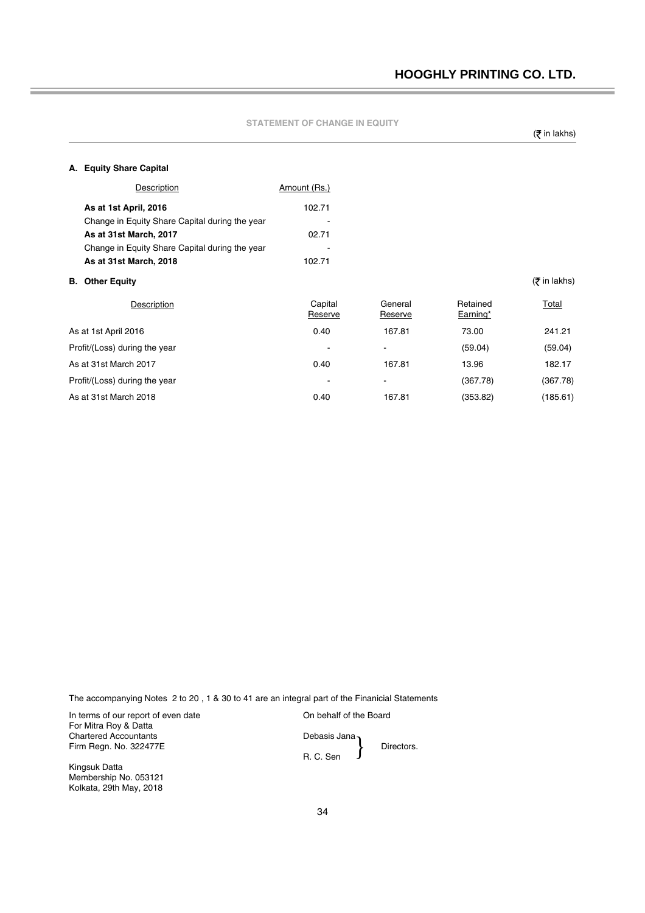## STATEMENT OF CHANGE IN EQUITY

(₹ in lakhs)

### A. Equity Share Capital

| Description | Amount (Rs.) |
|---|---|
| **As at 1st April, 2016** | 102.71 |
| Change in Equity Share Capital during the year | - |
| **As at 31st March, 2017** | 02.71 |
| Change in Equity Share Capital during the year | - |
| **As at 31st March, 2018** | 102.71 |

### B. Other Equity

(₹ in lakhs)

| Description | Capital Reserve | General Reserve | Retained Earning* | Total |
|---|---|---|---|---|
| As at 1st April 2016 | 0.40 | 167.81 | 73.00 | 241.21 |
| Profit/(Loss) during the year | - | - | (59.04) | (59.04) |
| As at 31st March 2017 | 0.40 | 167.81 | 13.96 | 182.17 |
| Profit/(Loss) during the year | - | - | (367.78) | (367.78) |
| As at 31st March 2018 | 0.40 | 167.81 | (353.82) | (185.61) |

The accompanying Notes 2 to 20 , 1 & 30 to 41 are an integral part of the Finanicial Statements

In terms of our report of even date
For Mitra Roy & Datta
Chartered Accountants
Firm Regn. No. 322477E

Kingsuk Datta
Membership No. 053121
Kolkata, 29th May, 2018

On behalf of the Board

Debasis Jana
R. C. Sen
} Directors.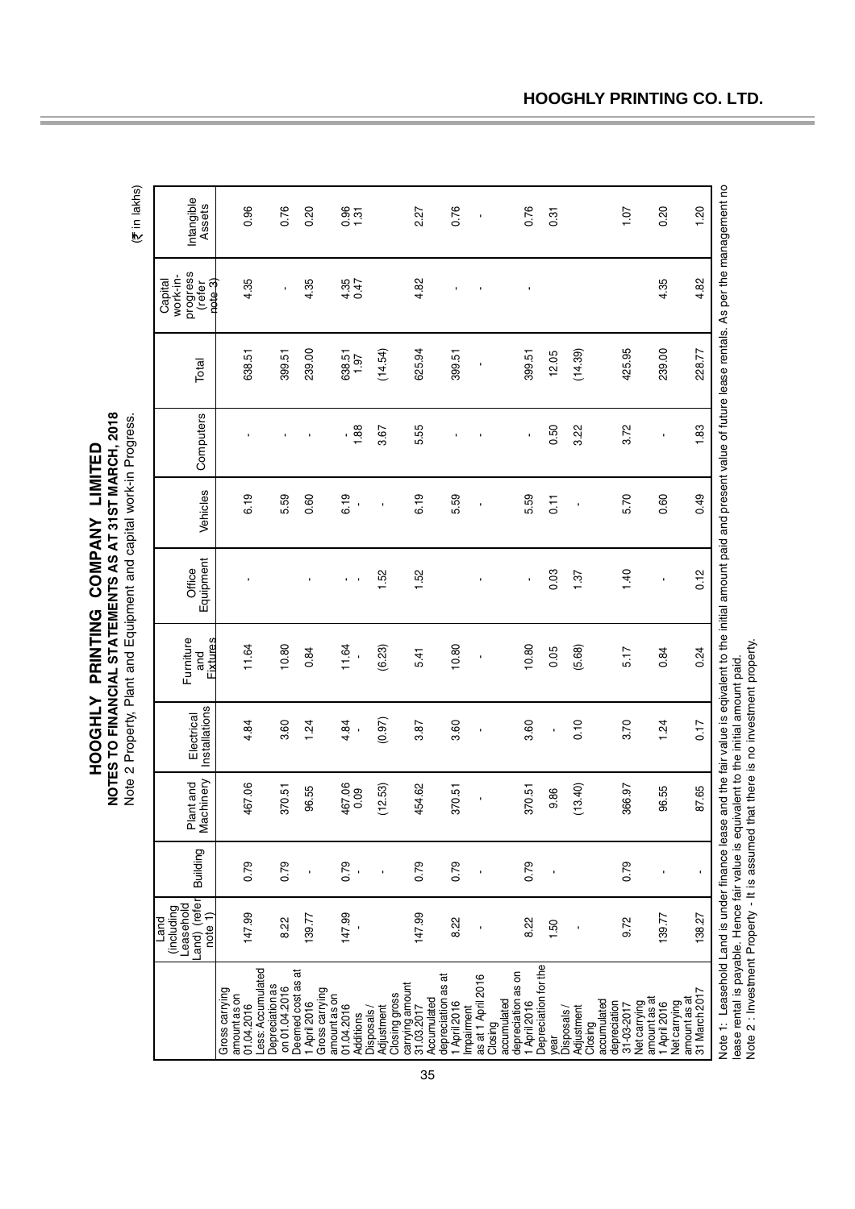# HOOGHLY PRINTING COMPANY LIMITED

## NOTES TO FINANCIAL STATEMENTS AS AT 31ST MARCH, 2018

Note 2 Property, Plant and Equipment and capital work-in Progress.

(₹ in lakhs)

| | Land (including Leasehold Land) (refer note 1) | Building | Plant and Machinery | Electrical Installations | Furniture and Fixtures | Office Equipment | Vehicles | Computers | Total | Capital work-in-progress (refer note 3) | Intangible Assets |
|---|---|---|---|---|---|---|---|---|---|---|---|
| Gross carrying amount as on 01.04.2016 | 147.99 | 0.79 | 467.06 | 4.84 | 11.64 | - | 6.19 | - | 638.51 | 4.35 | 0.96 |
| Less: Accumulated Depreciation as on 01.04.2016 | 8.22 | 0.79 | 370.51 | 3.60 | 10.80 | | 5.59 | - | 399.51 | - | 0.76 |
| Deemed cost as at 1 April 2016 | 139.77 | - | 96.55 | 1.24 | 0.84 | - | 0.60 | - | 239.00 | 4.35 | 0.20 |
| Gross carrying amount as on 01.04.2016 | 147.99 | 0.79 | 467.06 | 4.84 | 11.64 | - | 6.19 | - | 638.51 | 4.35 | 0.96 |
| Additions | - | - | 0.09 | - | - | - | - | 1.88 | 1.97 | 0.47 | 1.31 |
| Disposals / Adjustment | - | - | (12.53) | (0.97) | (6.23) | 1.52 | - | 3.67 | (14.54) | | |
| Closing gross carrying amount 31.03.2017 | 147.99 | 0.79 | 454.62 | 3.87 | 5.41 | 1.52 | 6.19 | 5.55 | 625.94 | 4.82 | 2.27 |
| Accumulated depreciation as at 1 April 2016 | 8.22 | 0.79 | 370.51 | 3.60 | 10.80 | | 5.59 | - | 399.51 | - | 0.76 |
| Impairment as at 1 April 2016 | - | - | - | - | - | - | - | - | - | - | - |
| Closing accumulated depreciation as on 1 April 2016 | 8.22 | 0.79 | 370.51 | 3.60 | 10.80 | - | 5.59 | - | 399.51 | - | 0.76 |
| Depreciation for the year | 1.50 | - | 9.86 | - | 0.05 | 0.03 | 0.11 | 0.50 | 12.05 | | 0.31 |
| Disposals / Adjustment | - | | (13.40) | 0.10 | (5.68) | 1.37 | - | 3.22 | (14.39) | | |
| Closing accumulated depreciation 31-03-2017 | 9.72 | 0.79 | 366.97 | 3.70 | 5.17 | 1.40 | 5.70 | 3.72 | 425.95 | | 1.07 |
| Net carrying amount as at 1 April 2016 | 139.77 | - | 96.55 | 1.24 | 0.84 | - | 0.60 | - | 239.00 | 4.35 | 0.20 |
| Net carrying amount as at 31 March 2017 | 138.27 | - | 87.65 | 0.17 | 0.24 | 0.12 | 0.49 | 1.83 | 228.77 | 4.82 | 1.20 |

Note 1: Leasehold Land is under finance lease and the fair value is eqivalent to the initial amount paid and present value of future lease rentals. As per the management no lease rental is payable. Hence fair value is equivalent to the initial amount paid.

Note 2 : Investment Property - It is assumed that there is no investment property.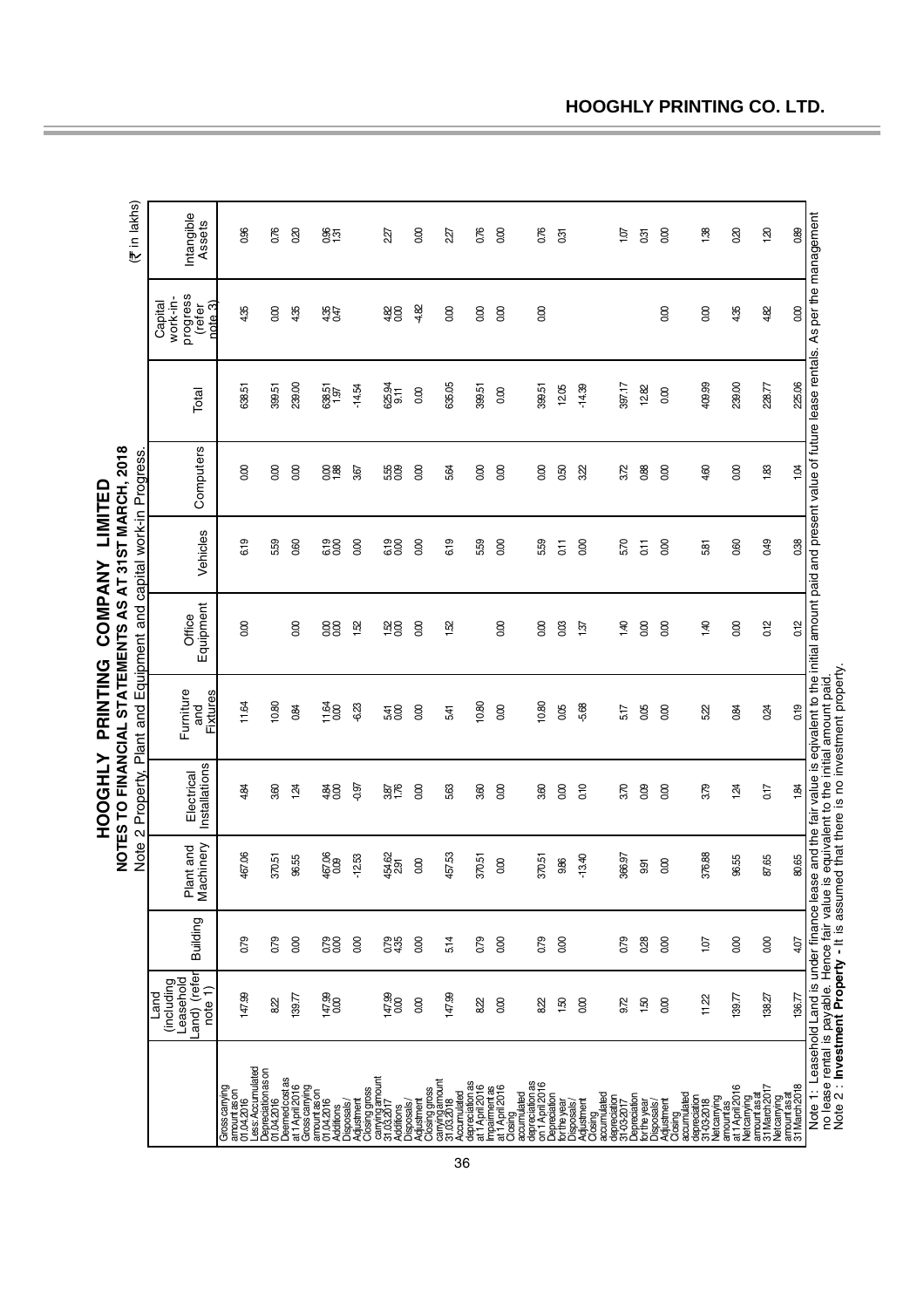# HOOGHLY PRINTING COMPANY LIMITED

## NOTES TO FINANCIAL STATEMENTS AS AT 31ST MARCH, 2018

Note 2 Property, Plant and Equipment and capital work-in Progress.

(₹ in lakhs)

| | Land (including Leasehold Land) (refer note 1) | Building | Plant and Machinery | Electrical Installations | Furniture and Fixtures | Office Equipment | Vehicles | Computers | Total | Capital work-in-progress (refer note 3) | Intangible Assets |
|---|---|---|---|---|---|---|---|---|---|---|---|
| Gross carrying amount as on 01.04.2016 | 147.99 | 0.79 | 467.06 | 4.84 | 11.64 | 0.00 | 6.19 | 0.00 | 638.51 | 4.35 | 0.96 |
| Less: Accumulated Depreciation as on 01.04.2016 | 8.22 | 0.79 | 370.51 | 3.60 | 10.80 | | 5.59 | 0.00 | 399.51 | 0.00 | 0.76 |
| Deemed cost as at 1 April 2016 | 139.77 | 0.00 | 96.55 | 1.24 | 0.84 | 0.00 | 0.60 | 0.00 | 239.00 | 4.35 | 0.20 |
| Gross carrying amount as on 01.04.2016 | 147.99 | 0.79 | 467.06 | 4.84 | 11.64 | 0.00 | 6.19 | 0.00 | 638.51 | 4.35 | 0.96 |
| Additions | 0.00 | 0.00 | 0.09 | 0.00 | 0.00 | 0.00 | 0.00 | 1.88 | 1.97 | 0.47 | 1.31 |
| Disposals / Adjustment | | 0.00 | -12.53 | -0.97 | -6.23 | 1.52 | 0.00 | 3.67 | -14.54 | | |
| Closing gross carrying amount 31.03.2017 | 147.99 | 0.79 | 454.62 | 3.87 | 5.41 | 1.52 | 6.19 | 5.55 | 625.94 | 4.82 | 2.27 |
| Additions | 0.00 | 4.35 | 2.91 | 1.76 | 0.00 | 0.00 | 0.00 | 0.09 | 9.11 | 0.00 | |
| Disposals / Adjustment | 0.00 | 0.00 | 0.00 | 0.00 | 0.00 | 0.00 | 0.00 | 0.00 | 0.00 | -4.82 | 0.00 |
| Closing gross carrying amount 31.03.2018 | 147.99 | 5.14 | 457.53 | 5.63 | 5.41 | 1.52 | 6.19 | 5.64 | 635.05 | 0.00 | 2.27 |
| Accumulated depreciation as at 1 April 2016 | 8.22 | 0.79 | 370.51 | 3.60 | 10.80 | | 5.59 | 0.00 | 399.51 | 0.00 | 0.76 |
| Impairment as at 1 April 2016 | 0.00 | 0.00 | 0.00 | 0.00 | 0.00 | 0.00 | 0.00 | 0.00 | 0.00 | 0.00 | 0.00 |
| Closing accumulated depreciation as on 1 April 2016 | 8.22 | 0.79 | 370.51 | 3.60 | 10.80 | 0.00 | 5.59 | 0.00 | 399.51 | 0.00 | 0.76 |
| Depreciation for the year | 1.50 | 0.00 | 9.86 | 0.00 | 0.05 | 0.03 | 0.11 | 0.50 | 12.05 | | 0.31 |
| Disposals / Adjustment | 0.00 | | -13.40 | 0.10 | -5.68 | 1.37 | 0.00 | 3.22 | -14.39 | | |
| Closing accumulated depreciation 31.03.2017 | 9.72 | 0.79 | 366.97 | 3.70 | 5.17 | 1.40 | 5.70 | 3.72 | 397.17 | | 1.07 |
| Depreciation for the year | 1.50 | 0.28 | 9.91 | 0.09 | 0.05 | 0.00 | 0.11 | 0.88 | 12.82 | | 0.31 |
| Disposals / Adjustment | 0.00 | 0.00 | 0.00 | 0.00 | 0.00 | 0.00 | 0.00 | 0.00 | 0.00 | 0.00 | 0.00 |
| Closing accumulated depreciation 31.03.2018 | 11.22 | 1.07 | 376.88 | 3.79 | 5.22 | 1.40 | 5.81 | 4.60 | 409.99 | 0.00 | 1.38 |
| Net carrying amount as at 1 April 2016 | 139.77 | 0.00 | 96.55 | 1.24 | 0.84 | 0.00 | 0.60 | 0.00 | 239.00 | 4.35 | 0.20 |
| Net carrying amount as at 31 March 2017 | 138.27 | 0.00 | 87.65 | 0.17 | 0.24 | 0.12 | 0.49 | 1.83 | 228.77 | 4.82 | 1.20 |
| Net carrying amount as at 31 March 2018 | 136.77 | 4.07 | 80.65 | 1.84 | 0.19 | 0.12 | 0.38 | 1.04 | 225.06 | 0.00 | 0.89 |

Note 1: Leasehold Land is under finance lease and the fair value is eqivalent to the initial amount paid and present value of future lease rentals. As per the management no lease rental is payable. Hence fair value is equivalent to the initial amount paid.

Note 2 : **Investment Property** - It is assumed that there is no investment property.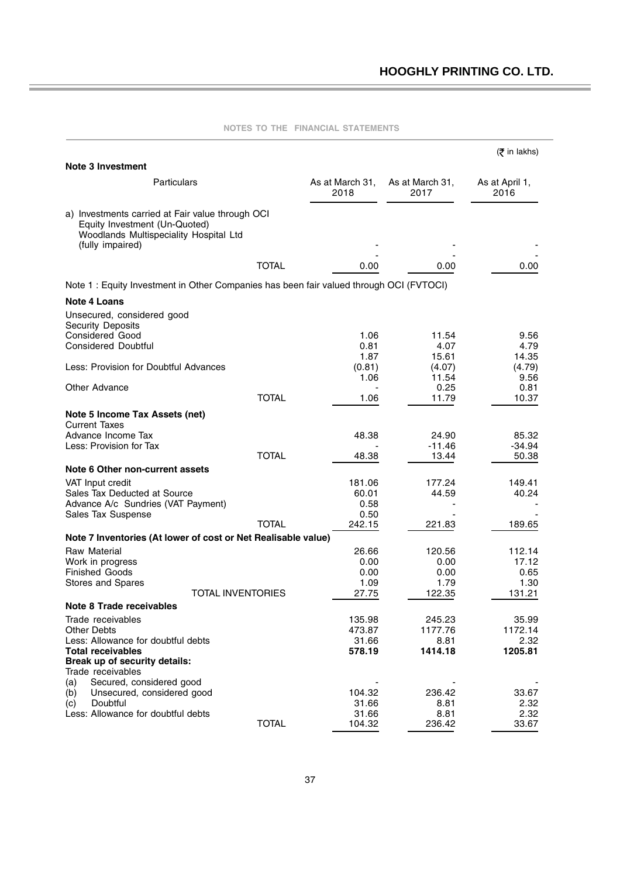## NOTES TO THE FINANCIAL STATEMENTS

(₹ in lakhs)

### Note 3 Investment

| Particulars | As at March 31, 2018 | As at March 31, 2017 | As at April 1, 2016 |
|---|---|---|---|
| a) Investments carried at Fair value through OCI Equity Investment (Un-Quoted) Woodlands Multispeciality Hospital Ltd (fully impaired) | - | - | - |
| | - | - | - |
| TOTAL | 0.00 | 0.00 | 0.00 |

Note 1 : Equity Investment in Other Companies has been fair valued through OCI (FVTOCI)

### Note 4 Loans

| Particulars | As at March 31, 2018 | As at March 31, 2017 | As at April 1, 2016 |
|---|---|---|---|
| Unsecured, considered good | | | |
| Security Deposits | | | |
| Considered Good | 1.06 | 11.54 | 9.56 |
| Considered Doubtful | 0.81 | 4.07 | 4.79 |
| | 1.87 | 15.61 | 14.35 |
| Less: Provision for Doubtful Advances | (0.81) | (4.07) | (4.79) |
| | 1.06 | 11.54 | 9.56 |
| Other Advance | - | 0.25 | 0.81 |
| TOTAL | 1.06 | 11.79 | 10.37 |

### Note 5 Income Tax Assets (net)

| Particulars | As at March 31, 2018 | As at March 31, 2017 | As at April 1, 2016 |
|---|---|---|---|
| Current Taxes | | | |
| Advance Income Tax | 48.38 | 24.90 | 85.32 |
| Less: Provision for Tax | - | -11.46 | -34.94 |
| TOTAL | 48.38 | 13.44 | 50.38 |

### Note 6 Other non-current assets

| Particulars | As at March 31, 2018 | As at March 31, 2017 | As at April 1, 2016 |
|---|---|---|---|
| VAT Input credit | 181.06 | 177.24 | 149.41 |
| Sales Tax Deducted at Source | 60.01 | 44.59 | 40.24 |
| Advance A/c Sundries (VAT Payment) | 0.58 | - | - |
| Sales Tax Suspense | 0.50 | - | - |
| TOTAL | 242.15 | 221.83 | 189.65 |

### Note 7 Inventories (At lower of cost or Net Realisable value)

| Particulars | As at March 31, 2018 | As at March 31, 2017 | As at April 1, 2016 |
|---|---|---|---|
| Raw Material | 26.66 | 120.56 | 112.14 |
| Work in progress | 0.00 | 0.00 | 17.12 |
| Finished Goods | 0.00 | 0.00 | 0.65 |
| Stores and Spares | 1.09 | 1.79 | 1.30 |
| TOTAL INVENTORIES | 27.75 | 122.35 | 131.21 |

### Note 8 Trade receivables

| Particulars | As at March 31, 2018 | As at March 31, 2017 | As at April 1, 2016 |
|---|---|---|---|
| Trade receivables | 135.98 | 245.23 | 35.99 |
| Other Debts | 473.87 | 1177.76 | 1172.14 |
| Less: Allowance for doubtful debts | 31.66 | 8.81 | 2.32 |
| **Total receivables** | **578.19** | **1414.18** | **1205.81** |
| **Break up of security details:** | | | |
| Trade receivables | | | |
| (a) Secured, considered good | - | - | - |
| (b) Unsecured, considered good | 104.32 | 236.42 | 33.67 |
| (c) Doubtful | 31.66 | 8.81 | 2.32 |
| Less: Allowance for doubtful debts | 31.66 | 8.81 | 2.32 |
| TOTAL | 104.32 | 236.42 | 33.67 |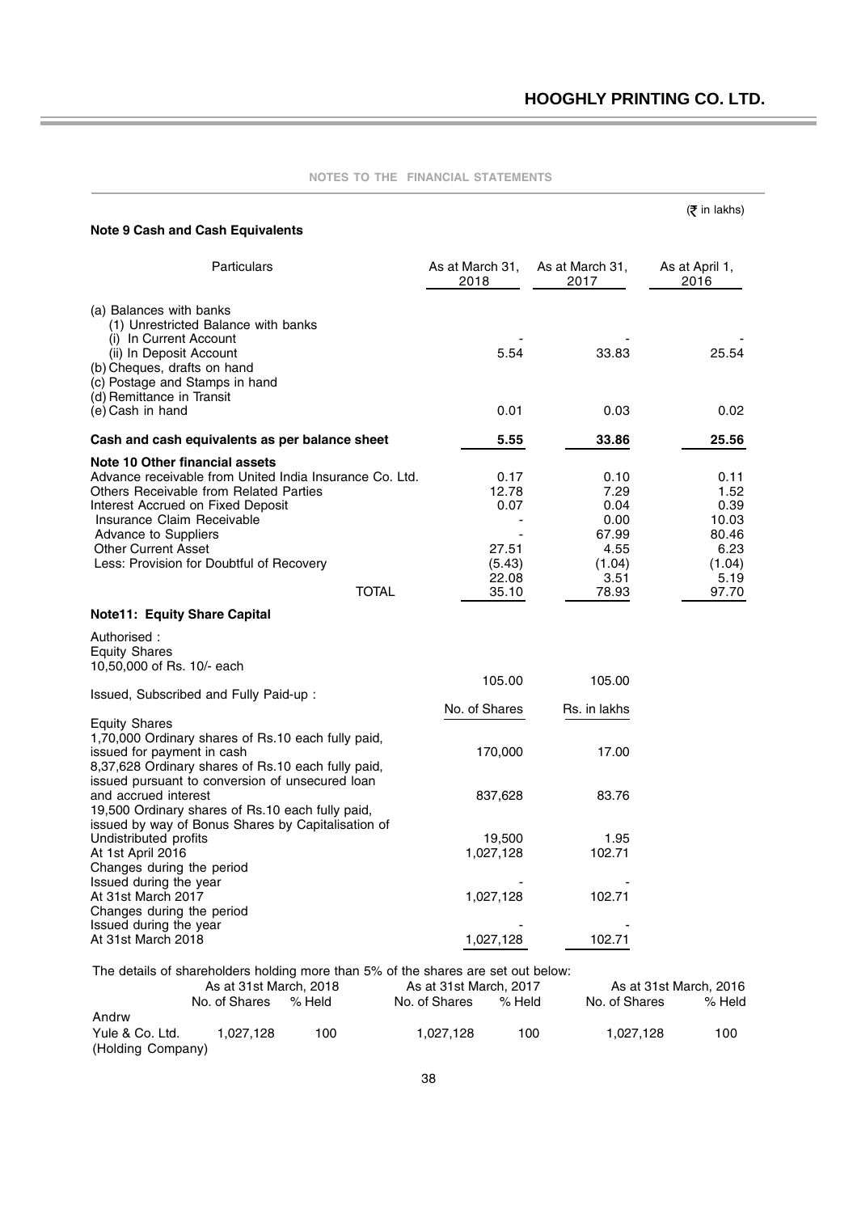## NOTES TO THE FINANCIAL STATEMENTS

(₹ in lakhs)

### Note 9 Cash and Cash Equivalents

| Particulars | As at March 31, 2018 | As at March 31, 2017 | As at April 1, 2016 |
|---|---|---|---|
| (a) Balances with banks | | | |
| (1) Unrestricted Balance with banks | | | |
| (i) In Current Account | - | - | - |
| (ii) In Deposit Account | 5.54 | 33.83 | 25.54 |
| (b) Cheques, drafts on hand | | | |
| (c) Postage and Stamps in hand | | | |
| (d) Remittance in Transit | | | |
| (e) Cash in hand | 0.01 | 0.03 | 0.02 |
| **Cash and cash equivalents as per balance sheet** | **5.55** | **33.86** | **25.56** |

### Note 10 Other financial assets

| Particulars | As at March 31, 2018 | As at March 31, 2017 | As at April 1, 2016 |
|---|---|---|---|
| Advance receivable from United India Insurance Co. Ltd. | 0.17 | 0.10 | 0.11 |
| Others Receivable from Related Parties | 12.78 | 7.29 | 1.52 |
| Interest Accrued on Fixed Deposit | 0.07 | 0.04 | 0.39 |
| Insurance Claim Receivable | - | 0.00 | 10.03 |
| Advance to Suppliers | - | 67.99 | 80.46 |
| Other Current Asset | 27.51 | 4.55 | 6.23 |
| Less: Provision for Doubtful of Recovery | (5.43) | (1.04) | (1.04) |
| | 22.08 | 3.51 | 5.19 |
| TOTAL | 35.10 | 78.93 | 97.70 |

### Note11: Equity Share Capital

Authorised :
Equity Shares
10,50,000 of Rs. 10/- each — 105.00 — 105.00

Issued, Subscribed and Fully Paid-up :

| | No. of Shares | Rs. in lakhs |
|---|---|---|
| Equity Shares | | |
| 1,70,000 Ordinary shares of Rs.10 each fully paid, issued for payment in cash | 170,000 | 17.00 |
| 8,37,628 Ordinary shares of Rs.10 each fully paid, issued pursuant to conversion of unsecured loan and accrued interest | 837,628 | 83.76 |
| 19,500 Ordinary shares of Rs.10 each fully paid, issued by way of Bonus Shares by Capitalisation of Undistributed profits | 19,500 | 1.95 |
| At 1st April 2016 | 1,027,128 | 102.71 |
| Changes during the period | | |
| Issued during the year | - | - |
| At 31st March 2017 | 1,027,128 | 102.71 |
| Changes during the period | | |
| Issued during the year | - | - |
| At 31st March 2018 | 1,027,128 | 102.71 |

The details of shareholders holding more than 5% of the shares are set out below:

| | As at 31st March, 2018 | | As at 31st March, 2017 | | As at 31st March, 2016 | |
|---|---|---|---|---|---|---|
| | No. of Shares | % Held | No. of Shares | % Held | No. of Shares | % Held |
| Andrw Yule & Co. Ltd. (Holding Company) | 1,027,128 | 100 | 1,027,128 | 100 | 1,027,128 | 100 |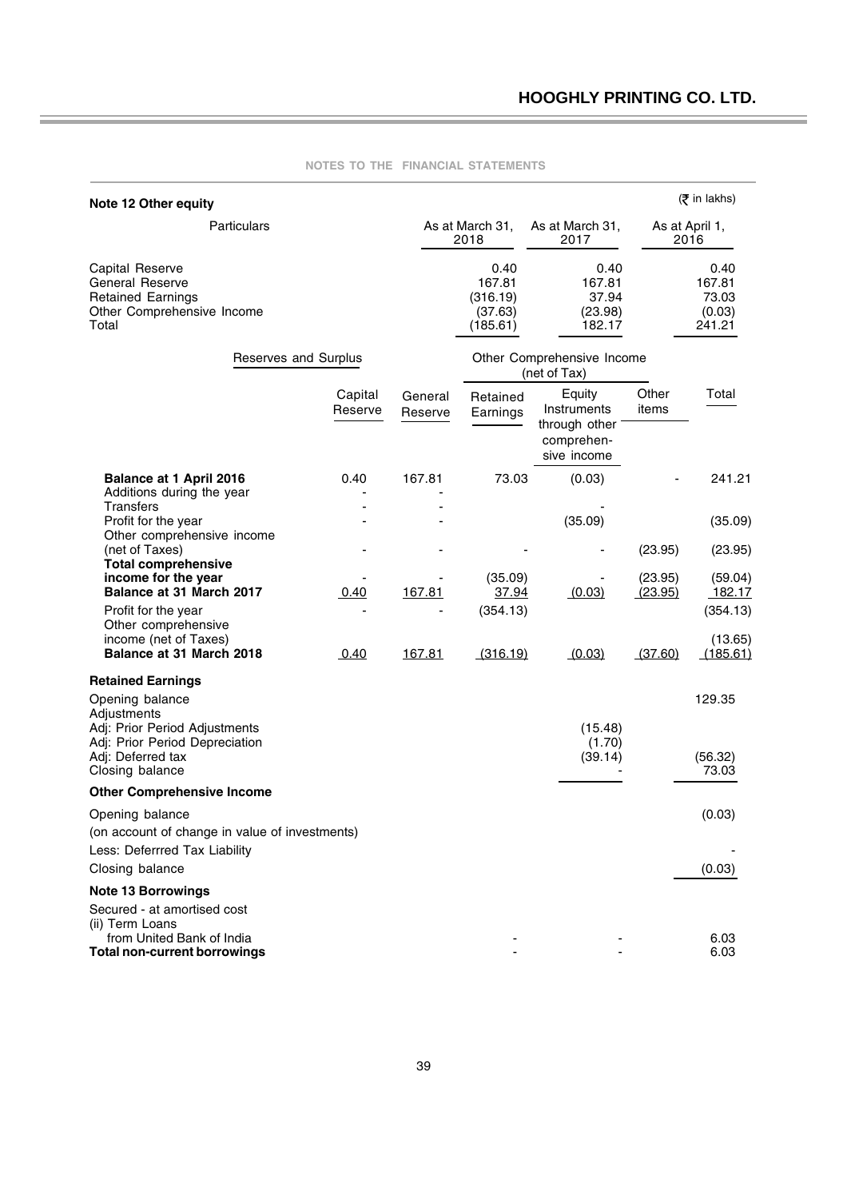## NOTES TO THE FINANCIAL STATEMENTS

### Note 12 Other equity

(₹ in lakhs)

| Particulars | As at March 31, 2018 | As at March 31, 2017 | As at April 1, 2016 |
|---|---|---|---|
| Capital Reserve | 0.40 | 0.40 | 0.40 |
| General Reserve | 167.81 | 167.81 | 167.81 |
| Retained Earnings | (316.19) | 37.94 | 73.03 |
| Other Comprehensive Income | (37.63) | (23.98) | (0.03) |
| Total | (185.61) | 182.17 | 241.21 |

| | Reserves and Surplus | | | Other Comprehensive Income (net of Tax) | | |
|---|---|---|---|---|---|---|
| | Capital Reserve | General Reserve | Retained Earnings | Equity Instruments through other comprehensive income | Other items | Total |
| **Balance at 1 April 2016** | 0.40 | 167.81 | 73.03 | (0.03) | - | 241.21 |
| Additions during the year | - | - | | | | |
| Transfers | - | - | | - | | |
| Profit for the year | - | - | | (35.09) | | (35.09) |
| Other comprehensive income (net of Taxes) | - | - | - | - | (23.95) | (23.95) |
| **Total comprehensive income for the year** | - | - | (35.09) | - | (23.95) | (59.04) |
| **Balance at 31 March 2017** | 0.40 | 167.81 | 37.94 | (0.03) | (23.95) | 182.17 |
| Profit for the year | - | - | (354.13) | | | (354.13) |
| Other comprehensive income (net of Taxes) | | | | | | (13.65) |
| **Balance at 31 March 2018** | 0.40 | 167.81 | (316.19) | (0.03) | (37.60) | (185.61) |

**Retained Earnings**

| | | |
|---|---|---|
| Opening balance | | 129.35 |
| Adjustments | | |
| Adj: Prior Period Adjustments | (15.48) | |
| Adj: Prior Period Depreciation | (1.70) | |
| Adj: Deferred tax | (39.14) | (56.32) |
| Closing balance | - | 73.03 |

**Other Comprehensive Income**

| | |
|---|---|
| Opening balance | (0.03) |
| (on account of change in value of investments) | |
| Less: Deferrred Tax Liability | - |
| Closing balance | (0.03) |

### Note 13 Borrowings

| | As at March 31, 2018 | As at March 31, 2017 | As at April 1, 2016 |
|---|---|---|---|
| Secured - at amortised cost | | | |
| (ii) Term Loans | | | |
| from United Bank of India | - | - | 6.03 |
| **Total non-current borrowings** | - | - | 6.03 |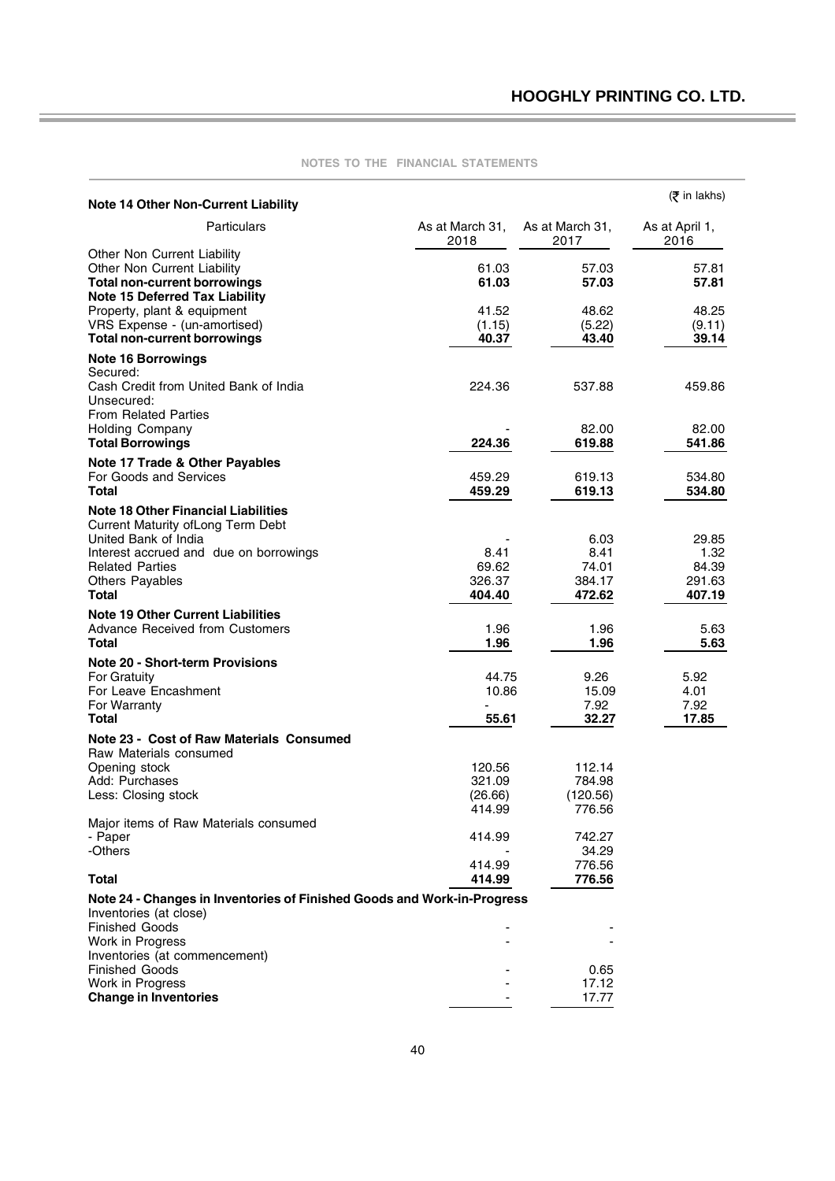## NOTES TO THE FINANCIAL STATEMENTS

(₹ in lakhs)

| **Note 14 Other Non-Current Liability** | | | |
|---|---|---|---|
| Particulars | As at March 31, 2018 | As at March 31, 2017 | As at April 1, 2016 |
| Other Non Current Liability | | | |
| Other Non Current Liability | 61.03 | 57.03 | 57.81 |
| **Total non-current borrowings** | **61.03** | **57.03** | **57.81** |
| **Note 15 Deferred Tax Liability** | | | |
| Property, plant & equipment | 41.52 | 48.62 | 48.25 |
| VRS Expense - (un-amortised) | (1.15) | (5.22) | (9.11) |
| **Total non-current borrowings** | **40.37** | **43.40** | **39.14** |
| **Note 16 Borrowings** | | | |
| Secured: | | | |
| Cash Credit from United Bank of India | 224.36 | 537.88 | 459.86 |
| Unsecured: | | | |
| From Related Parties | | | |
| Holding Company | - | 82.00 | 82.00 |
| **Total Borrowings** | **224.36** | **619.88** | **541.86** |
| **Note 17 Trade & Other Payables** | | | |
| For Goods and Services | 459.29 | 619.13 | 534.80 |
| **Total** | **459.29** | **619.13** | **534.80** |
| **Note 18 Other Financial Liabilities** | | | |
| Current Maturity ofLong Term Debt | | | |
| United Bank of India | - | 6.03 | 29.85 |
| Interest accrued and due on borrowings | 8.41 | 8.41 | 1.32 |
| Related Parties | 69.62 | 74.01 | 84.39 |
| Others Payables | 326.37 | 384.17 | 291.63 |
| **Total** | **404.40** | **472.62** | **407.19** |
| **Note 19 Other Current Liabilities** | | | |
| Advance Received from Customers | 1.96 | 1.96 | 5.63 |
| **Total** | **1.96** | **1.96** | **5.63** |
| **Note 20 - Short-term Provisions** | | | |
| For Gratuity | 44.75 | 9.26 | 5.92 |
| For Leave Encashment | 10.86 | 15.09 | 4.01 |
| For Warranty | - | 7.92 | 7.92 |
| **Total** | **55.61** | **32.27** | **17.85** |
| **Note 23 - Cost of Raw Materials Consumed** | | | |
| Raw Materials consumed | | | |
| Opening stock | 120.56 | 112.14 | |
| Add: Purchases | 321.09 | 784.98 | |
| Less: Closing stock | (26.66) | (120.56) | |
| | 414.99 | 776.56 | |
| Major items of Raw Materials consumed | | | |
| - Paper | 414.99 | 742.27 | |
| -Others | - | 34.29 | |
| | 414.99 | 776.56 | |
| **Total** | **414.99** | **776.56** | |
| **Note 24 - Changes in Inventories of Finished Goods and Work-in-Progress** | | | |
| Inventories (at close) | | | |
| Finished Goods | - | - | |
| Work in Progress | - | - | |
| Inventories (at commencement) | | | |
| Finished Goods | - | 0.65 | |
| Work in Progress | - | 17.12 | |
| **Change in Inventories** | - | 17.77 | |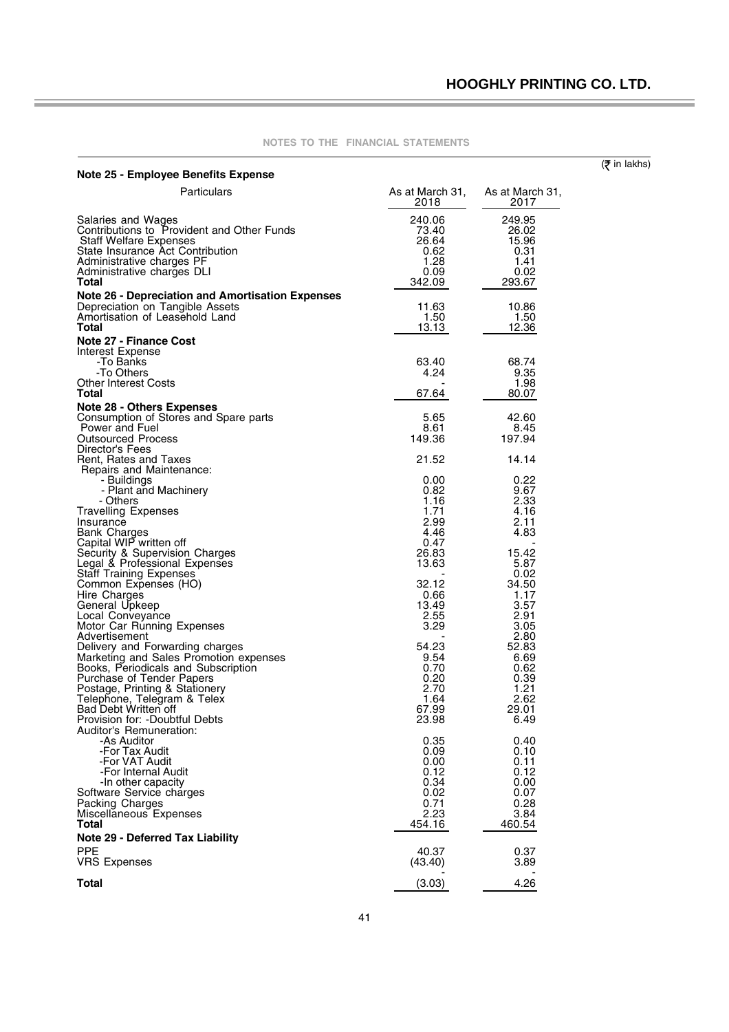## NOTES TO THE FINANCIAL STATEMENTS

(₹ in lakhs)

### Note 25 - Employee Benefits Expense

| Particulars | As at March 31, 2018 | As at March 31, 2017 |
|---|---|---|
| Salaries and Wages | 240.06 | 249.95 |
| Contributions to Provident and Other Funds | 73.40 | 26.02 |
| Staff Welfare Expenses | 26.64 | 15.96 |
| State Insurance Act Contribution | 0.62 | 0.31 |
| Administrative charges PF | 1.28 | 1.41 |
| Administrative charges DLI | 0.09 | 0.02 |
| **Total** | 342.09 | 293.67 |
| **Note 26 - Depreciation and Amortisation Expenses** | | |
| Depreciation on Tangible Assets | 11.63 | 10.86 |
| Amortisation of Leasehold Land | 1.50 | 1.50 |
| **Total** | 13.13 | 12.36 |
| **Note 27 - Finance Cost** | | |
| Interest Expense | | |
| -To Banks | 63.40 | 68.74 |
| -To Others | 4.24 | 9.35 |
| Other Interest Costs | - | 1.98 |
| **Total** | 67.64 | 80.07 |
| **Note 28 - Others Expenses** | | |
| Consumption of Stores and Spare parts | 5.65 | 42.60 |
| Power and Fuel | 8.61 | 8.45 |
| Outsourced Process | 149.36 | 197.94 |
| Director's Fees | | |
| Rent, Rates and Taxes | 21.52 | 14.14 |
| Repairs and Maintenance: | | |
| - Buildings | 0.00 | 0.22 |
| - Plant and Machinery | 0.82 | 9.67 |
| - Others | 1.16 | 2.33 |
| Travelling Expenses | 1.71 | 4.16 |
| Insurance | 2.99 | 2.11 |
| Bank Charges | 4.46 | 4.83 |
| Capital WIP written off | 0.47 | - |
| Security & Supervision Charges | 26.83 | 15.42 |
| Legal & Professional Expenses | 13.63 | 5.87 |
| Staff Training Expenses | - | 0.02 |
| Common Expenses (HO) | 32.12 | 34.50 |
| Hire Charges | 0.66 | 1.17 |
| General Upkeep | 13.49 | 3.57 |
| Local Conveyance | 2.55 | 2.91 |
| Motor Car Running Expenses | 3.29 | 3.05 |
| Advertisement | - | 2.80 |
| Delivery and Forwarding charges | 54.23 | 52.83 |
| Marketing and Sales Promotion expenses | 9.54 | 6.69 |
| Books, Periodicals and Subscription | 0.70 | 0.62 |
| Purchase of Tender Papers | 0.20 | 0.39 |
| Postage, Printing & Stationery | 2.70 | 1.21 |
| Telephone, Telegram & Telex | 1.64 | 2.62 |
| Bad Debt Written off | 67.99 | 29.01 |
| Provision for: -Doubtful Debts | 23.98 | 6.49 |
| Auditor's Remuneration: | | |
| -As Auditor | 0.35 | 0.40 |
| -For Tax Audit | 0.09 | 0.10 |
| -For VAT Audit | 0.00 | 0.11 |
| -For Internal Audit | 0.12 | 0.12 |
| -In other capacity | 0.34 | 0.00 |
| Software Service charges | 0.02 | 0.07 |
| Packing Charges | 0.71 | 0.28 |
| Miscellaneous Expenses | 2.23 | 3.84 |
| **Total** | 454.16 | 460.54 |
| **Note 29 - Deferred Tax Liability** | | |
| PPE | 40.37 | 0.37 |
| VRS Expenses | (43.40) | 3.89 |
| | - | - |
| **Total** | (3.03) | 4.26 |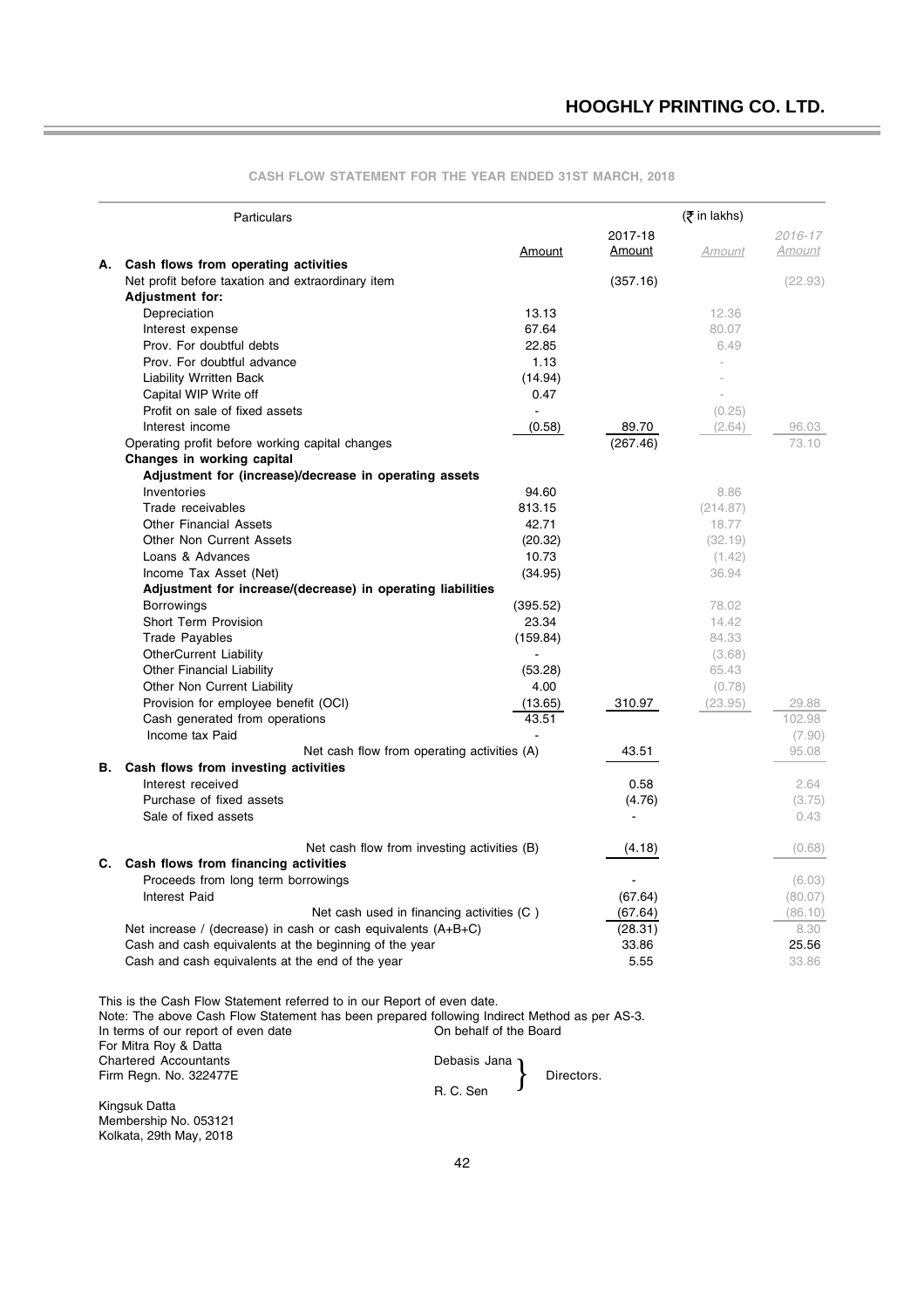## CASH FLOW STATEMENT FOR THE YEAR ENDED 31ST MARCH, 2018

(₹ in lakhs)

| | Particulars | Amount | 2017-18 Amount | Amount | 2016-17 Amount |
|---|---|---|---|---|---|
| **A.** | **Cash flows from operating activities** | | | | |
| | Net profit before taxation and extraordinary item | | (357.16) | | (22.93) |
| | **Adjustment for:** | | | | |
| | Depreciation | 13.13 | | 12.36 | |
| | Interest expense | 67.64 | | 80.07 | |
| | Prov. For doubtful debts | 22.85 | | 6.49 | |
| | Prov. For doubtful advance | 1.13 | | - | |
| | Liability Wrritten Back | (14.94) | | - | |
| | Capital WIP Write off | 0.47 | | - | |
| | Profit on sale of fixed assets | - | | (0.25) | |
| | Interest income | (0.58) | 89.70 | (2.64) | 96.03 |
| | Operating profit before working capital changes | | (267.46) | | 73.10 |
| | **Changes in working capital** | | | | |
| | **Adjustment for (increase)/decrease in operating assets** | | | | |
| | Inventories | 94.60 | | 8.86 | |
| | Trade receivables | 813.15 | | (214.87) | |
| | Other Financial Assets | 42.71 | | 18.77 | |
| | Other Non Current Assets | (20.32) | | (32.19) | |
| | Loans & Advances | 10.73 | | (1.42) | |
| | Income Tax Asset (Net) | (34.95) | | 36.94 | |
| | **Adjustment for increase/(decrease) in operating liabilities** | | | | |
| | Borrowings | (395.52) | | 78.02 | |
| | Short Term Provision | 23.34 | | 14.42 | |
| | Trade Payables | (159.84) | | 84.33 | |
| | OtherCurrent Liability | - | | (3.68) | |
| | Other Financial Liability | (53.28) | | 65.43 | |
| | Other Non Current Liability | 4.00 | | (0.78) | |
| | Provision for employee benefit (OCI) | (13.65) | 310.97 | (23.95) | 29.88 |
| | Cash generated from operations | 43.51 | | | 102.98 |
| | Income tax Paid | - | | | (7.90) |
| | Net cash flow from operating activities (A) | | 43.51 | | 95.08 |
| **B.** | **Cash flows from investing activities** | | | | |
| | Interest received | | 0.58 | | 2.64 |
| | Purchase of fixed assets | | (4.76) | | (3.75) |
| | Sale of fixed assets | | - | | 0.43 |
| | Net cash flow from investing activities (B) | | (4.18) | | (0.68) |
| **C.** | **Cash flows from financing activities** | | | | |
| | Proceeds from long term borrowings | | - | | (6.03) |
| | Interest Paid | | (67.64) | | (80.07) |
| | Net cash used in financing activities (C ) | | (67.64) | | (86.10) |
| | Net increase / (decrease) in cash or cash equivalents (A+B+C) | | (28.31) | | 8.30 |
| | Cash and cash equivalents at the beginning of the year | | 33.86 | | 25.56 |
| | Cash and cash equivalents at the end of the year | | 5.55 | | 33.86 |

This is the Cash Flow Statement referred to in our Report of even date.
Note: The above Cash Flow Statement has been prepared following Indirect Method as per AS-3.

In terms of our report of even date
For Mitra Roy & Datta
Chartered Accountants
Firm Regn. No. 322477E

Kingsuk Datta
Membership No. 053121
Kolkata, 29th May, 2018

On behalf of the Board

Debasis Jana
R. C. Sen
} Directors.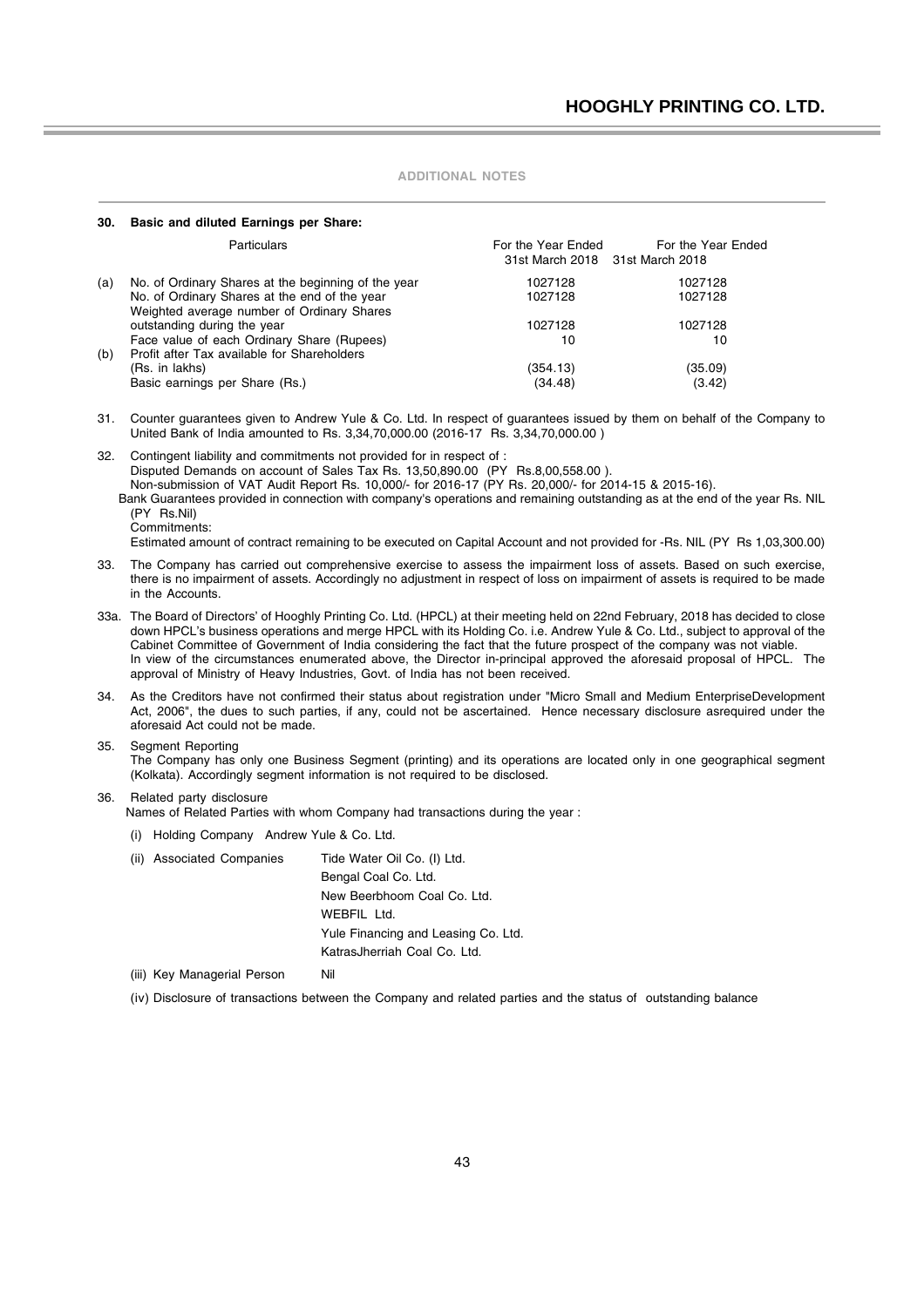## ADDITIONAL NOTES

### 30. Basic and diluted Earnings per Share:

| | Particulars | For the Year Ended 31st March 2018 | For the Year Ended 31st March 2018 |
|---|---|---|---|
| (a) | No. of Ordinary Shares at the beginning of the year | 1027128 | 1027128 |
| | No. of Ordinary Shares at the end of the year | 1027128 | 1027128 |
| | Weighted average number of Ordinary Shares outstanding during the year | 1027128 | 1027128 |
| | Face value of each Ordinary Share (Rupees) | 10 | 10 |
| (b) | Profit after Tax available for Shareholders (Rs. in lakhs) | (354.13) | (35.09) |
| | Basic earnings per Share (Rs.) | (34.48) | (3.42) |

31. Counter guarantees given to Andrew Yule & Co. Ltd. In respect of guarantees issued by them on behalf of the Company to United Bank of India amounted to Rs. 3,34,70,000.00 (2016-17 Rs. 3,34,70,000.00 )

32. Contingent liability and commitments not provided for in respect of :
Disputed Demands on account of Sales Tax Rs. 13,50,890.00 (PY Rs.8,00,558.00 ).
Non-submission of VAT Audit Report Rs. 10,000/- for 2016-17 (PY Rs. 20,000/- for 2014-15 & 2015-16).
Bank Guarantees provided in connection with company's operations and remaining outstanding as at the end of the year Rs. NIL (PY Rs.Nil)
Commitments:
Estimated amount of contract remaining to be executed on Capital Account and not provided for -Rs. NIL (PY Rs 1,03,300.00)

33. The Company has carried out comprehensive exercise to assess the impairment loss of assets. Based on such exercise, there is no impairment of assets. Accordingly no adjustment in respect of loss on impairment of assets is required to be made in the Accounts.

33a. The Board of Directors' of Hooghly Printing Co. Ltd. (HPCL) at their meeting held on 22nd February, 2018 has decided to close down HPCL's business operations and merge HPCL with its Holding Co. i.e. Andrew Yule & Co. Ltd., subject to approval of the Cabinet Committee of Government of India considering the fact that the future prospect of the company was not viable.
In view of the circumstances enumerated above, the Director in-principal approved the aforesaid proposal of HPCL. The approval of Ministry of Heavy Industries, Govt. of India has not been received.

34. As the Creditors have not confirmed their status about registration under "Micro Small and Medium EnterpriseDevelopment Act, 2006", the dues to such parties, if any, could not be ascertained. Hence necessary disclosure asrequired under the aforesaid Act could not be made.

35. Segment Reporting
The Company has only one Business Segment (printing) and its operations are located only in one geographical segment (Kolkata). Accordingly segment information is not required to be disclosed.

36. Related party disclosure
Names of Related Parties with whom Company had transactions during the year :

(i) Holding Company Andrew Yule & Co. Ltd.

(ii) Associated Companies
- Tide Water Oil Co. (I) Ltd.
- Bengal Coal Co. Ltd.
- New Beerbhoom Coal Co. Ltd.
- WEBFIL Ltd.
- Yule Financing and Leasing Co. Ltd.
- KatrasJherriah Coal Co. Ltd.

(iii) Key Managerial Person Nil

(iv) Disclosure of transactions between the Company and related parties and the status of outstanding balance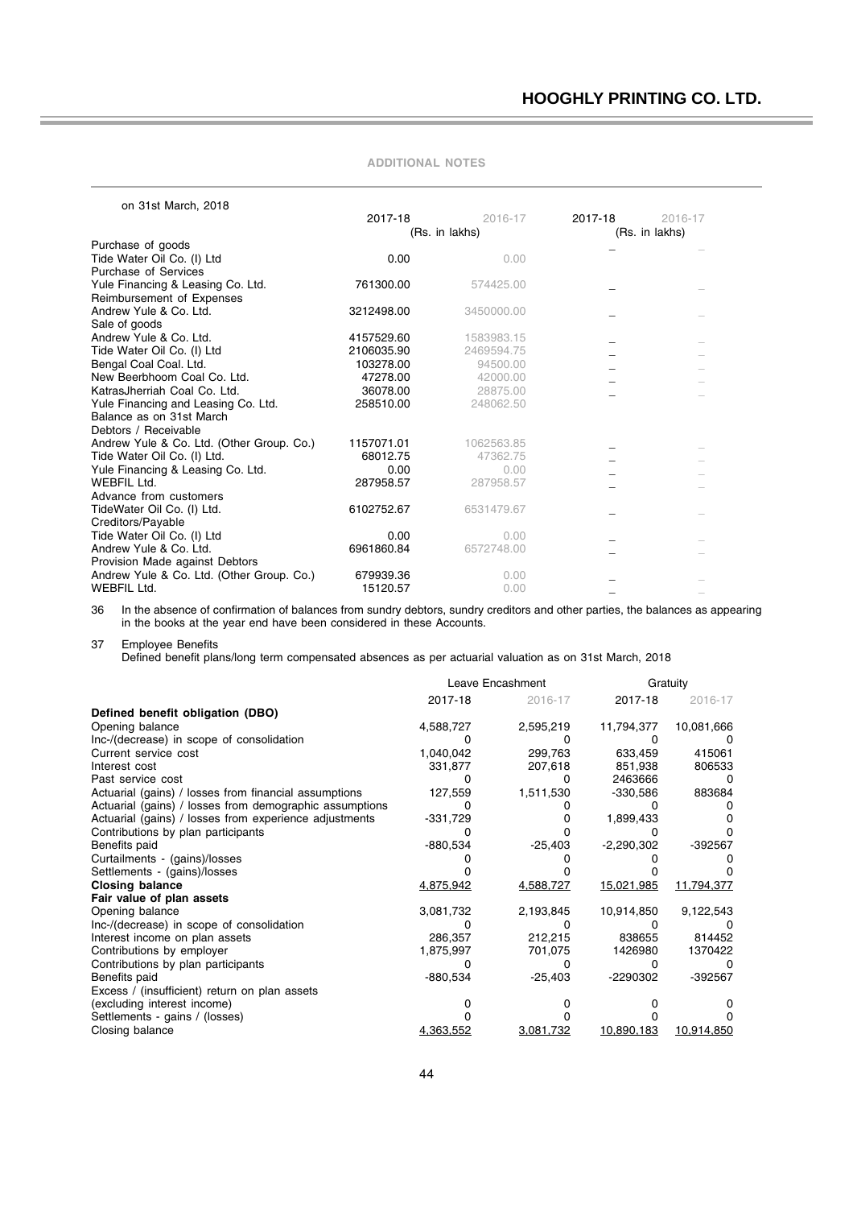ADDITIONAL NOTES

| on 31st March, 2018 | 2017-18 | 2016-17 | 2017-18 | 2016-17 |
|---|---|---|---|---|
| | (Rs. in lakhs) | | (Rs. in lakhs) | |
| Purchase of goods | | | – | – |
| Tide Water Oil Co. (I) Ltd | 0.00 | 0.00 | | |
| Purchase of Services | | | | |
| Yule Financing & Leasing Co. Ltd. | 761300.00 | 574425.00 | – | – |
| Reimbursement of Expenses | | | | |
| Andrew Yule & Co. Ltd. | 3212498.00 | 3450000.00 | – | – |
| Sale of goods | | | | |
| Andrew Yule & Co. Ltd. | 4157529.60 | 1583983.15 | – | – |
| Tide Water Oil Co. (I) Ltd | 2106035.90 | 2469594.75 | – | – |
| Bengal Coal Coal. Ltd. | 103278.00 | 94500.00 | – | – |
| New Beerbhoom Coal Co. Ltd. | 47278.00 | 42000.00 | – | – |
| KatrasJherriah Coal Co. Ltd. | 36078.00 | 28875.00 | – | – |
| Yule Financing and Leasing Co. Ltd. | 258510.00 | 248062.50 | | |
| Balance as on 31st March | | | | |
| Debtors / Receivable | | | | |
| Andrew Yule & Co. Ltd. (Other Group. Co.) | 1157071.01 | 1062563.85 | – | – |
| Tide Water Oil Co. (I) Ltd. | 68012.75 | 47362.75 | – | – |
| Yule Financing & Leasing Co. Ltd. | 0.00 | 0.00 | – | – |
| WEBFIL Ltd. | 287958.57 | 287958.57 | – | – |
| Advance from customers | | | | |
| TideWater Oil Co. (I) Ltd. | 6102752.67 | 6531479.67 | – | – |
| Creditors/Payable | | | | |
| Tide Water Oil Co. (I) Ltd | 0.00 | 0.00 | – | – |
| Andrew Yule & Co. Ltd. | 6961860.84 | 6572748.00 | – | – |
| Provision Made against Debtors | | | | |
| Andrew Yule & Co. Ltd. (Other Group. Co.) | 679939.36 | 0.00 | – | – |
| WEBFIL Ltd. | 15120.57 | 0.00 | – | – |

36 In the absence of confirmation of balances from sundry debtors, sundry creditors and other parties, the balances as appearing in the books at the year end have been considered in these Accounts.

37 Employee Benefits

Defined benefit plans/long term compensated absences as per actuarial valuation as on 31st March, 2018

| | Leave Encashment | | Gratuity | |
|---|---|---|---|---|
| | 2017-18 | 2016-17 | 2017-18 | 2016-17 |
| **Defined benefit obligation (DBO)** | | | | |
| Opening balance | 4,588,727 | 2,595,219 | 11,794,377 | 10,081,666 |
| Inc-/(decrease) in scope of consolidation | 0 | 0 | 0 | 0 |
| Current service cost | 1,040,042 | 299,763 | 633,459 | 415061 |
| Interest cost | 331,877 | 207,618 | 851,938 | 806533 |
| Past service cost | 0 | 0 | 2463666 | 0 |
| Actuarial (gains) / losses from financial assumptions | 127,559 | 1,511,530 | -330,586 | 883684 |
| Actuarial (gains) / losses from demographic assumptions | 0 | 0 | 0 | 0 |
| Actuarial (gains) / losses from experience adjustments | -331,729 | 0 | 1,899,433 | 0 |
| Contributions by plan participants | 0 | 0 | 0 | 0 |
| Benefits paid | -880,534 | -25,403 | -2,290,302 | -392567 |
| Curtailments - (gains)/losses | 0 | 0 | 0 | 0 |
| Settlements - (gains)/losses | 0 | 0 | 0 | 0 |
| **Closing balance** | 4,875,942 | 4,588,727 | 15,021,985 | 11,794,377 |
| **Fair value of plan assets** | | | | |
| Opening balance | 3,081,732 | 2,193,845 | 10,914,850 | 9,122,543 |
| Inc-/(decrease) in scope of consolidation | 0 | 0 | 0 | 0 |
| Interest income on plan assets | 286,357 | 212,215 | 838655 | 814452 |
| Contributions by employer | 1,875,997 | 701,075 | 1426980 | 1370422 |
| Contributions by plan participants | 0 | 0 | 0 | 0 |
| Benefits paid | -880,534 | -25,403 | -2290302 | -392567 |
| Excess / (insufficient) return on plan assets (excluding interest income) | 0 | 0 | 0 | 0 |
| Settlements - gains / (losses) | 0 | 0 | 0 | 0 |
| Closing balance | 4,363,552 | 3,081,732 | 10,890,183 | 10,914,850 |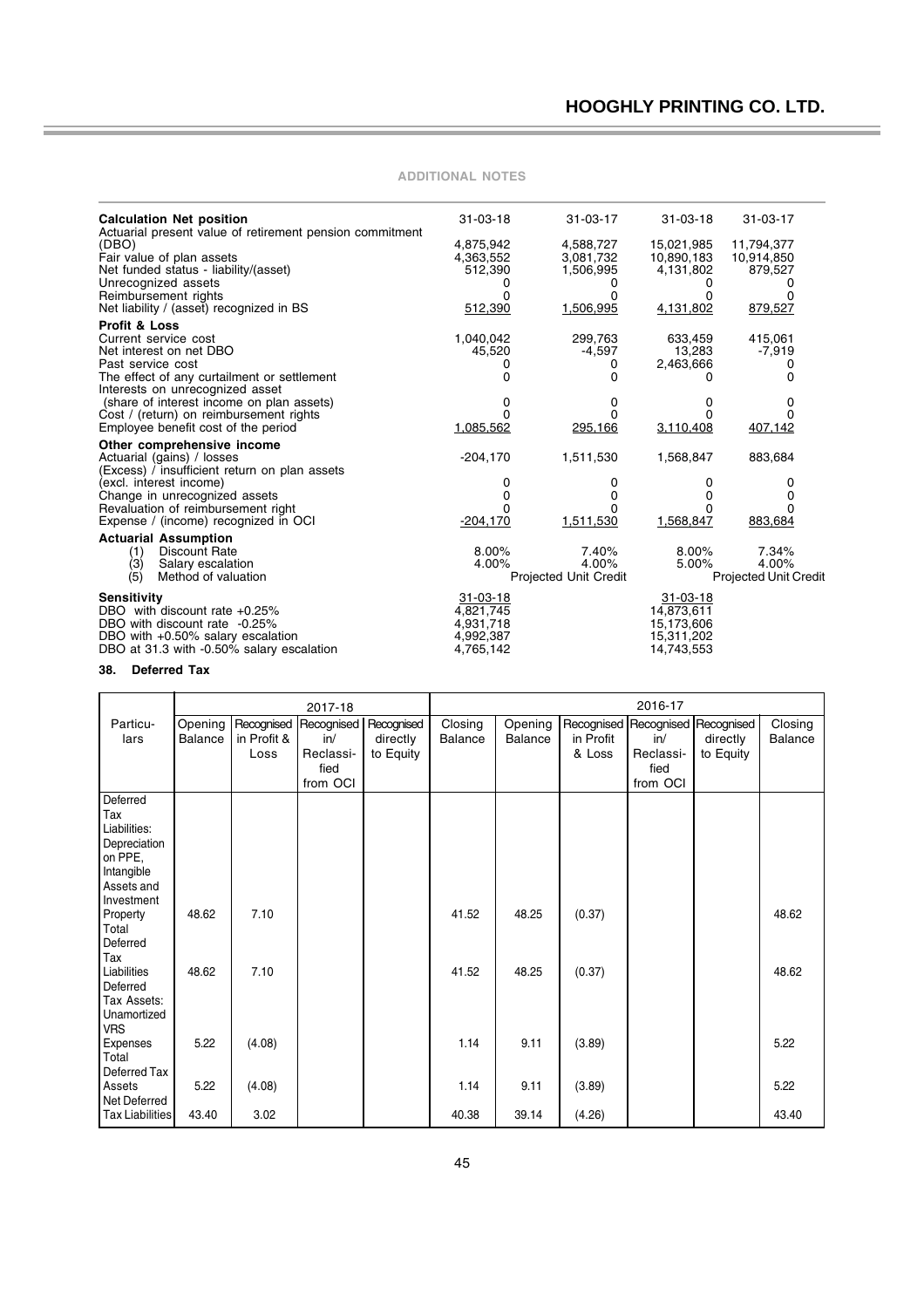## ADDITIONAL NOTES

| Calculation Net position | 31-03-18 | 31-03-17 | 31-03-18 | 31-03-17 |
|---|---|---|---|---|
| Actuarial present value of retirement pension commitment (DBO) | 4,875,942 | 4,588,727 | 15,021,985 | 11,794,377 |
| Fair value of plan assets | 4,363,552 | 3,081,732 | 10,890,183 | 10,914,850 |
| Net funded status - liability/(asset) | 512,390 | 1,506,995 | 4,131,802 | 879,527 |
| Unrecognized assets | 0 | 0 | 0 | 0 |
| Reimbursement rights | 0 | 0 | 0 | 0 |
| Net liability / (asset) recognized in BS | 512,390 | 1,506,995 | 4,131,802 | 879,527 |
| **Profit & Loss** | | | | |
| Current service cost | 1,040,042 | 299,763 | 633,459 | 415,061 |
| Net interest on net DBO | 45,520 | -4,597 | 13,283 | -7,919 |
| Past service cost | 0 | 0 | 2,463,666 | 0 |
| The effect of any curtailment or settlement | 0 | 0 | 0 | 0 |
| Interests on unrecognized asset (share of interest income on plan assets) | 0 | 0 | 0 | 0 |
| Cost / (return) on reimbursement rights | 0 | 0 | 0 | 0 |
| Employee benefit cost of the period | 1,085,562 | 295,166 | 3,110,408 | 407,142 |
| **Other comprehensive income** | | | | |
| Actuarial (gains) / losses | -204,170 | 1,511,530 | 1,568,847 | 883,684 |
| (Excess) / insufficient return on plan assets (excl. interest income) | 0 | 0 | 0 | 0 |
| Change in unrecognized assets | 0 | 0 | 0 | 0 |
| Revaluation of reimbursement right | 0 | 0 | 0 | 0 |
| Expense / (income) recognized in OCI | -204,170 | 1,511,530 | 1,568,847 | 883,684 |
| **Actuarial Assumption** | | | | |
| (1) Discount Rate | 8.00% | 7.40% | 8.00% | 7.34% |
| (3) Salary escalation | 4.00% | 4.00% | 5.00% | 4.00% |
| (5) Method of valuation | | Projected Unit Credit | | Projected Unit Credit |
| **Sensitivity** | 31-03-18 | | 31-03-18 | |
| DBO with discount rate +0.25% | 4,821,745 | | 14,873,611 | |
| DBO with discount rate -0.25% | 4,931,718 | | 15,173,606 | |
| DBO with +0.50% salary escalation | 4,992,387 | | 15,311,202 | |
| DBO at 31.3 with -0.50% salary escalation | 4,765,142 | | 14,743,553 | |

**38. Deferred Tax**

| Particulars | 2017-18 | | | | | 2016-17 | | | | |
|---|---|---|---|---|---|---|---|---|---|---|
| | Opening Balance | Recognised in Profit & Loss | Recognised in/ Reclassified from OCI | Recognised directly to Equity | Closing Balance | Opening Balance | Recognised in Profit & Loss | Recognised in/ Reclassified from OCI | Recognised directly to Equity | Closing Balance |
| Deferred Tax Liabilities: Depreciation on PPE, Intangible Assets and Investment Property | 48.62 | 7.10 | | | 41.52 | 48.25 | (0.37) | | | 48.62 |
| Total Deferred Tax Liabilities | 48.62 | 7.10 | | | 41.52 | 48.25 | (0.37) | | | 48.62 |
| Deferred Tax Assets: Unamortized VRS Expenses | 5.22 | (4.08) | | | 1.14 | 9.11 | (3.89) | | | 5.22 |
| Total Deferred Tax Assets | 5.22 | (4.08) | | | 1.14 | 9.11 | (3.89) | | | 5.22 |
| Net Deferred Tax Liabilities | 43.40 | 3.02 | | | 40.38 | 39.14 | (4.26) | | | 43.40 |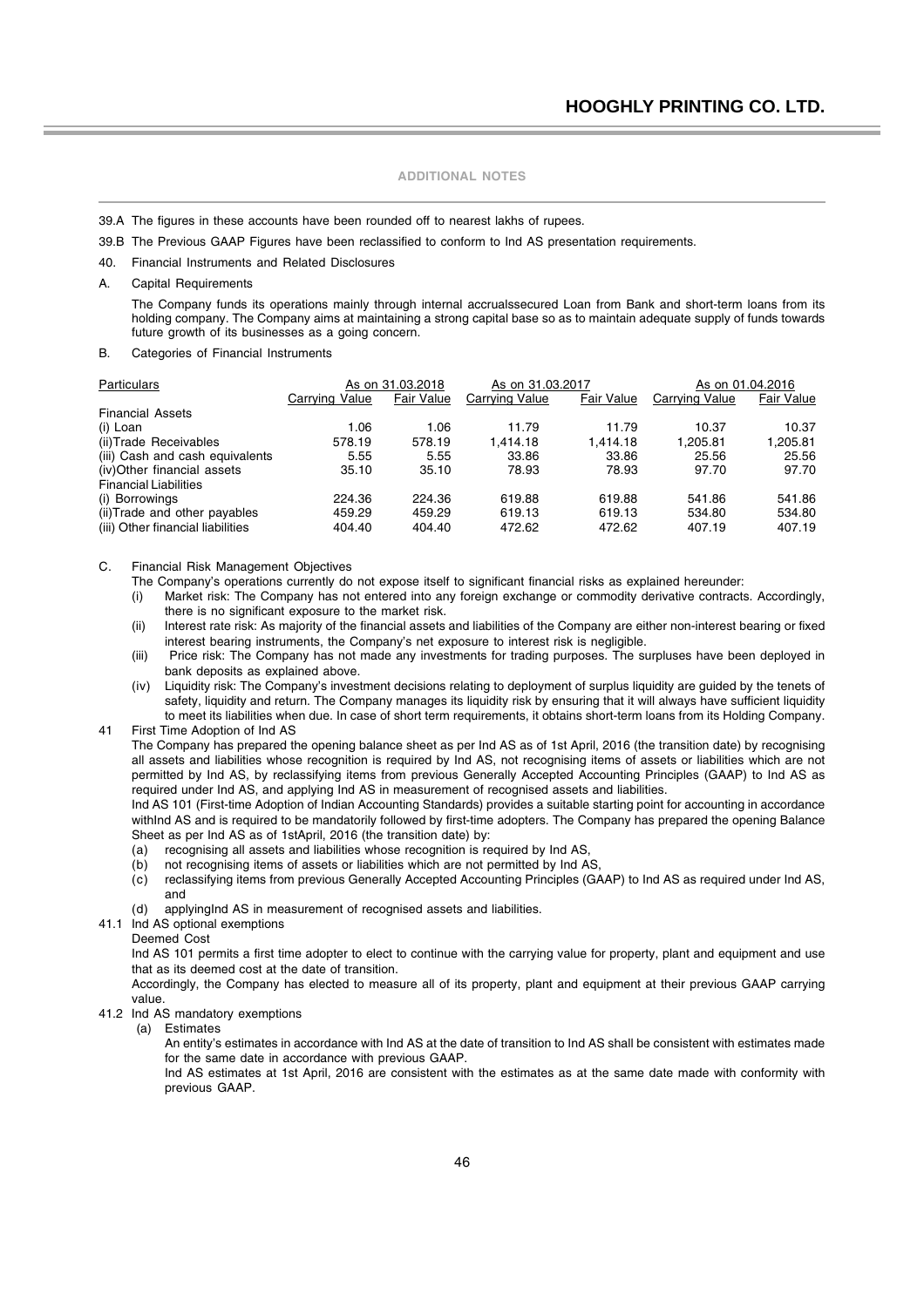## ADDITIONAL NOTES

39.A The figures in these accounts have been rounded off to nearest lakhs of rupees.

39.B The Previous GAAP Figures have been reclassified to conform to Ind AS presentation requirements.

40. Financial Instruments and Related Disclosures

A. Capital Requirements

The Company funds its operations mainly through internal accrualssecured Loan from Bank and short-term loans from its holding company. The Company aims at maintaining a strong capital base so as to maintain adequate supply of funds towards future growth of its businesses as a going concern.

B. Categories of Financial Instruments

| Particulars | As on 31.03.2018 | | As on 31.03.2017 | | As on 01.04.2016 | |
|---|---|---|---|---|---|---|
| | Carrying Value | Fair Value | Carrying Value | Fair Value | Carrying Value | Fair Value |
| Financial Assets | | | | | | |
| (i) Loan | 1.06 | 1.06 | 11.79 | 11.79 | 10.37 | 10.37 |
| (ii)Trade Receivables | 578.19 | 578.19 | 1,414.18 | 1,414.18 | 1,205.81 | 1,205.81 |
| (iii) Cash and cash equivalents | 5.55 | 5.55 | 33.86 | 33.86 | 25.56 | 25.56 |
| (iv)Other financial assets | 35.10 | 35.10 | 78.93 | 78.93 | 97.70 | 97.70 |
| Financial Liabilities | | | | | | |
| (i) Borrowings | 224.36 | 224.36 | 619.88 | 619.88 | 541.86 | 541.86 |
| (ii)Trade and other payables | 459.29 | 459.29 | 619.13 | 619.13 | 534.80 | 534.80 |
| (iii) Other financial liabilities | 404.40 | 404.40 | 472.62 | 472.62 | 407.19 | 407.19 |

C. Financial Risk Management Objectives

The Company's operations currently do not expose itself to significant financial risks as explained hereunder:

(i) Market risk: The Company has not entered into any foreign exchange or commodity derivative contracts. Accordingly, there is no significant exposure to the market risk.

(ii) Interest rate risk: As majority of the financial assets and liabilities of the Company are either non-interest bearing or fixed interest bearing instruments, the Company's net exposure to interest risk is negligible.

(iii) Price risk: The Company has not made any investments for trading purposes. The surpluses have been deployed in bank deposits as explained above.

(iv) Liquidity risk: The Company's investment decisions relating to deployment of surplus liquidity are guided by the tenets of safety, liquidity and return. The Company manages its liquidity risk by ensuring that it will always have sufficient liquidity to meet its liabilities when due. In case of short term requirements, it obtains short-term loans from its Holding Company.

41 First Time Adoption of Ind AS

The Company has prepared the opening balance sheet as per Ind AS as of 1st April, 2016 (the transition date) by recognising all assets and liabilities whose recognition is required by Ind AS, not recognising items of assets or liabilities which are not permitted by Ind AS, by reclassifying items from previous Generally Accepted Accounting Principles (GAAP) to Ind AS as required under Ind AS, and applying Ind AS in measurement of recognised assets and liabilities.

Ind AS 101 (First-time Adoption of Indian Accounting Standards) provides a suitable starting point for accounting in accordance withInd AS and is required to be mandatorily followed by first-time adopters. The Company has prepared the opening Balance Sheet as per Ind AS as of 1stApril, 2016 (the transition date) by:

(a) recognising all assets and liabilities whose recognition is required by Ind AS,

(b) not recognising items of assets or liabilities which are not permitted by Ind AS,

(c) reclassifying items from previous Generally Accepted Accounting Principles (GAAP) to Ind AS as required under Ind AS, and

(d) applyingInd AS in measurement of recognised assets and liabilities.

41.1 Ind AS optional exemptions

Deemed Cost

Ind AS 101 permits a first time adopter to elect to continue with the carrying value for property, plant and equipment and use that as its deemed cost at the date of transition.

Accordingly, the Company has elected to measure all of its property, plant and equipment at their previous GAAP carrying value.

41.2 Ind AS mandatory exemptions

(a) Estimates

An entity's estimates in accordance with Ind AS at the date of transition to Ind AS shall be consistent with estimates made for the same date in accordance with previous GAAP.

Ind AS estimates at 1st April, 2016 are consistent with the estimates as at the same date made with conformity with previous GAAP.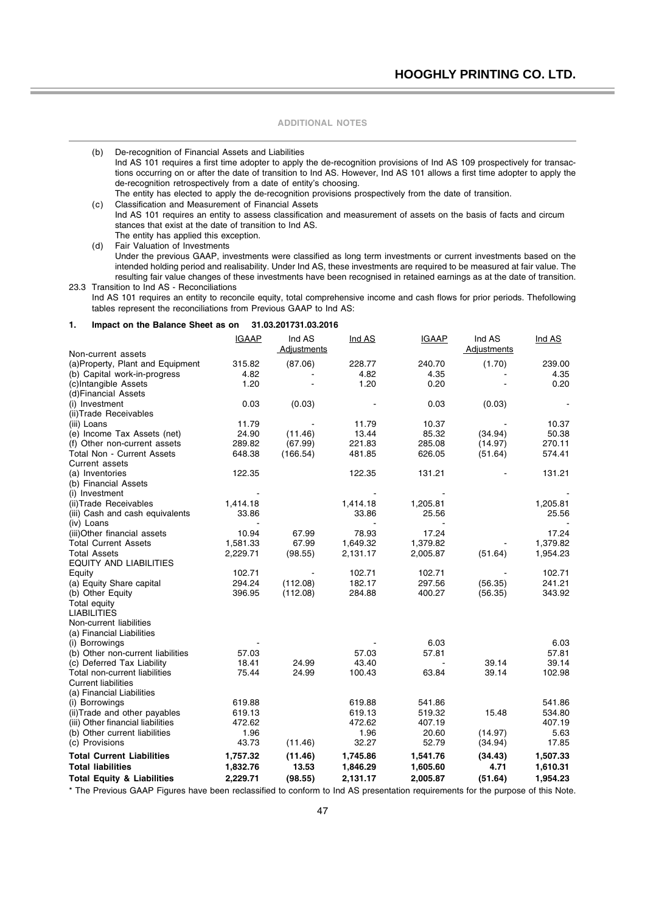ADDITIONAL NOTES

(b) De-recognition of Financial Assets and Liabilities

Ind AS 101 requires a first time adopter to apply the de-recognition provisions of Ind AS 109 prospectively for transactions occurring on or after the date of transition to Ind AS. However, Ind AS 101 allows a first time adopter to apply the de-recognition retrospectively from a date of entity's choosing.

The entity has elected to apply the de-recognition provisions prospectively from the date of transition.

(c) Classification and Measurement of Financial Assets

Ind AS 101 requires an entity to assess classification and measurement of assets on the basis of facts and circum stances that exist at the date of transition to Ind AS.

The entity has applied this exception.

(d) Fair Valuation of Investments

Under the previous GAAP, investments were classified as long term investments or current investments based on the intended holding period and realisability. Under Ind AS, these investments are required to be measured at fair value. The resulting fair value changes of these investments have been recognised in retained earnings as at the date of transition.

23.3 Transition to Ind AS - Reconciliations

Ind AS 101 requires an entity to reconcile equity, total comprehensive income and cash flows for prior periods. Thefollowing tables represent the reconciliations from Previous GAAP to Ind AS:

**1. Impact on the Balance Sheet as on 31.03.201731.03.2016**

| | IGAAP | Ind AS Adjustments | Ind AS | IGAAP | Ind AS Adjustments | Ind AS |
|---|---|---|---|---|---|---|
| Non-current assets | | | | | | |
| (a)Property, Plant and Equipment | 315.82 | (87.06) | 228.77 | 240.70 | (1.70) | 239.00 |
| (b) Capital work-in-progress | 4.82 | - | 4.82 | 4.35 | - | 4.35 |
| (c)Intangible Assets | 1.20 | - | 1.20 | 0.20 | - | 0.20 |
| (d)Financial Assets | | | | | | |
| (i) Investment | 0.03 | (0.03) | - | 0.03 | (0.03) | - |
| (ii)Trade Receivables | | | | | | |
| (iii) Loans | 11.79 | - | 11.79 | 10.37 | - | 10.37 |
| (e) Income Tax Assets (net) | 24.90 | (11.46) | 13.44 | 85.32 | (34.94) | 50.38 |
| (f) Other non-current assets | 289.82 | (67.99) | 221.83 | 285.08 | (14.97) | 270.11 |
| Total Non - Current Assets | 648.38 | (166.54) | 481.85 | 626.05 | (51.64) | 574.41 |
| Current assets | | | | | | |
| (a) Inventories | 122.35 | | 122.35 | 131.21 | - | 131.21 |
| (b) Financial Assets | | | | | | |
| (i) Investment | - | | - | - | | - |
| (ii)Trade Receivables | 1,414.18 | | 1,414.18 | 1,205.81 | | 1,205.81 |
| (iii) Cash and cash equivalents | 33.86 | | 33.86 | 25.56 | | 25.56 |
| (iv) Loans | - | | - | - | | - |
| (iii)Other financial assets | 10.94 | 67.99 | 78.93 | 17.24 | | 17.24 |
| Total Current Assets | 1,581.33 | 67.99 | 1,649.32 | 1,379.82 | - | 1,379.82 |
| Total Assets | 2,229.71 | (98.55) | 2,131.17 | 2,005.87 | (51.64) | 1,954.23 |
| EQUITY AND LIABILITIES | | | | | | |
| Equity | 102.71 | - | 102.71 | 102.71 | - | 102.71 |
| (a) Equity Share capital | 294.24 | (112.08) | 182.17 | 297.56 | (56.35) | 241.21 |
| (b) Other Equity | 396.95 | (112.08) | 284.88 | 400.27 | (56.35) | 343.92 |
| Total equity | | | | | | |
| LIABILITIES | | | | | | |
| Non-current liabilities | | | | | | |
| (a) Financial Liabilities | | | | | | |
| (i) Borrowings | - | | - | 6.03 | | 6.03 |
| (b) Other non-current liabilities | 57.03 | | 57.03 | 57.81 | | 57.81 |
| (c) Deferred Tax Liability | 18.41 | 24.99 | 43.40 | - | 39.14 | 39.14 |
| Total non-current liabilities | 75.44 | 24.99 | 100.43 | 63.84 | 39.14 | 102.98 |
| Current liabilities | | | | | | |
| (a) Financial Liabilities | | | | | | |
| (i) Borrowings | 619.88 | | 619.88 | 541.86 | | 541.86 |
| (ii)Trade and other payables | 619.13 | | 619.13 | 519.32 | 15.48 | 534.80 |
| (iii) Other financial liabilities | 472.62 | | 472.62 | 407.19 | | 407.19 |
| (b) Other current liabilities | 1.96 | | 1.96 | 20.60 | (14.97) | 5.63 |
| (c) Provisions | 43.73 | (11.46) | 32.27 | 52.79 | (34.94) | 17.85 |
| **Total Current Liabilities** | **1,757.32** | **(11.46)** | **1,745.86** | **1,541.76** | **(34.43)** | **1,507.33** |
| **Total liabilities** | **1,832.76** | **13.53** | **1,846.29** | **1,605.60** | **4.71** | **1,610.31** |
| **Total Equity & Liabilities** | **2,229.71** | **(98.55)** | **2,131.17** | **2,005.87** | **(51.64)** | **1,954.23** |

* The Previous GAAP Figures have been reclassified to conform to Ind AS presentation requirements for the purpose of this Note.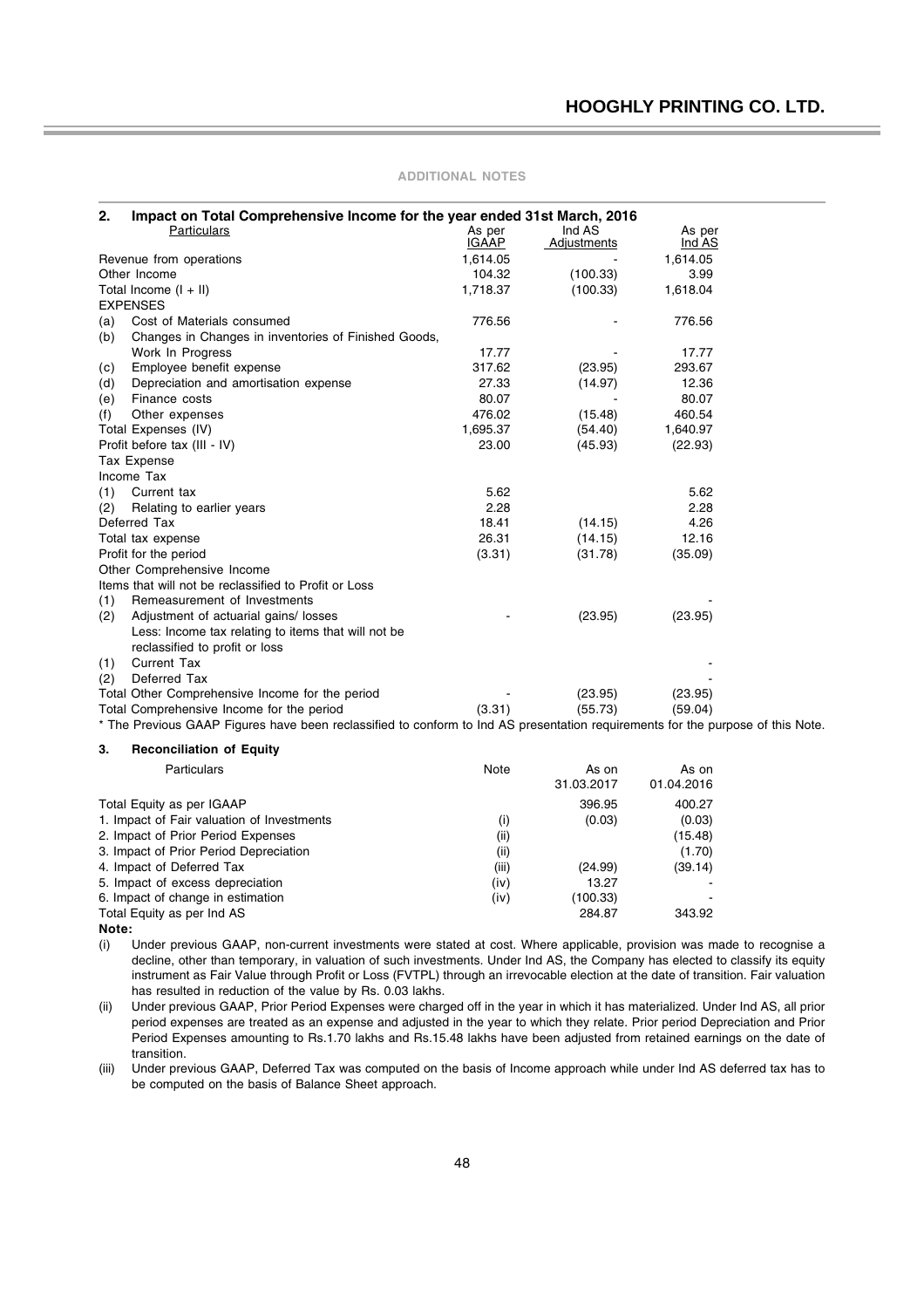**ADDITIONAL NOTES**

**2. Impact on Total Comprehensive Income for the year ended 31st March, 2016**

| Particulars | As per IGAAP | Ind AS Adjustments | As per Ind AS |
|---|---|---|---|
| Revenue from operations | 1,614.05 | - | 1,614.05 |
| Other Income | 104.32 | (100.33) | 3.99 |
| Total Income (I + II) | 1,718.37 | (100.33) | 1,618.04 |
| EXPENSES | | | |
| (a) Cost of Materials consumed | 776.56 | - | 776.56 |
| (b) Changes in Changes in inventories of Finished Goods, Work In Progress | 17.77 | - | 17.77 |
| (c) Employee benefit expense | 317.62 | (23.95) | 293.67 |
| (d) Depreciation and amortisation expense | 27.33 | (14.97) | 12.36 |
| (e) Finance costs | 80.07 | - | 80.07 |
| (f) Other expenses | 476.02 | (15.48) | 460.54 |
| Total Expenses (IV) | 1,695.37 | (54.40) | 1,640.97 |
| Profit before tax (III - IV) | 23.00 | (45.93) | (22.93) |
| Tax Expense | | | |
| Income Tax | | | |
| (1) Current tax | 5.62 | | 5.62 |
| (2) Relating to earlier years | 2.28 | | 2.28 |
| Deferred Tax | 18.41 | (14.15) | 4.26 |
| Total tax expense | 26.31 | (14.15) | 12.16 |
| Profit for the period | (3.31) | (31.78) | (35.09) |
| Other Comprehensive Income | | | |
| Items that will not be reclassified to Profit or Loss | | | |
| (1) Remeasurement of Investments | | | - |
| (2) Adjustment of actuarial gains/ losses | - | (23.95) | (23.95) |
| Less: Income tax relating to items that will not be reclassified to profit or loss | | | |
| (1) Current Tax | | | - |
| (2) Deferred Tax | | | - |
| Total Other Comprehensive Income for the period | - | (23.95) | (23.95) |
| Total Comprehensive Income for the period | (3.31) | (55.73) | (59.04) |

* The Previous GAAP Figures have been reclassified to conform to Ind AS presentation requirements for the purpose of this Note.

**3. Reconciliation of Equity**

| Particulars | Note | As on 31.03.2017 | As on 01.04.2016 |
|---|---|---|---|
| Total Equity as per IGAAP | | 396.95 | 400.27 |
| 1. Impact of Fair valuation of Investments | (i) | (0.03) | (0.03) |
| 2. Impact of Prior Period Expenses | (ii) | | (15.48) |
| 3. Impact of Prior Period Depreciation | (ii) | | (1.70) |
| 4. Impact of Deferred Tax | (iii) | (24.99) | (39.14) |
| 5. Impact of excess depreciation | (iv) | 13.27 | - |
| 6. Impact of change in estimation | (iv) | (100.33) | - |
| Total Equity as per Ind AS | | 284.87 | 343.92 |

**Note:**

(i) Under previous GAAP, non-current investments were stated at cost. Where applicable, provision was made to recognise a decline, other than temporary, in valuation of such investments. Under Ind AS, the Company has elected to classify its equity instrument as Fair Value through Profit or Loss (FVTPL) through an irrevocable election at the date of transition. Fair valuation has resulted in reduction of the value by Rs. 0.03 lakhs.

(ii) Under previous GAAP, Prior Period Expenses were charged off in the year in which it has materialized. Under Ind AS, all prior period expenses are treated as an expense and adjusted in the year to which they relate. Prior period Depreciation and Prior Period Expenses amounting to Rs.1.70 lakhs and Rs.15.48 lakhs have been adjusted from retained earnings on the date of transition.

(iii) Under previous GAAP, Deferred Tax was computed on the basis of Income approach while under Ind AS deferred tax has to be computed on the basis of Balance Sheet approach.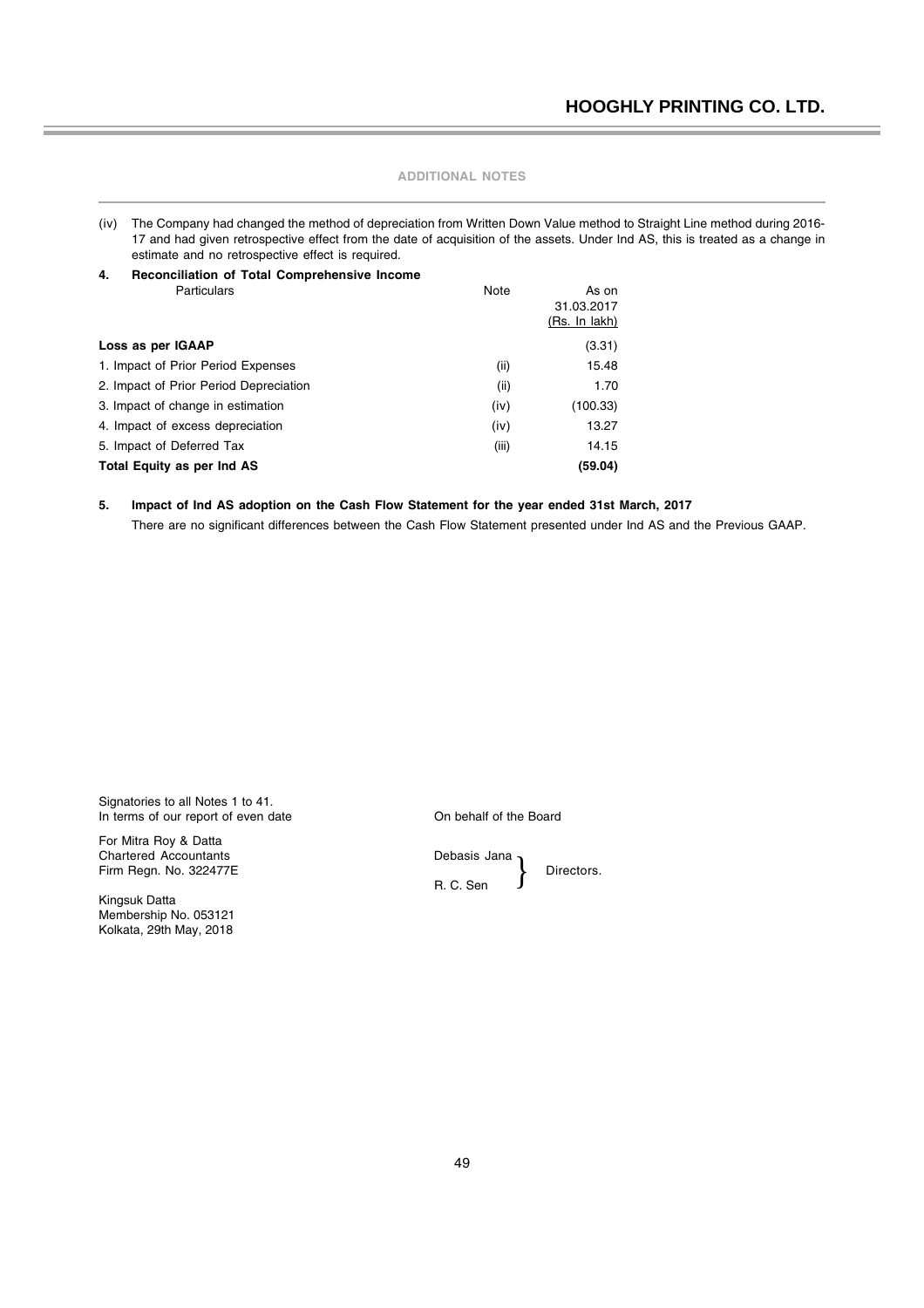### ADDITIONAL NOTES

(iv) The Company had changed the method of depreciation from Written Down Value method to Straight Line method during 2016-17 and had given retrospective effect from the date of acquisition of the assets. Under Ind AS, this is treated as a change in estimate and no retrospective effect is required.

**4. Reconciliation of Total Comprehensive Income**

| Particulars | Note | As on 31.03.2017 (Rs. In lakh) |
|---|---|---|
| **Loss as per IGAAP** | | (3.31) |
| 1. Impact of Prior Period Expenses | (ii) | 15.48 |
| 2. Impact of Prior Period Depreciation | (ii) | 1.70 |
| 3. Impact of change in estimation | (iv) | (100.33) |
| 4. Impact of excess depreciation | (iv) | 13.27 |
| 5. Impact of Deferred Tax | (iii) | 14.15 |
| **Total Equity as per Ind AS** | | **(59.04)** |

**5. Impact of Ind AS adoption on the Cash Flow Statement for the year ended 31st March, 2017**

There are no significant differences between the Cash Flow Statement presented under Ind AS and the Previous GAAP.

Signatories to all Notes 1 to 41.
In terms of our report of even date

For Mitra Roy & Datta
Chartered Accountants
Firm Regn. No. 322477E

Kingsuk Datta
Membership No. 053121
Kolkata, 29th May, 2018

On behalf of the Board

Debasis Jana
R. C. Sen } Directors.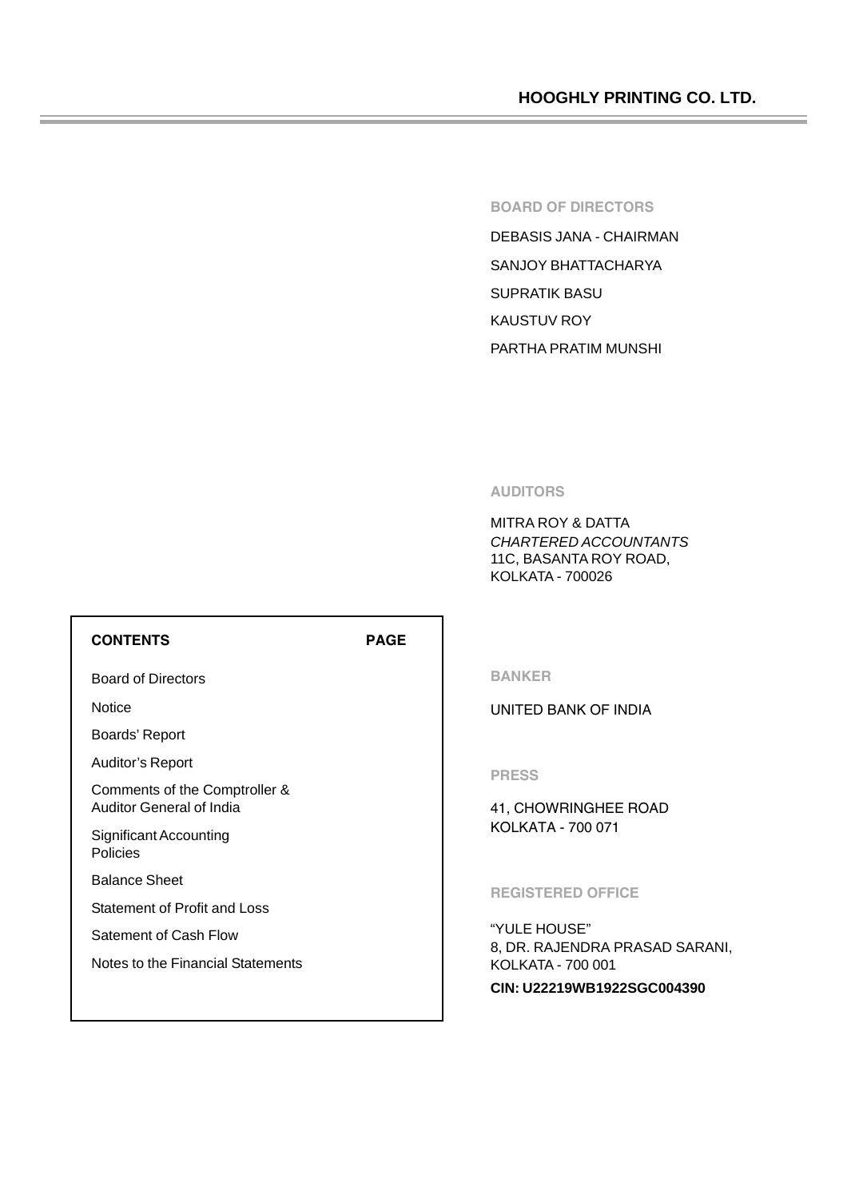# HOOGHLY PRINTING CO. LTD.

**BOARD OF DIRECTORS**

DEBASIS JANA - CHAIRMAN

SANJOY BHATTACHARYA

SUPRATIK BASU

KAUSTUV ROY

PARTHA PRATIM MUNSHI

**AUDITORS**

MITRA ROY & DATTA
*CHARTERED ACCOUNTANTS*
11C, BASANTA ROY ROAD,
KOLKATA - 700026

| CONTENTS | PAGE |
|---|---|
| Board of Directors | |
| Notice | |
| Boards' Report | |
| Auditor's Report | |
| Comments of the Comptroller & Auditor General of India | |
| Significant Accounting Policies | |
| Balance Sheet | |
| Statement of Profit and Loss | |
| Satement of Cash Flow | |
| Notes to the Financial Statements | |

**BANKER**

UNITED BANK OF INDIA

**PRESS**

41, CHOWRINGHEE ROAD
KOLKATA - 700 071

**REGISTERED OFFICE**

"YULE HOUSE"
8, DR. RAJENDRA PRASAD SARANI,
KOLKATA - 700 001

**CIN: U22219WB1922SGC004390**